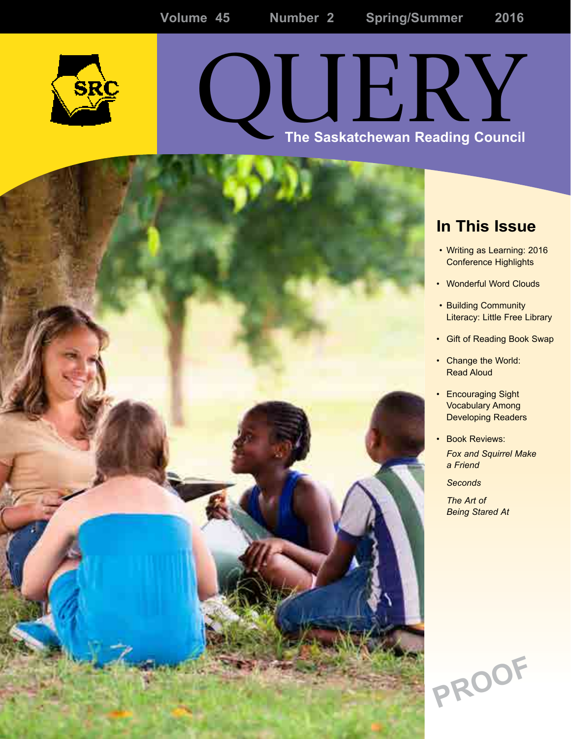Volume 45 Number 2 Spring/Summer 2016

SRC

# QUERY

The Saskatchewan Reading Council

## In This Issue

- Writing as Learning: 2016 Conference Highlights
- Wonderful Word Clouds
- Building Community Literacy: Little Free Library
- Gift of Reading Book Swap
- Change the World: Read Aloud
- Encouraging Sight Vocabulary Among Developing Readers
- Book Reviews:
  - *Fox and Squirrel Make a Friend*
  - *Seconds*
  - *The Art of Being Stared At*

PROOF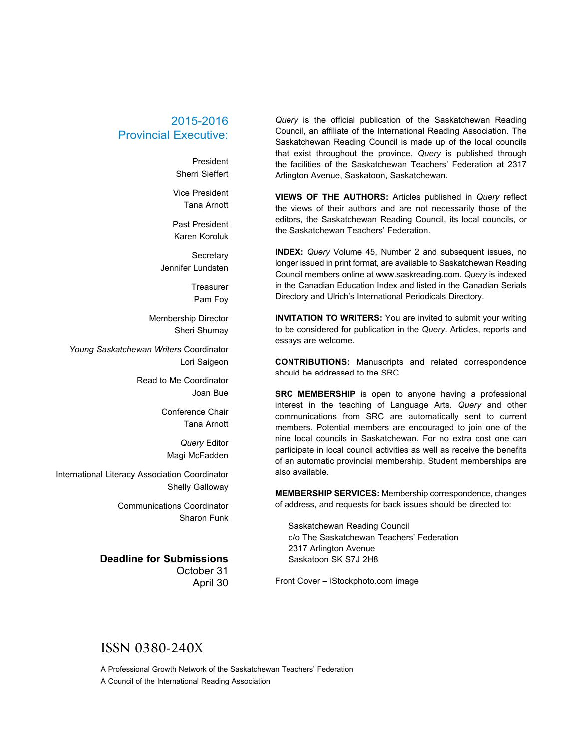## 2015-2016 Provincial Executive:

President
Sherri Sieffert

Vice President
Tana Arnott

Past President
Karen Koroluk

Secretary
Jennifer Lundsten

Treasurer
Pam Foy

Membership Director
Sheri Shumay

*Young Saskatchewan Writers* Coordinator
Lori Saigeon

Read to Me Coordinator
Joan Bue

Conference Chair
Tana Arnott

*Query* Editor
Magi McFadden

International Literacy Association Coordinator
Shelly Galloway

Communications Coordinator
Sharon Funk

**Deadline for Submissions**
October 31
April 30

*Query* is the official publication of the Saskatchewan Reading Council, an affiliate of the International Reading Association. The Saskatchewan Reading Council is made up of the local councils that exist throughout the province. *Query* is published through the facilities of the Saskatchewan Teachers' Federation at 2317 Arlington Avenue, Saskatoon, Saskatchewan.

**VIEWS OF THE AUTHORS:** Articles published in *Query* reflect the views of their authors and are not necessarily those of the editors, the Saskatchewan Reading Council, its local councils, or the Saskatchewan Teachers' Federation.

**INDEX:** *Query* Volume 45, Number 2 and subsequent issues, no longer issued in print format, are available to Saskatchewan Reading Council members online at www.saskreading.com. *Query* is indexed in the Canadian Education Index and listed in the Canadian Serials Directory and Ulrich's International Periodicals Directory.

**INVITATION TO WRITERS:** You are invited to submit your writing to be considered for publication in the *Query*. Articles, reports and essays are welcome.

**CONTRIBUTIONS:** Manuscripts and related correspondence should be addressed to the SRC.

**SRC MEMBERSHIP** is open to anyone having a professional interest in the teaching of Language Arts. *Query* and other communications from SRC are automatically sent to current members. Potential members are encouraged to join one of the nine local councils in Saskatchewan. For no extra cost one can participate in local council activities as well as receive the benefits of an automatic provincial membership. Student memberships are also available.

**MEMBERSHIP SERVICES:** Membership correspondence, changes of address, and requests for back issues should be directed to:

Saskatchewan Reading Council
c/o The Saskatchewan Teachers' Federation
2317 Arlington Avenue
Saskatoon SK S7J 2H8

Front Cover – iStockphoto.com image

ISSN 0380-240X

A Professional Growth Network of the Saskatchewan Teachers' Federation
A Council of the International Reading Association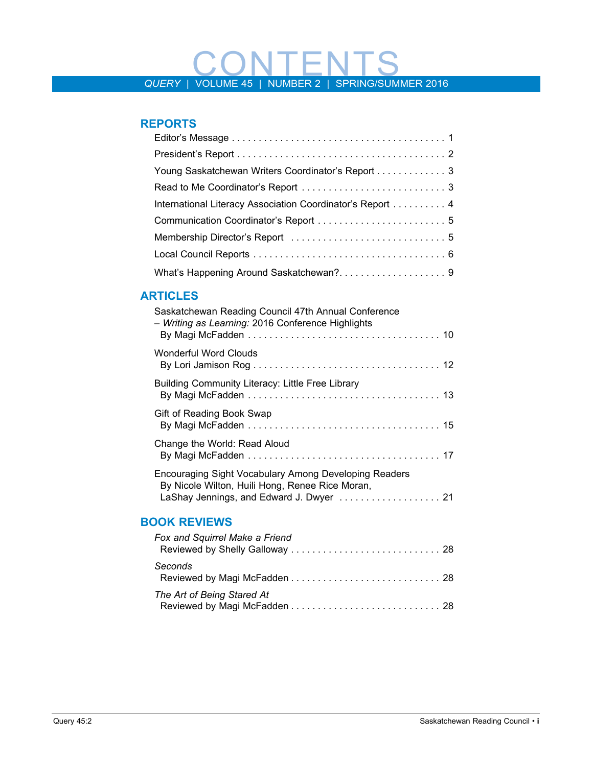# CONTENTS

*QUERY* | VOLUME 45 | NUMBER 2 | SPRING/SUMMER 2016

## REPORTS

Editor's Message . . . . . . . . . . 1

President's Report . . . . . . . . . . 2

Young Saskatchewan Writers Coordinator's Report . . . . . . . . . . 3

Read to Me Coordinator's Report . . . . . . . . . . 3

International Literacy Association Coordinator's Report . . . . . . . . . . 4

Communication Coordinator's Report . . . . . . . . . . 5

Membership Director's Report . . . . . . . . . . 5

Local Council Reports . . . . . . . . . . 6

What's Happening Around Saskatchewan? . . . . . . . . . . 9

## ARTICLES

Saskatchewan Reading Council 47th Annual Conference – *Writing as Learning:* 2016 Conference Highlights
By Magi McFadden . . . . . . . . . . 10

Wonderful Word Clouds
By Lori Jamison Rog . . . . . . . . . . 12

Building Community Literacy: Little Free Library
By Magi McFadden . . . . . . . . . . 13

Gift of Reading Book Swap
By Magi McFadden . . . . . . . . . . 15

Change the World: Read Aloud
By Magi McFadden . . . . . . . . . . 17

Encouraging Sight Vocabulary Among Developing Readers
By Nicole Wilton, Huili Hong, Renee Rice Moran, LaShay Jennings, and Edward J. Dwyer . . . . . . . . . . 21

## BOOK REVIEWS

*Fox and Squirrel Make a Friend*
Reviewed by Shelly Galloway . . . . . . . . . . 28

*Seconds*
Reviewed by Magi McFadden . . . . . . . . . . 28

*The Art of Being Stared At*
Reviewed by Magi McFadden . . . . . . . . . . 28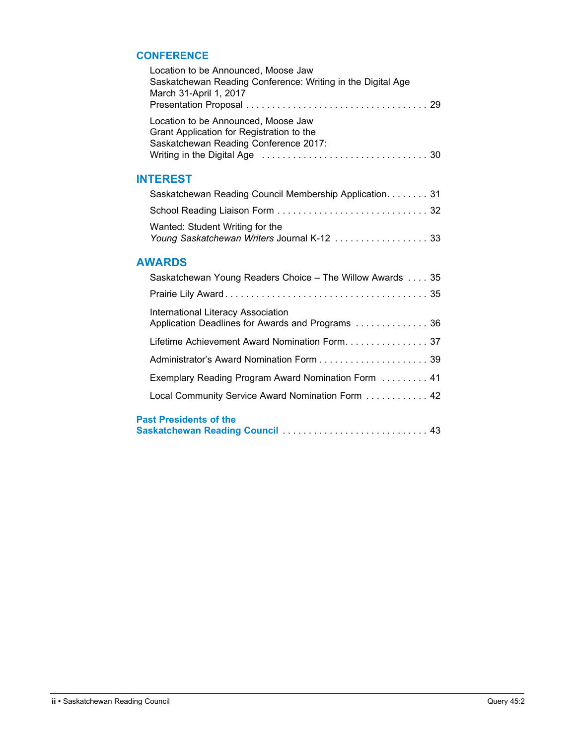## CONFERENCE

Location to be Announced, Moose Jaw
Saskatchewan Reading Conference: Writing in the Digital Age
March 31-April 1, 2017
Presentation Proposal . . . . . . . . . . . . . . . . . . . . . . . . . . . . . . . . . . . 29

Location to be Announced, Moose Jaw
Grant Application for Registration to the
Saskatchewan Reading Conference 2017:
Writing in the Digital Age . . . . . . . . . . . . . . . . . . . . . . . . . . . . . . . . 30

## INTEREST

Saskatchewan Reading Council Membership Application. . . . . . . . 31

School Reading Liaison Form . . . . . . . . . . . . . . . . . . . . . . . . . . . . . 32

Wanted: Student Writing for the
*Young Saskatchewan Writers* Journal K-12 . . . . . . . . . . . . . . . . . . 33

## AWARDS

Saskatchewan Young Readers Choice – The Willow Awards . . . . 35

Prairie Lily Award . . . . . . . . . . . . . . . . . . . . . . . . . . . . . . . . . . . . . . 35

International Literacy Association
Application Deadlines for Awards and Programs . . . . . . . . . . . . . . 36

Lifetime Achievement Award Nomination Form. . . . . . . . . . . . . . . . 37

Administrator's Award Nomination Form . . . . . . . . . . . . . . . . . . . . . 39

Exemplary Reading Program Award Nomination Form . . . . . . . . . 41

Local Community Service Award Nomination Form . . . . . . . . . . . . 42

**Past Presidents of the
Saskatchewan Reading Council** . . . . . . . . . . . . . . . . . . . . . . . . . . . . 43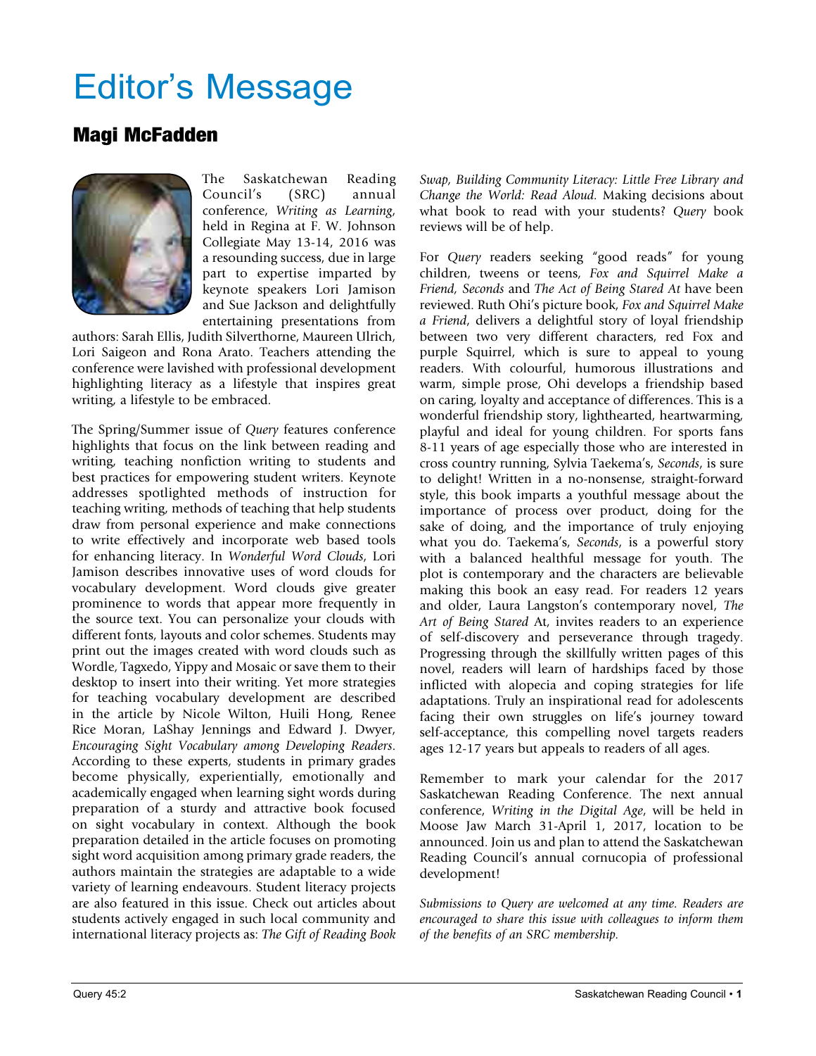# Editor's Message

## Magi McFadden

The Saskatchewan Reading Council's (SRC) annual conference, *Writing as Learning*, held in Regina at F. W. Johnson Collegiate May 13-14, 2016 was a resounding success, due in large part to expertise imparted by keynote speakers Lori Jamison and Sue Jackson and delightfully entertaining presentations from authors: Sarah Ellis, Judith Silverthorne, Maureen Ulrich, Lori Saigeon and Rona Arato. Teachers attending the conference were lavished with professional development highlighting literacy as a lifestyle that inspires great writing, a lifestyle to be embraced.

The Spring/Summer issue of *Query* features conference highlights that focus on the link between reading and writing, teaching nonfiction writing to students and best practices for empowering student writers. Keynote addresses spotlighted methods of instruction for teaching writing, methods of teaching that help students draw from personal experience and make connections to write effectively and incorporate web based tools for enhancing literacy. In *Wonderful Word Clouds*, Lori Jamison describes innovative uses of word clouds for vocabulary development. Word clouds give greater prominence to words that appear more frequently in the source text. You can personalize your clouds with different fonts, layouts and color schemes. Students may print out the images created with word clouds such as Wordle, Tagxedo, Yippy and Mosaic or save them to their desktop to insert into their writing. Yet more strategies for teaching vocabulary development are described in the article by Nicole Wilton, Huili Hong, Renee Rice Moran, LaShay Jennings and Edward J. Dwyer, *Encouraging Sight Vocabulary among Developing Readers*. According to these experts, students in primary grades become physically, experientially, emotionally and academically engaged when learning sight words during preparation of a sturdy and attractive book focused on sight vocabulary in context. Although the book preparation detailed in the article focuses on promoting sight word acquisition among primary grade readers, the authors maintain the strategies are adaptable to a wide variety of learning endeavours. Student literacy projects are also featured in this issue. Check out articles about students actively engaged in such local community and international literacy projects as: *The Gift of Reading Book Swap, Building Community Literacy: Little Free Library and Change the World: Read Aloud.* Making decisions about what book to read with your students? *Query* book reviews will be of help.

For *Query* readers seeking "good reads" for young children, tweens or teens, *Fox and Squirrel Make a Friend, Seconds* and *The Act of Being Stared At* have been reviewed. Ruth Ohi's picture book, *Fox and Squirrel Make a Friend*, delivers a delightful story of loyal friendship between two very different characters, red Fox and purple Squirrel, which is sure to appeal to young readers. With colourful, humorous illustrations and warm, simple prose, Ohi develops a friendship based on caring, loyalty and acceptance of differences. This is a wonderful friendship story, lighthearted, heartwarming, playful and ideal for young children. For sports fans 8-11 years of age especially those who are interested in cross country running, Sylvia Taekema's, *Seconds*, is sure to delight! Written in a no-nonsense, straight-forward style, this book imparts a youthful message about the importance of process over product, doing for the sake of doing, and the importance of truly enjoying what you do. Taekema's, *Seconds*, is a powerful story with a balanced healthful message for youth. The plot is contemporary and the characters are believable making this book an easy read. For readers 12 years and older, Laura Langston's contemporary novel, *The Art of Being Stared* At, invites readers to an experience of self-discovery and perseverance through tragedy. Progressing through the skillfully written pages of this novel, readers will learn of hardships faced by those inflicted with alopecia and coping strategies for life adaptations. Truly an inspirational read for adolescents facing their own struggles on life's journey toward self-acceptance, this compelling novel targets readers ages 12-17 years but appeals to readers of all ages.

Remember to mark your calendar for the 2017 Saskatchewan Reading Conference. The next annual conference, *Writing in the Digital Age*, will be held in Moose Jaw March 31-April 1, 2017, location to be announced. Join us and plan to attend the Saskatchewan Reading Council's annual cornucopia of professional development!

*Submissions to Query are welcomed at any time. Readers are encouraged to share this issue with colleagues to inform them of the benefits of an SRC membership.*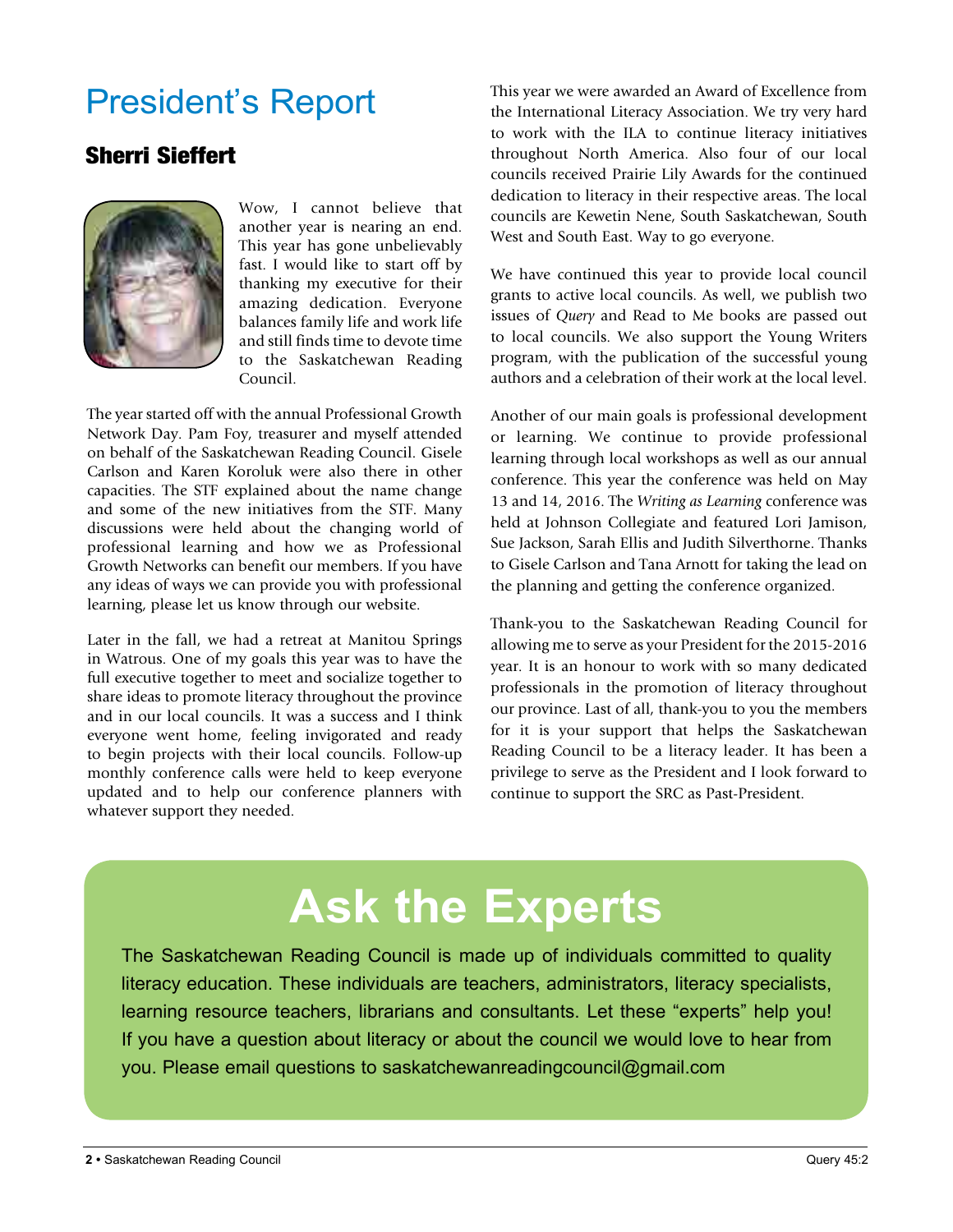# President's Report

## Sherri Sieffert

Wow, I cannot believe that another year is nearing an end. This year has gone unbelievably fast. I would like to start off by thanking my executive for their amazing dedication. Everyone balances family life and work life and still finds time to devote time to the Saskatchewan Reading Council.

The year started off with the annual Professional Growth Network Day. Pam Foy, treasurer and myself attended on behalf of the Saskatchewan Reading Council. Gisele Carlson and Karen Koroluk were also there in other capacities. The STF explained about the name change and some of the new initiatives from the STF. Many discussions were held about the changing world of professional learning and how we as Professional Growth Networks can benefit our members. If you have any ideas of ways we can provide you with professional learning, please let us know through our website.

Later in the fall, we had a retreat at Manitou Springs in Watrous. One of my goals this year was to have the full executive together to meet and socialize together to share ideas to promote literacy throughout the province and in our local councils. It was a success and I think everyone went home, feeling invigorated and ready to begin projects with their local councils. Follow-up monthly conference calls were held to keep everyone updated and to help our conference planners with whatever support they needed.

This year we were awarded an Award of Excellence from the International Literacy Association. We try very hard to work with the ILA to continue literacy initiatives throughout North America. Also four of our local councils received Prairie Lily Awards for the continued dedication to literacy in their respective areas. The local councils are Kewetin Nene, South Saskatchewan, South West and South East. Way to go everyone.

We have continued this year to provide local council grants to active local councils. As well, we publish two issues of *Query* and Read to Me books are passed out to local councils. We also support the Young Writers program, with the publication of the successful young authors and a celebration of their work at the local level.

Another of our main goals is professional development or learning. We continue to provide professional learning through local workshops as well as our annual conference. This year the conference was held on May 13 and 14, 2016. The *Writing as Learning* conference was held at Johnson Collegiate and featured Lori Jamison, Sue Jackson, Sarah Ellis and Judith Silverthorne. Thanks to Gisele Carlson and Tana Arnott for taking the lead on the planning and getting the conference organized.

Thank-you to the Saskatchewan Reading Council for allowing me to serve as your President for the 2015-2016 year. It is an honour to work with so many dedicated professionals in the promotion of literacy throughout our province. Last of all, thank-you to you the members for it is your support that helps the Saskatchewan Reading Council to be a literacy leader. It has been a privilege to serve as the President and I look forward to continue to support the SRC as Past-President.

# Ask the Experts

The Saskatchewan Reading Council is made up of individuals committed to quality literacy education. These individuals are teachers, administrators, literacy specialists, learning resource teachers, librarians and consultants. Let these "experts" help you! If you have a question about literacy or about the council we would love to hear from you. Please email questions to saskatchewanreadingcouncil@gmail.com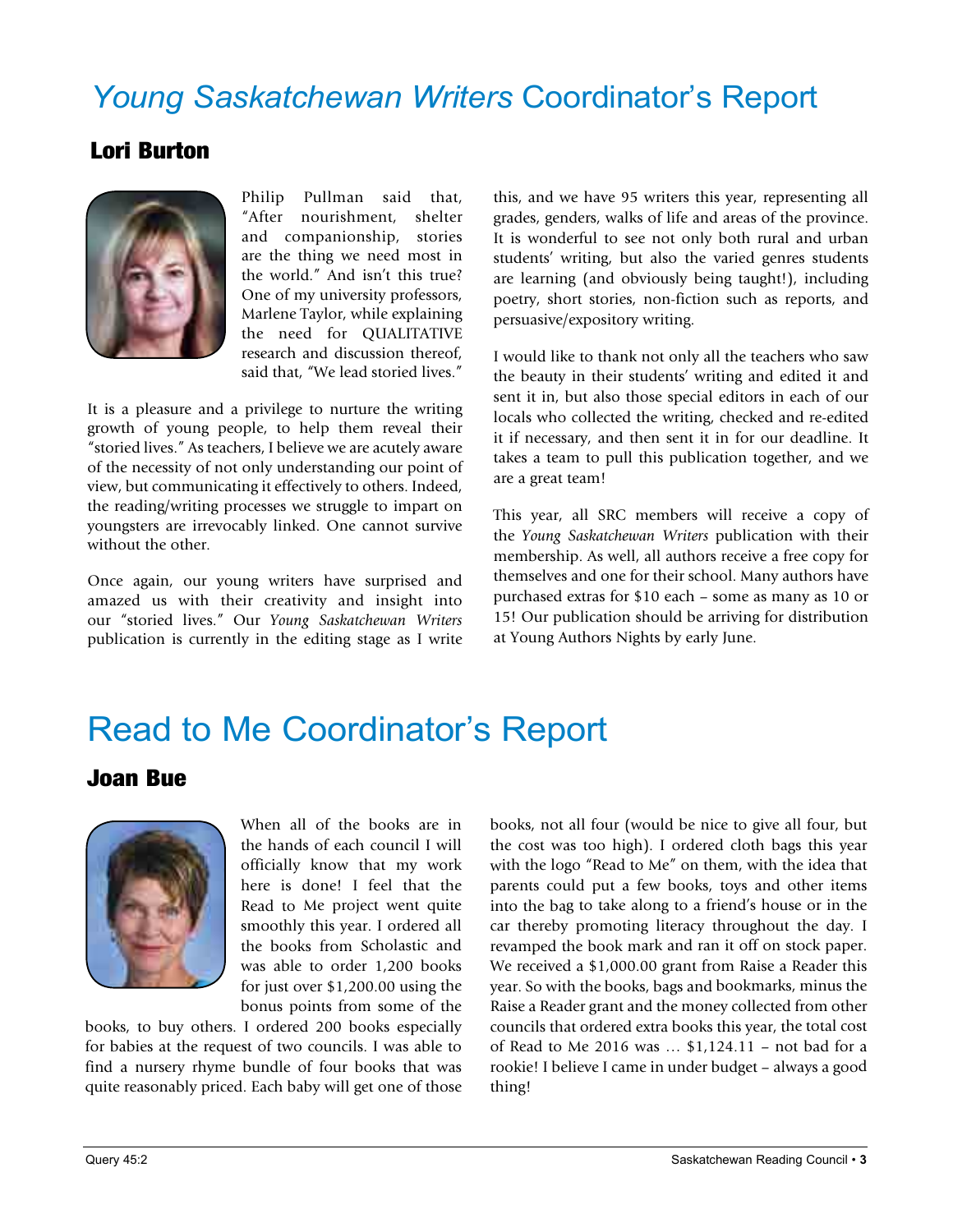# *Young Saskatchewan Writers* Coordinator's Report

## Lori Burton

Philip Pullman said that, "After nourishment, shelter and companionship, stories are the thing we need most in the world." And isn't this true? One of my university professors, Marlene Taylor, while explaining the need for QUALITATIVE research and discussion thereof, said that, "We lead storied lives."

It is a pleasure and a privilege to nurture the writing growth of young people, to help them reveal their "storied lives." As teachers, I believe we are acutely aware of the necessity of not only understanding our point of view, but communicating it effectively to others. Indeed, the reading/writing processes we struggle to impart on youngsters are irrevocably linked. One cannot survive without the other.

Once again, our young writers have surprised and amazed us with their creativity and insight into our "storied lives." Our *Young Saskatchewan Writers* publication is currently in the editing stage as I write this, and we have 95 writers this year, representing all grades, genders, walks of life and areas of the province. It is wonderful to see not only both rural and urban students' writing, but also the varied genres students are learning (and obviously being taught!), including poetry, short stories, non-fiction such as reports, and persuasive/expository writing.

I would like to thank not only all the teachers who saw the beauty in their students' writing and edited it and sent it in, but also those special editors in each of our locals who collected the writing, checked and re-edited it if necessary, and then sent it in for our deadline. It takes a team to pull this publication together, and we are a great team!

This year, all SRC members will receive a copy of the *Young Saskatchewan Writers* publication with their membership. As well, all authors receive a free copy for themselves and one for their school. Many authors have purchased extras for $10 each – some as many as 10 or 15! Our publication should be arriving for distribution at Young Authors Nights by early June.

# Read to Me Coordinator's Report

## Joan Bue

When all of the books are in the hands of each council I will officially know that my work here is done! I feel that the Read to Me project went quite smoothly this year. I ordered all the books from Scholastic and was able to order 1,200 books for just over $1,200.00 using the bonus points from some of the books, to buy others. I ordered 200 books especially for babies at the request of two councils. I was able to find a nursery rhyme bundle of four books that was quite reasonably priced. Each baby will get one of those books, not all four (would be nice to give all four, but the cost was too high). I ordered cloth bags this year with the logo "Read to Me" on them, with the idea that parents could put a few books, toys and other items into the bag to take along to a friend's house or in the car thereby promoting literacy throughout the day. I revamped the book mark and ran it off on stock paper. We received a $1,000.00 grant from Raise a Reader this year. So with the books, bags and bookmarks, minus the Raise a Reader grant and the money collected from other councils that ordered extra books this year, the total cost of Read to Me 2016 was … $1,124.11 – not bad for a rookie! I believe I came in under budget – always a good thing!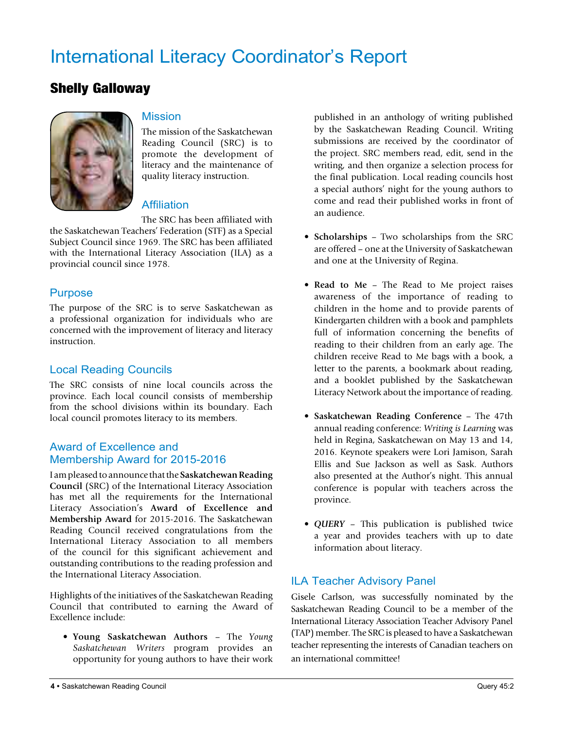# International Literacy Coordinator's Report

## Shelly Galloway

### Mission

The mission of the Saskatchewan Reading Council (SRC) is to promote the development of literacy and the maintenance of quality literacy instruction.

### Affiliation

The SRC has been affiliated with the Saskatchewan Teachers' Federation (STF) as a Special Subject Council since 1969. The SRC has been affiliated with the International Literacy Association (ILA) as a provincial council since 1978.

### Purpose

The purpose of the SRC is to serve Saskatchewan as a professional organization for individuals who are concerned with the improvement of literacy and literacy instruction.

### Local Reading Councils

The SRC consists of nine local councils across the province. Each local council consists of membership from the school divisions within its boundary. Each local council promotes literacy to its members.

### Award of Excellence and Membership Award for 2015-2016

I am pleased to announce that the **Saskatchewan Reading Council** (SRC) of the International Literacy Association has met all the requirements for the International Literacy Association's **Award of Excellence and Membership Award** for 2015-2016. The Saskatchewan Reading Council received congratulations from the International Literacy Association to all members of the council for this significant achievement and outstanding contributions to the reading profession and the International Literacy Association.

Highlights of the initiatives of the Saskatchewan Reading Council that contributed to earning the Award of Excellence include:

- **Young Saskatchewan Authors** – The *Young Saskatchewan Writers* program provides an opportunity for young authors to have their work published in an anthology of writing published by the Saskatchewan Reading Council. Writing submissions are received by the coordinator of the project. SRC members read, edit, send in the writing, and then organize a selection process for the final publication. Local reading councils host a special authors' night for the young authors to come and read their published works in front of an audience.

- **Scholarships** – Two scholarships from the SRC are offered – one at the University of Saskatchewan and one at the University of Regina.

- **Read to Me** – The Read to Me project raises awareness of the importance of reading to children in the home and to provide parents of Kindergarten children with a book and pamphlets full of information concerning the benefits of reading to their children from an early age. The children receive Read to Me bags with a book, a letter to the parents, a bookmark about reading, and a booklet published by the Saskatchewan Literacy Network about the importance of reading.

- **Saskatchewan Reading Conference** – The 47th annual reading conference: *Writing is Learning* was held in Regina, Saskatchewan on May 13 and 14, 2016. Keynote speakers were Lori Jamison, Sarah Ellis and Sue Jackson as well as Sask. Authors also presented at the Author's night. This annual conference is popular with teachers across the province.

- ***QUERY*** – This publication is published twice a year and provides teachers with up to date information about literacy.

### ILA Teacher Advisory Panel

Gisele Carlson, was successfully nominated by the Saskatchewan Reading Council to be a member of the International Literacy Association Teacher Advisory Panel (TAP) member. The SRC is pleased to have a Saskatchewan teacher representing the interests of Canadian teachers on an international committee!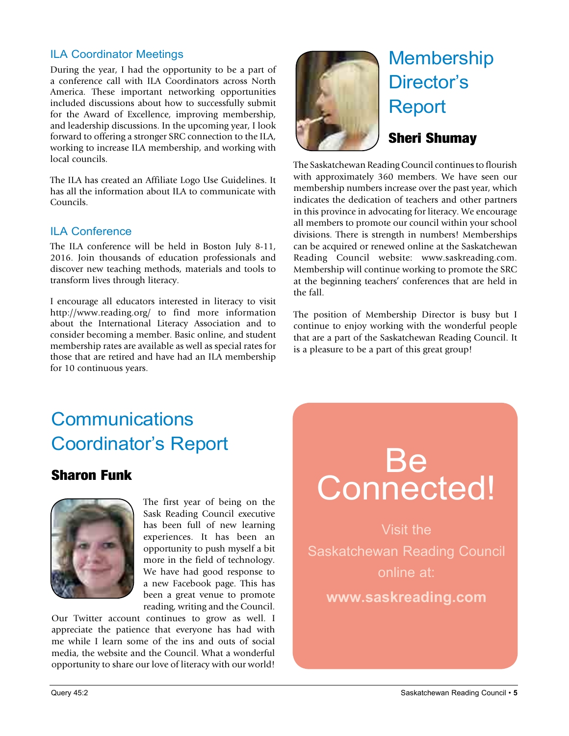### ILA Coordinator Meetings

During the year, I had the opportunity to be a part of a conference call with ILA Coordinators across North America. These important networking opportunities included discussions about how to successfully submit for the Award of Excellence, improving membership, and leadership discussions. In the upcoming year, I look forward to offering a stronger SRC connection to the ILA, working to increase ILA membership, and working with local councils.

The ILA has created an Affiliate Logo Use Guidelines. It has all the information about ILA to communicate with Councils.

### ILA Conference

The ILA conference will be held in Boston July 8-11, 2016. Join thousands of education professionals and discover new teaching methods, materials and tools to transform lives through literacy.

I encourage all educators interested in literacy to visit http://www.reading.org/ to find more information about the International Literacy Association and to consider becoming a member. Basic online, and student membership rates are available as well as special rates for those that are retired and have had an ILA membership for 10 continuous years.

## Membership Director's Report

**Sheri Shumay**

The Saskatchewan Reading Council continues to flourish with approximately 360 members. We have seen our membership numbers increase over the past year, which indicates the dedication of teachers and other partners in this province in advocating for literacy. We encourage all members to promote our council within your school divisions. There is strength in numbers! Memberships can be acquired or renewed online at the Saskatchewan Reading Council website: www.saskreading.com. Membership will continue working to promote the SRC at the beginning teachers' conferences that are held in the fall.

The position of Membership Director is busy but I continue to enjoy working with the wonderful people that are a part of the Saskatchewan Reading Council. It is a pleasure to be a part of this great group!

## Communications Coordinator's Report

**Sharon Funk**

The first year of being on the Sask Reading Council executive has been full of new learning experiences. It has been an opportunity to push myself a bit more in the field of technology. We have had good response to a new Facebook page. This has been a great venue to promote reading, writing and the Council. Our Twitter account continues to grow as well. I appreciate the patience that everyone has had with me while I learn some of the ins and outs of social media, the website and the Council. What a wonderful opportunity to share our love of literacy with our world!

# Be Connected!

Visit the Saskatchewan Reading Council online at:

**www.saskreading.com**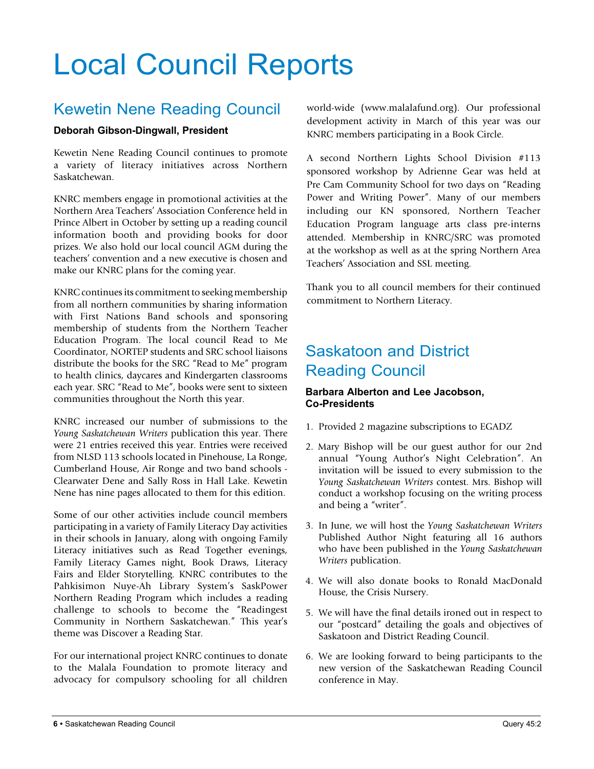# Local Council Reports

## Kewetin Nene Reading Council

**Deborah Gibson-Dingwall, President**

Kewetin Nene Reading Council continues to promote a variety of literacy initiatives across Northern Saskatchewan.

KNRC members engage in promotional activities at the Northern Area Teachers' Association Conference held in Prince Albert in October by setting up a reading council information booth and providing books for door prizes. We also hold our local council AGM during the teachers' convention and a new executive is chosen and make our KNRC plans for the coming year.

KNRC continues its commitment to seeking membership from all northern communities by sharing information with First Nations Band schools and sponsoring membership of students from the Northern Teacher Education Program. The local council Read to Me Coordinator, NORTEP students and SRC school liaisons distribute the books for the SRC "Read to Me" program to health clinics, daycares and Kindergarten classrooms each year. SRC "Read to Me", books were sent to sixteen communities throughout the North this year.

KNRC increased our number of submissions to the *Young Saskatchewan Writers* publication this year. There were 21 entries received this year. Entries were received from NLSD 113 schools located in Pinehouse, La Ronge, Cumberland House, Air Ronge and two band schools - Clearwater Dene and Sally Ross in Hall Lake. Kewetin Nene has nine pages allocated to them for this edition.

Some of our other activities include council members participating in a variety of Family Literacy Day activities in their schools in January, along with ongoing Family Literacy initiatives such as Read Together evenings, Family Literacy Games night, Book Draws, Literacy Fairs and Elder Storytelling. KNRC contributes to the Pahkisimon Nuye-Ah Library System's SaskPower Northern Reading Program which includes a reading challenge to schools to become the "Readingest Community in Northern Saskatchewan." This year's theme was Discover a Reading Star.

For our international project KNRC continues to donate to the Malala Foundation to promote literacy and advocacy for compulsory schooling for all children world-wide (www.malalafund.org). Our professional development activity in March of this year was our KNRC members participating in a Book Circle.

A second Northern Lights School Division #113 sponsored workshop by Adrienne Gear was held at Pre Cam Community School for two days on "Reading Power and Writing Power". Many of our members including our KN sponsored, Northern Teacher Education Program language arts class pre-interns attended. Membership in KNRC/SRC was promoted at the workshop as well as at the spring Northern Area Teachers' Association and SSL meeting.

Thank you to all council members for their continued commitment to Northern Literacy.

## Saskatoon and District Reading Council

**Barbara Alberton and Lee Jacobson, Co-Presidents**

1. Provided 2 magazine subscriptions to EGADZ
2. Mary Bishop will be our guest author for our 2nd annual "Young Author's Night Celebration". An invitation will be issued to every submission to the *Young Saskatchewan Writers* contest. Mrs. Bishop will conduct a workshop focusing on the writing process and being a "writer".
3. In June, we will host the *Young Saskatchewan Writers* Published Author Night featuring all 16 authors who have been published in the *Young Saskatchewan Writers* publication.
4. We will also donate books to Ronald MacDonald House, the Crisis Nursery.
5. We will have the final details ironed out in respect to our "postcard" detailing the goals and objectives of Saskatoon and District Reading Council.
6. We are looking forward to being participants to the new version of the Saskatchewan Reading Council conference in May.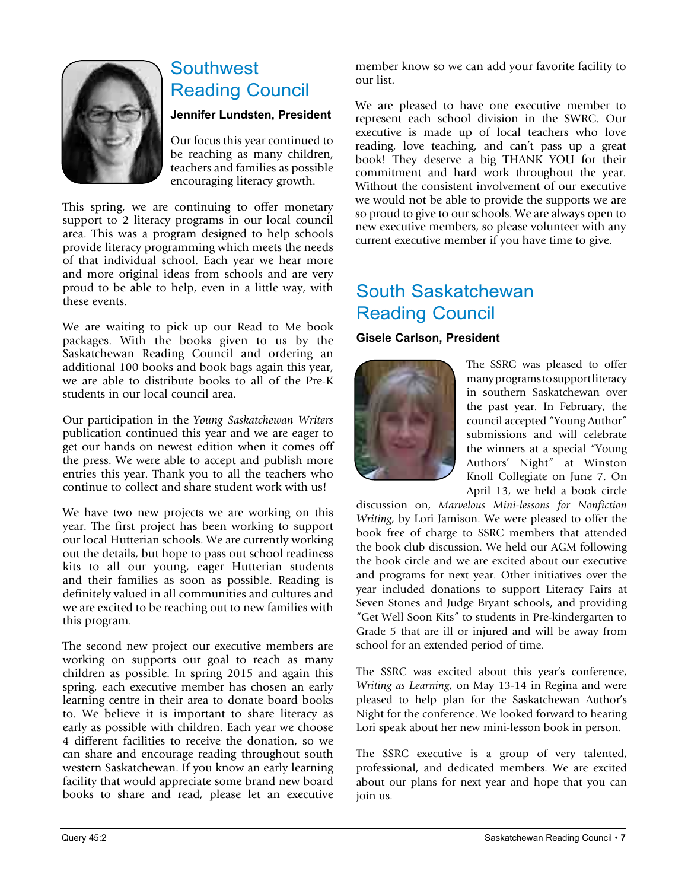## Southwest Reading Council

**Jennifer Lundsten, President**

Our focus this year continued to be reaching as many children, teachers and families as possible encouraging literacy growth.

This spring, we are continuing to offer monetary support to 2 literacy programs in our local council area. This was a program designed to help schools provide literacy programming which meets the needs of that individual school. Each year we hear more and more original ideas from schools and are very proud to be able to help, even in a little way, with these events.

We are waiting to pick up our Read to Me book packages. With the books given to us by the Saskatchewan Reading Council and ordering an additional 100 books and book bags again this year, we are able to distribute books to all of the Pre-K students in our local council area.

Our participation in the *Young Saskatchewan Writers* publication continued this year and we are eager to get our hands on newest edition when it comes off the press. We were able to accept and publish more entries this year. Thank you to all the teachers who continue to collect and share student work with us!

We have two new projects we are working on this year. The first project has been working to support our local Hutterian schools. We are currently working out the details, but hope to pass out school readiness kits to all our young, eager Hutterian students and their families as soon as possible. Reading is definitely valued in all communities and cultures and we are excited to be reaching out to new families with this program.

The second new project our executive members are working on supports our goal to reach as many children as possible. In spring 2015 and again this spring, each executive member has chosen an early learning centre in their area to donate board books to. We believe it is important to share literacy as early as possible with children. Each year we choose 4 different facilities to receive the donation, so we can share and encourage reading throughout south western Saskatchewan. If you know an early learning facility that would appreciate some brand new board books to share and read, please let an executive member know so we can add your favorite facility to our list.

We are pleased to have one executive member to represent each school division in the SWRC. Our executive is made up of local teachers who love reading, love teaching, and can't pass up a great book! They deserve a big THANK YOU for their commitment and hard work throughout the year. Without the consistent involvement of our executive we would not be able to provide the supports we are so proud to give to our schools. We are always open to new executive members, so please volunteer with any current executive member if you have time to give.

## South Saskatchewan Reading Council

**Gisele Carlson, President**

The SSRC was pleased to offer many programs to support literacy in southern Saskatchewan over the past year. In February, the council accepted "Young Author" submissions and will celebrate the winners at a special "Young Authors' Night" at Winston Knoll Collegiate on June 7. On April 13, we held a book circle discussion on, *Marvelous Mini-lessons for Nonfiction Writing*, by Lori Jamison. We were pleased to offer the book free of charge to SSRC members that attended the book club discussion. We held our AGM following the book circle and we are excited about our executive and programs for next year. Other initiatives over the year included donations to support Literacy Fairs at Seven Stones and Judge Bryant schools, and providing "Get Well Soon Kits" to students in Pre-kindergarten to Grade 5 that are ill or injured and will be away from school for an extended period of time.

The SSRC was excited about this year's conference, *Writing as Learning*, on May 13-14 in Regina and were pleased to help plan for the Saskatchewan Author's Night for the conference. We looked forward to hearing Lori speak about her new mini-lesson book in person.

The SSRC executive is a group of very talented, professional, and dedicated members. We are excited about our plans for next year and hope that you can join us.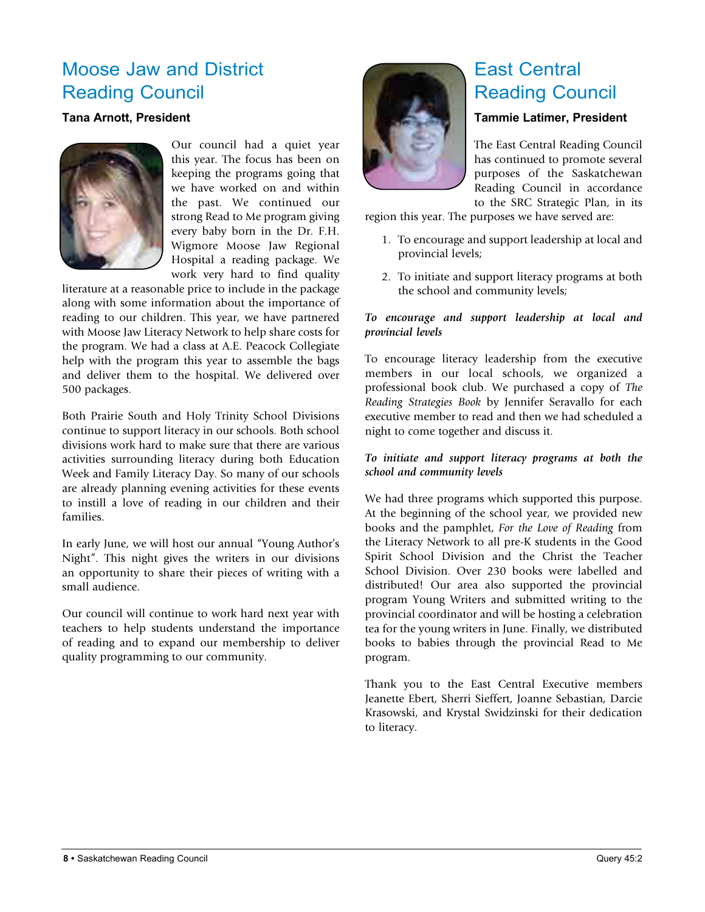## Moose Jaw and District Reading Council

**Tana Arnott, President**

Our council had a quiet year this year. The focus has been on keeping the programs going that we have worked on and within the past. We continued our strong Read to Me program giving every baby born in the Dr. F.H. Wigmore Moose Jaw Regional Hospital a reading package. We work very hard to find quality literature at a reasonable price to include in the package along with some information about the importance of reading to our children. This year, we have partnered with Moose Jaw Literacy Network to help share costs for the program. We had a class at A.E. Peacock Collegiate help with the program this year to assemble the bags and deliver them to the hospital. We delivered over 500 packages.

Both Prairie South and Holy Trinity School Divisions continue to support literacy in our schools. Both school divisions work hard to make sure that there are various activities surrounding literacy during both Education Week and Family Literacy Day. So many of our schools are already planning evening activities for these events to instill a love of reading in our children and their families.

In early June, we will host our annual "Young Author's Night". This night gives the writers in our divisions an opportunity to share their pieces of writing with a small audience.

Our council will continue to work hard next year with teachers to help students understand the importance of reading and to expand our membership to deliver quality programming to our community.

## East Central Reading Council

**Tammie Latimer, President**

The East Central Reading Council has continued to promote several purposes of the Saskatchewan Reading Council in accordance to the SRC Strategic Plan, in its region this year. The purposes we have served are:

1. To encourage and support leadership at local and provincial levels;
2. To initiate and support literacy programs at both the school and community levels;

***To encourage and support leadership at local and provincial levels***

To encourage literacy leadership from the executive members in our local schools, we organized a professional book club. We purchased a copy of *The Reading Strategies Book* by Jennifer Seravallo for each executive member to read and then we had scheduled a night to come together and discuss it.

***To initiate and support literacy programs at both the school and community levels***

We had three programs which supported this purpose. At the beginning of the school year, we provided new books and the pamphlet, *For the Love of Reading* from the Literacy Network to all pre-K students in the Good Spirit School Division and the Christ the Teacher School Division. Over 230 books were labelled and distributed! Our area also supported the provincial program Young Writers and submitted writing to the provincial coordinator and will be hosting a celebration tea for the young writers in June. Finally, we distributed books to babies through the provincial Read to Me program.

Thank you to the East Central Executive members Jeanette Ebert, Sherri Sieffert, Joanne Sebastian, Darcie Krasowski, and Krystal Swidzinski for their dedication to literacy.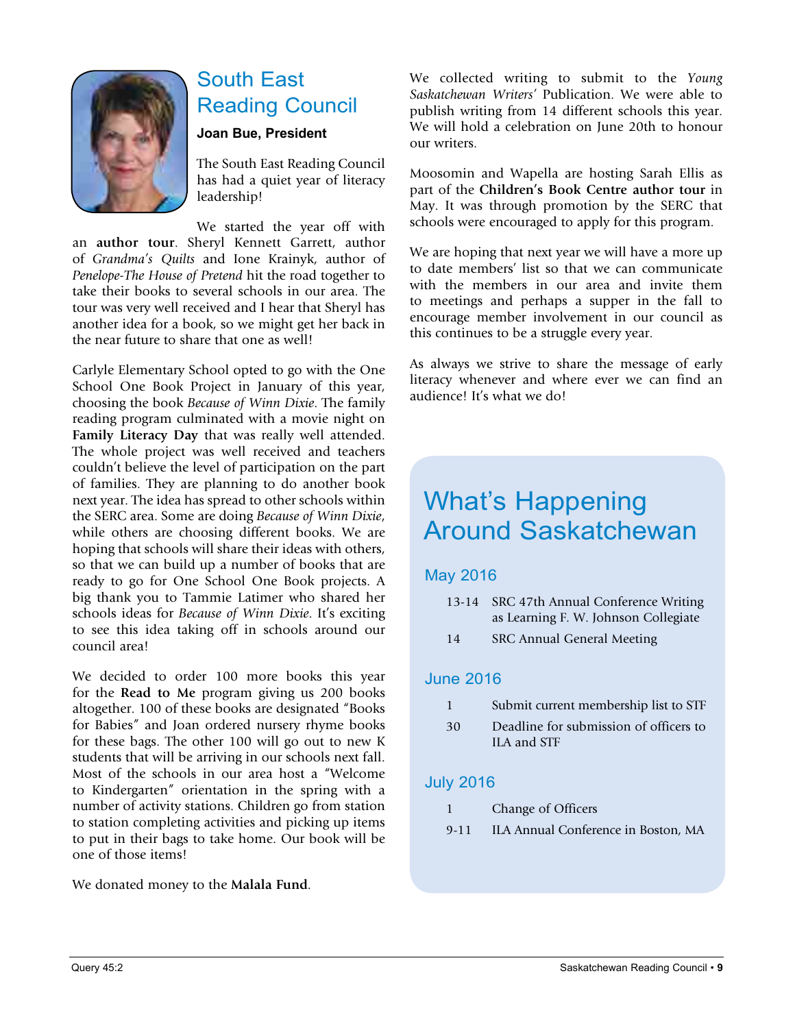# South East Reading Council

**Joan Bue, President**

The South East Reading Council has had a quiet year of literacy leadership!

We started the year off with an **author tour**. Sheryl Kennett Garrett, author of *Grandma's Quilts* and Ione Krainyk, author of *Penelope-The House of Pretend* hit the road together to take their books to several schools in our area. The tour was very well received and I hear that Sheryl has another idea for a book, so we might get her back in the near future to share that one as well!

Carlyle Elementary School opted to go with the One School One Book Project in January of this year, choosing the book *Because of Winn Dixie*. The family reading program culminated with a movie night on **Family Literacy Day** that was really well attended. The whole project was well received and teachers couldn't believe the level of participation on the part of families. They are planning to do another book next year. The idea has spread to other schools within the SERC area. Some are doing *Because of Winn Dixie*, while others are choosing different books. We are hoping that schools will share their ideas with others, so that we can build up a number of books that are ready to go for One School One Book projects. A big thank you to Tammie Latimer who shared her schools ideas for *Because of Winn Dixie*. It's exciting to see this idea taking off in schools around our council area!

We decided to order 100 more books this year for the **Read to Me** program giving us 200 books altogether. 100 of these books are designated "Books for Babies" and Joan ordered nursery rhyme books for these bags. The other 100 will go out to new K students that will be arriving in our schools next fall. Most of the schools in our area host a "Welcome to Kindergarten" orientation in the spring with a number of activity stations. Children go from station to station completing activities and picking up items to put in their bags to take home. Our book will be one of those items!

We donated money to the **Malala Fund**.

We collected writing to submit to the *Young Saskatchewan Writers'* Publication. We were able to publish writing from 14 different schools this year. We will hold a celebration on June 20th to honour our writers.

Moosomin and Wapella are hosting Sarah Ellis as part of the **Children's Book Centre author tour** in May. It was through promotion by the SERC that schools were encouraged to apply for this program.

We are hoping that next year we will have a more up to date members' list so that we can communicate with the members in our area and invite them to meetings and perhaps a supper in the fall to encourage member involvement in our council as this continues to be a struggle every year.

As always we strive to share the message of early literacy whenever and where ever we can find an audience! It's what we do!

# What's Happening Around Saskatchewan

## May 2016

- 13-14 SRC 47th Annual Conference Writing as Learning F. W. Johnson Collegiate
- 14 SRC Annual General Meeting

## June 2016

- 1 Submit current membership list to STF
- 30 Deadline for submission of officers to ILA and STF

## July 2016

- 1 Change of Officers
- 9-11 ILA Annual Conference in Boston, MA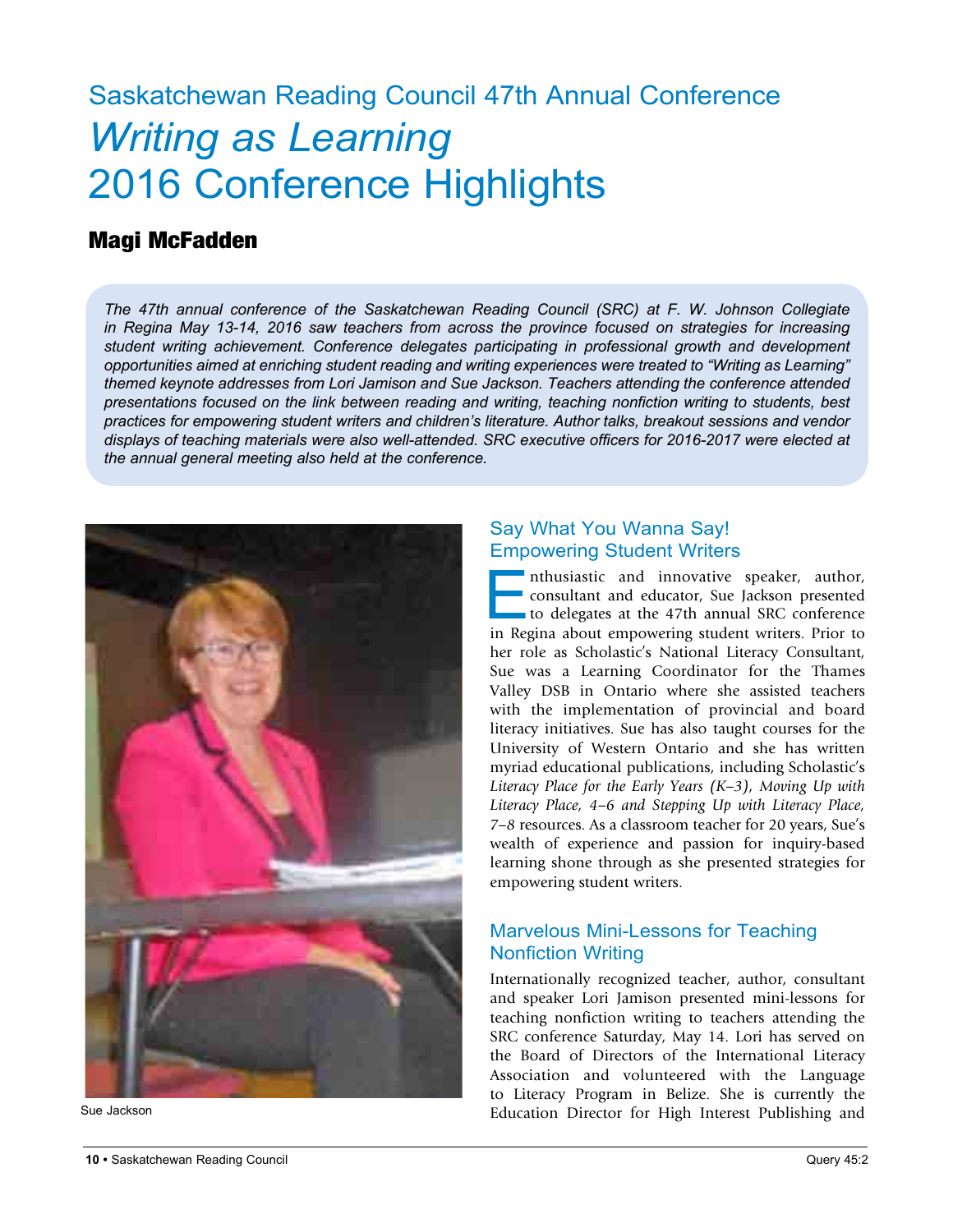# Saskatchewan Reading Council 47th Annual Conference

# *Writing as Learning* 2016 Conference Highlights

## Magi McFadden

*The 47th annual conference of the Saskatchewan Reading Council (SRC) at F. W. Johnson Collegiate in Regina May 13-14, 2016 saw teachers from across the province focused on strategies for increasing student writing achievement. Conference delegates participating in professional growth and development opportunities aimed at enriching student reading and writing experiences were treated to "Writing as Learning" themed keynote addresses from Lori Jamison and Sue Jackson. Teachers attending the conference attended presentations focused on the link between reading and writing, teaching nonfiction writing to students, best practices for empowering student writers and children's literature. Author talks, breakout sessions and vendor displays of teaching materials were also well-attended. SRC executive officers for 2016-2017 were elected at the annual general meeting also held at the conference.*

Sue Jackson

### Say What You Wanna Say! Empowering Student Writers

Enthusiastic and innovative speaker, author, consultant and educator, Sue Jackson presented to delegates at the 47th annual SRC conference in Regina about empowering student writers. Prior to her role as Scholastic's National Literacy Consultant, Sue was a Learning Coordinator for the Thames Valley DSB in Ontario where she assisted teachers with the implementation of provincial and board literacy initiatives. Sue has also taught courses for the University of Western Ontario and she has written myriad educational publications, including Scholastic's *Literacy Place for the Early Years (K–3), Moving Up with Literacy Place, 4–6 and Stepping Up with Literacy Place, 7–8* resources. As a classroom teacher for 20 years, Sue's wealth of experience and passion for inquiry-based learning shone through as she presented strategies for empowering student writers.

### Marvelous Mini-Lessons for Teaching Nonfiction Writing

Internationally recognized teacher, author, consultant and speaker Lori Jamison presented mini-lessons for teaching nonfiction writing to teachers attending the SRC conference Saturday, May 14. Lori has served on the Board of Directors of the International Literacy Association and volunteered with the Language to Literacy Program in Belize. She is currently the Education Director for High Interest Publishing and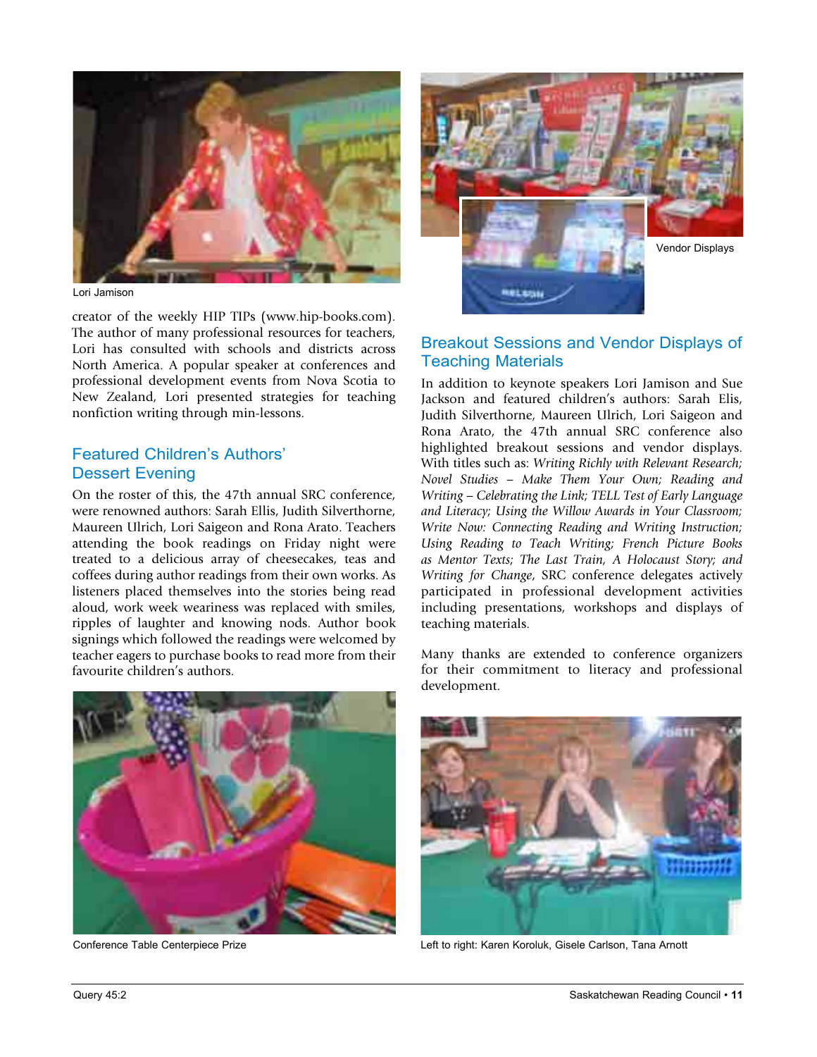Lori Jamison

creator of the weekly HIP TIPs (www.hip-books.com). The author of many professional resources for teachers, Lori has consulted with schools and districts across North America. A popular speaker at conferences and professional development events from Nova Scotia to New Zealand, Lori presented strategies for teaching nonfiction writing through min-lessons.

## Featured Children's Authors' Dessert Evening

On the roster of this, the 47th annual SRC conference, were renowned authors: Sarah Ellis, Judith Silverthorne, Maureen Ulrich, Lori Saigeon and Rona Arato. Teachers attending the book readings on Friday night were treated to a delicious array of cheesecakes, teas and coffees during author readings from their own works. As listeners placed themselves into the stories being read aloud, work week weariness was replaced with smiles, ripples of laughter and knowing nods. Author book signings which followed the readings were welcomed by teacher eagers to purchase books to read more from their favourite children's authors.

Conference Table Centerpiece Prize

Vendor Displays

## Breakout Sessions and Vendor Displays of Teaching Materials

In addition to keynote speakers Lori Jamison and Sue Jackson and featured children's authors: Sarah Elis, Judith Silverthorne, Maureen Ulrich, Lori Saigeon and Rona Arato, the 47th annual SRC conference also highlighted breakout sessions and vendor displays. With titles such as: *Writing Richly with Relevant Research; Novel Studies – Make Them Your Own; Reading and Writing – Celebrating the Link; TELL Test of Early Language and Literacy; Using the Willow Awards in Your Classroom; Write Now: Connecting Reading and Writing Instruction; Using Reading to Teach Writing; French Picture Books as Mentor Texts; The Last Train, A Holocaust Story; and Writing for Change*, SRC conference delegates actively participated in professional development activities including presentations, workshops and displays of teaching materials.

Many thanks are extended to conference organizers for their commitment to literacy and professional development.

Left to right: Karen Koroluk, Gisele Carlson, Tana Arnott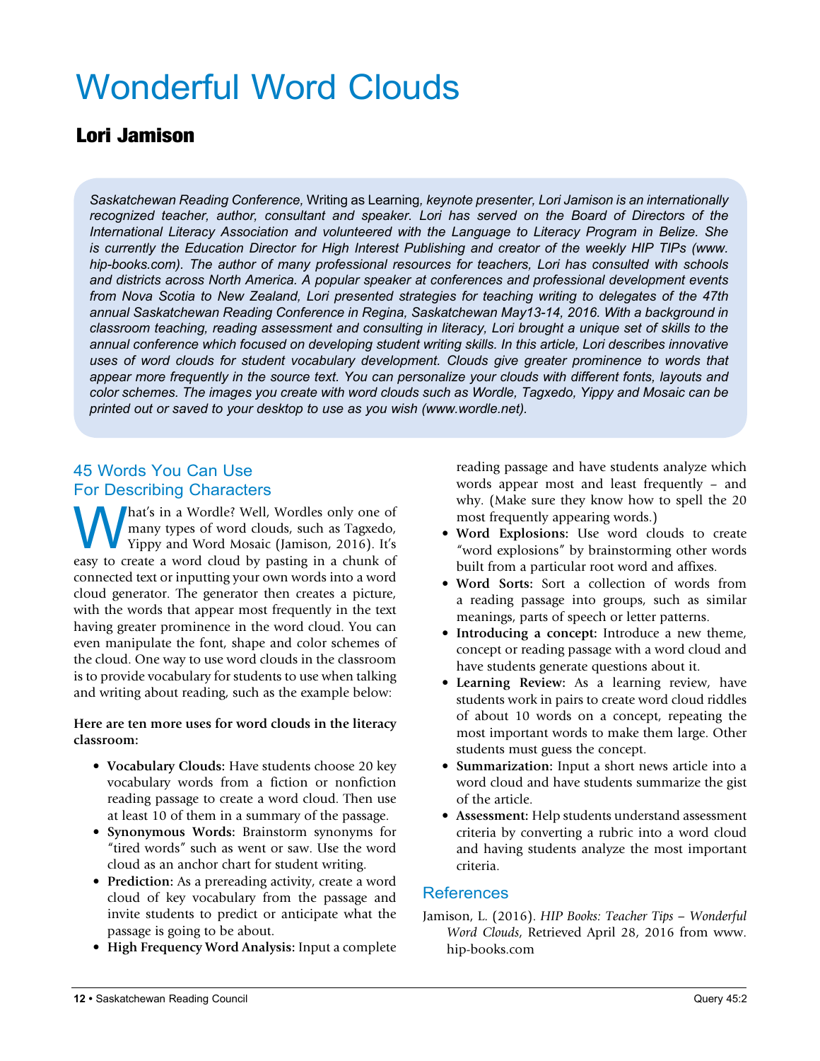# Wonderful Word Clouds

## Lori Jamison

*Saskatchewan Reading Conference*, Writing as Learning*, keynote presenter, Lori Jamison is an internationally recognized teacher, author, consultant and speaker. Lori has served on the Board of Directors of the International Literacy Association and volunteered with the Language to Literacy Program in Belize. She is currently the Education Director for High Interest Publishing and creator of the weekly HIP TIPs (www.hip-books.com). The author of many professional resources for teachers, Lori has consulted with schools and districts across North America. A popular speaker at conferences and professional development events from Nova Scotia to New Zealand, Lori presented strategies for teaching writing to delegates of the 47th annual Saskatchewan Reading Conference in Regina, Saskatchewan May13-14, 2016. With a background in classroom teaching, reading assessment and consulting in literacy, Lori brought a unique set of skills to the annual conference which focused on developing student writing skills. In this article, Lori describes innovative uses of word clouds for student vocabulary development. Clouds give greater prominence to words that appear more frequently in the source text. You can personalize your clouds with different fonts, layouts and color schemes. The images you create with word clouds such as Wordle, Tagxedo, Yippy and Mosaic can be printed out or saved to your desktop to use as you wish (www.wordle.net).*

### 45 Words You Can Use For Describing Characters

What's in a Wordle? Well, Wordles only one of many types of word clouds, such as Tagxedo, Yippy and Word Mosaic (Jamison, 2016). It's easy to create a word cloud by pasting in a chunk of connected text or inputting your own words into a word cloud generator. The generator then creates a picture, with the words that appear most frequently in the text having greater prominence in the word cloud. You can even manipulate the font, shape and color schemes of the cloud. One way to use word clouds in the classroom is to provide vocabulary for students to use when talking and writing about reading, such as the example below:

**Here are ten more uses for word clouds in the literacy classroom:**

- **Vocabulary Clouds:** Have students choose 20 key vocabulary words from a fiction or nonfiction reading passage to create a word cloud. Then use at least 10 of them in a summary of the passage.
- **Synonymous Words:** Brainstorm synonyms for "tired words" such as went or saw. Use the word cloud as an anchor chart for student writing.
- **Prediction:** As a prereading activity, create a word cloud of key vocabulary from the passage and invite students to predict or anticipate what the passage is going to be about.
- **High Frequency Word Analysis:** Input a complete reading passage and have students analyze which words appear most and least frequently – and why. (Make sure they know how to spell the 20 most frequently appearing words.)
- **Word Explosions:** Use word clouds to create "word explosions" by brainstorming other words built from a particular root word and affixes.
- **Word Sorts:** Sort a collection of words from a reading passage into groups, such as similar meanings, parts of speech or letter patterns.
- **Introducing a concept:** Introduce a new theme, concept or reading passage with a word cloud and have students generate questions about it.
- **Learning Review:** As a learning review, have students work in pairs to create word cloud riddles of about 10 words on a concept, repeating the most important words to make them large. Other students must guess the concept.
- **Summarization:** Input a short news article into a word cloud and have students summarize the gist of the article.
- **Assessment:** Help students understand assessment criteria by converting a rubric into a word cloud and having students analyze the most important criteria.

### References

Jamison, L. (2016). *HIP Books: Teacher Tips – Wonderful Word Clouds*, Retrieved April 28, 2016 from www.hip-books.com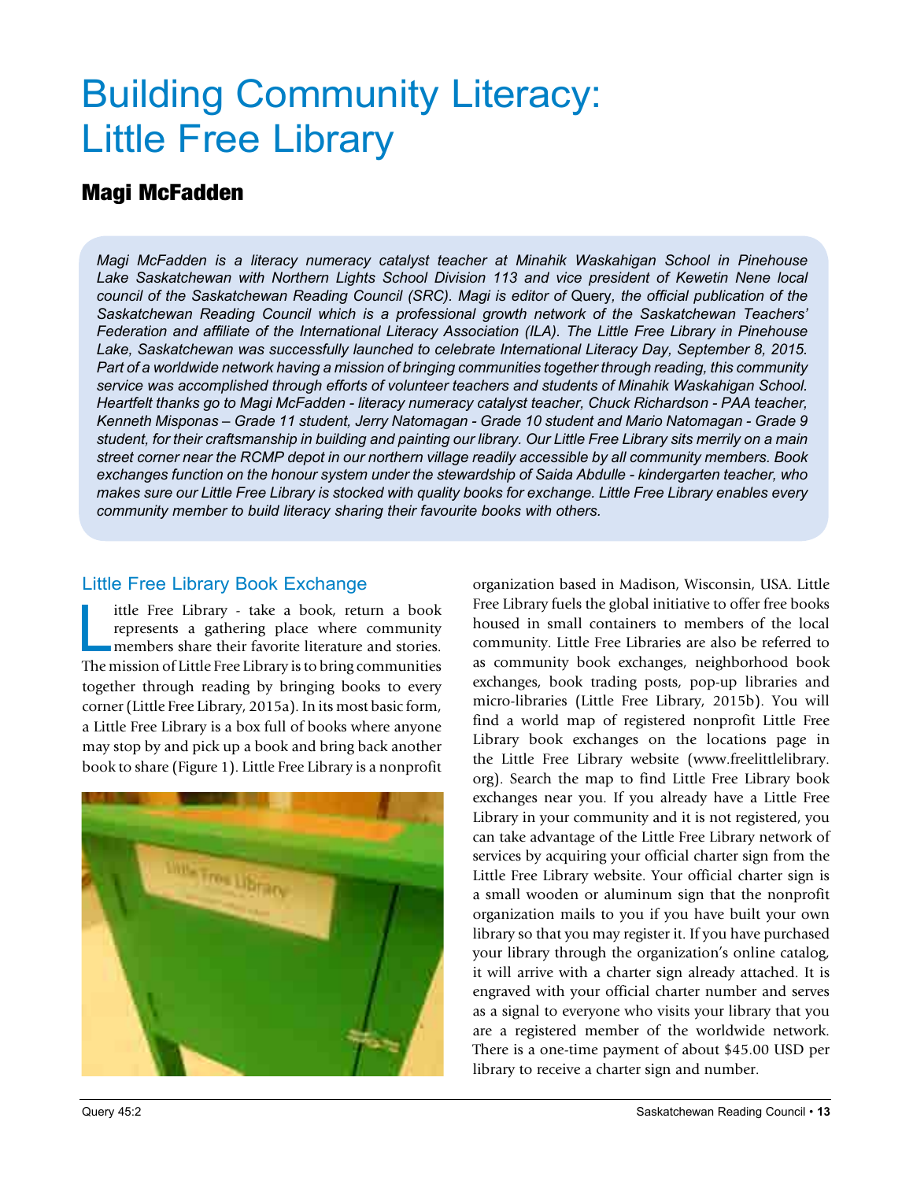# Building Community Literacy: Little Free Library

## Magi McFadden

*Magi McFadden is a literacy numeracy catalyst teacher at Minahik Waskahigan School in Pinehouse Lake Saskatchewan with Northern Lights School Division 113 and vice president of Kewetin Nene local council of the Saskatchewan Reading Council (SRC). Magi is editor of* Query*, the official publication of the Saskatchewan Reading Council which is a professional growth network of the Saskatchewan Teachers' Federation and affiliate of the International Literacy Association (ILA). The Little Free Library in Pinehouse Lake, Saskatchewan was successfully launched to celebrate International Literacy Day, September 8, 2015. Part of a worldwide network having a mission of bringing communities together through reading, this community service was accomplished through efforts of volunteer teachers and students of Minahik Waskahigan School. Heartfelt thanks go to Magi McFadden - literacy numeracy catalyst teacher, Chuck Richardson - PAA teacher, Kenneth Misponas – Grade 11 student, Jerry Natomagan - Grade 10 student and Mario Natomagan - Grade 9 student, for their craftsmanship in building and painting our library. Our Little Free Library sits merrily on a main street corner near the RCMP depot in our northern village readily accessible by all community members. Book exchanges function on the honour system under the stewardship of Saida Abdulle - kindergarten teacher, who makes sure our Little Free Library is stocked with quality books for exchange. Little Free Library enables every community member to build literacy sharing their favourite books with others.*

### Little Free Library Book Exchange

Little Free Library - take a book, return a book represents a gathering place where community members share their favorite literature and stories. The mission of Little Free Library is to bring communities together through reading by bringing books to every corner (Little Free Library, 2015a). In its most basic form, a Little Free Library is a box full of books where anyone may stop by and pick up a book and bring back another book to share (Figure 1). Little Free Library is a nonprofit organization based in Madison, Wisconsin, USA. Little Free Library fuels the global initiative to offer free books housed in small containers to members of the local community. Little Free Libraries are also be referred to as community book exchanges, neighborhood book exchanges, book trading posts, pop-up libraries and micro-libraries (Little Free Library, 2015b). You will find a world map of registered nonprofit Little Free Library book exchanges on the locations page in the Little Free Library website (www.freelittlelibrary.org). Search the map to find Little Free Library book exchanges near you. If you already have a Little Free Library in your community and it is not registered, you can take advantage of the Little Free Library network of services by acquiring your official charter sign from the Little Free Library website. Your official charter sign is a small wooden or aluminum sign that the nonprofit organization mails to you if you have built your own library so that you may register it. If you have purchased your library through the organization's online catalog, it will arrive with a charter sign already attached. It is engraved with your official charter number and serves as a signal to everyone who visits your library that you are a registered member of the worldwide network. There is a one-time payment of about $45.00 USD per library to receive a charter sign and number.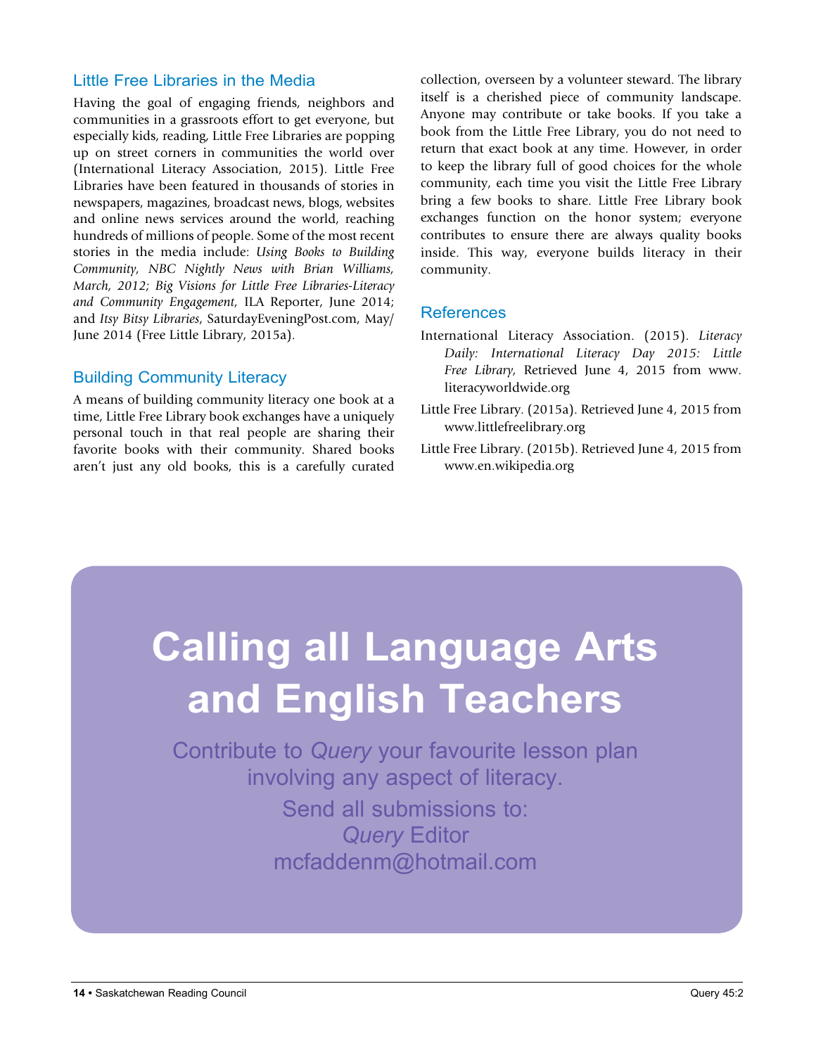## Little Free Libraries in the Media

Having the goal of engaging friends, neighbors and communities in a grassroots effort to get everyone, but especially kids, reading, Little Free Libraries are popping up on street corners in communities the world over (International Literacy Association, 2015). Little Free Libraries have been featured in thousands of stories in newspapers, magazines, broadcast news, blogs, websites and online news services around the world, reaching hundreds of millions of people. Some of the most recent stories in the media include: *Using Books to Building Community, NBC Nightly News with Brian Williams, March, 2012*; *Big Visions for Little Free Libraries-Literacy and Community Engagement*, ILA Reporter, June 2014; and *Itsy Bitsy Libraries*, SaturdayEveningPost.com, May/June 2014 (Free Little Library, 2015a).

## Building Community Literacy

A means of building community literacy one book at a time, Little Free Library book exchanges have a uniquely personal touch in that real people are sharing their favorite books with their community. Shared books aren't just any old books, this is a carefully curated collection, overseen by a volunteer steward. The library itself is a cherished piece of community landscape. Anyone may contribute or take books. If you take a book from the Little Free Library, you do not need to return that exact book at any time. However, in order to keep the library full of good choices for the whole community, each time you visit the Little Free Library bring a few books to share. Little Free Library book exchanges function on the honor system; everyone contributes to ensure there are always quality books inside. This way, everyone builds literacy in their community.

## References

International Literacy Association. (2015). *Literacy Daily: International Literacy Day 2015: Little Free Library*, Retrieved June 4, 2015 from www.literacyworldwide.org

Little Free Library. (2015a). Retrieved June 4, 2015 from www.littlefreelibrary.org

Little Free Library. (2015b). Retrieved June 4, 2015 from www.en.wikipedia.org

# Calling all Language Arts and English Teachers

Contribute to *Query* your favourite lesson plan involving any aspect of literacy.

Send all submissions to:
*Query* Editor
mcfaddenm@hotmail.com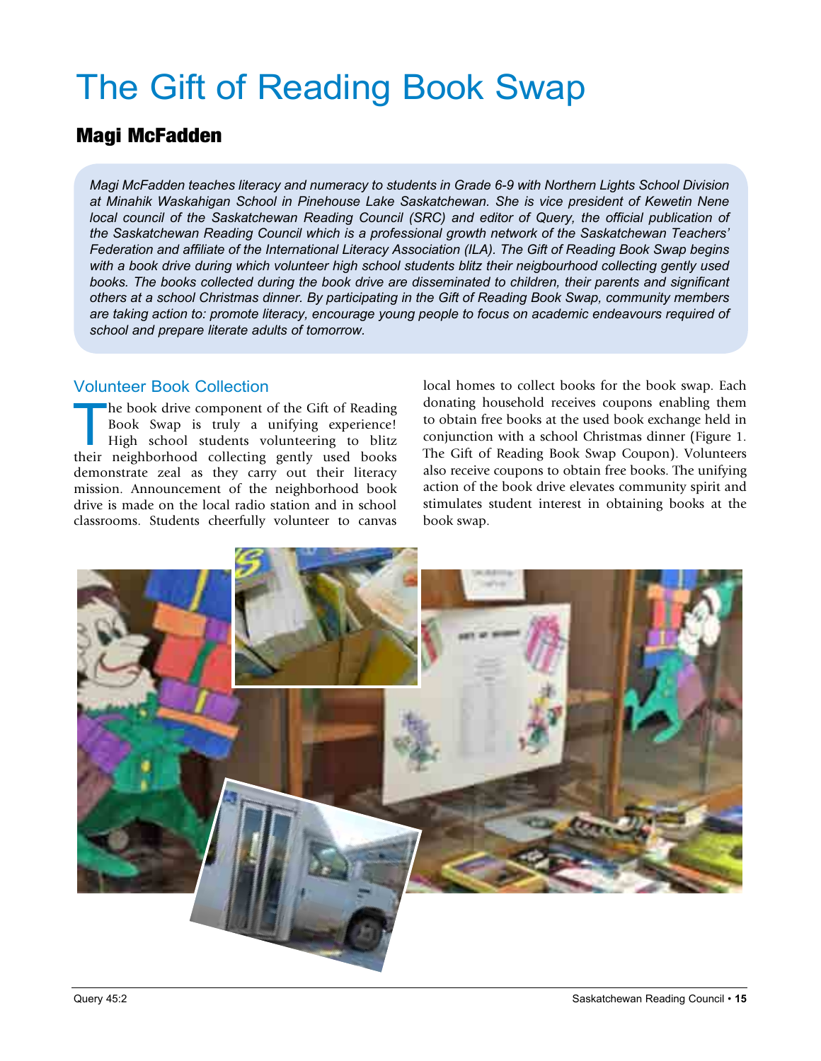# The Gift of Reading Book Swap

## Magi McFadden

*Magi McFadden teaches literacy and numeracy to students in Grade 6-9 with Northern Lights School Division at Minahik Waskahigan School in Pinehouse Lake Saskatchewan. She is vice president of Kewetin Nene local council of the Saskatchewan Reading Council (SRC) and editor of Query, the official publication of the Saskatchewan Reading Council which is a professional growth network of the Saskatchewan Teachers' Federation and affiliate of the International Literacy Association (ILA). The Gift of Reading Book Swap begins with a book drive during which volunteer high school students blitz their neigbourhood collecting gently used books. The books collected during the book drive are disseminated to children, their parents and significant others at a school Christmas dinner. By participating in the Gift of Reading Book Swap, community members are taking action to: promote literacy, encourage young people to focus on academic endeavours required of school and prepare literate adults of tomorrow.*

### Volunteer Book Collection

The book drive component of the Gift of Reading Book Swap is truly a unifying experience! High school students volunteering to blitz their neighborhood collecting gently used books demonstrate zeal as they carry out their literacy mission. Announcement of the neighborhood book drive is made on the local radio station and in school classrooms. Students cheerfully volunteer to canvas local homes to collect books for the book swap. Each donating household receives coupons enabling them to obtain free books at the used book exchange held in conjunction with a school Christmas dinner (Figure 1. The Gift of Reading Book Swap Coupon). Volunteers also receive coupons to obtain free books. The unifying action of the book drive elevates community spirit and stimulates student interest in obtaining books at the book swap.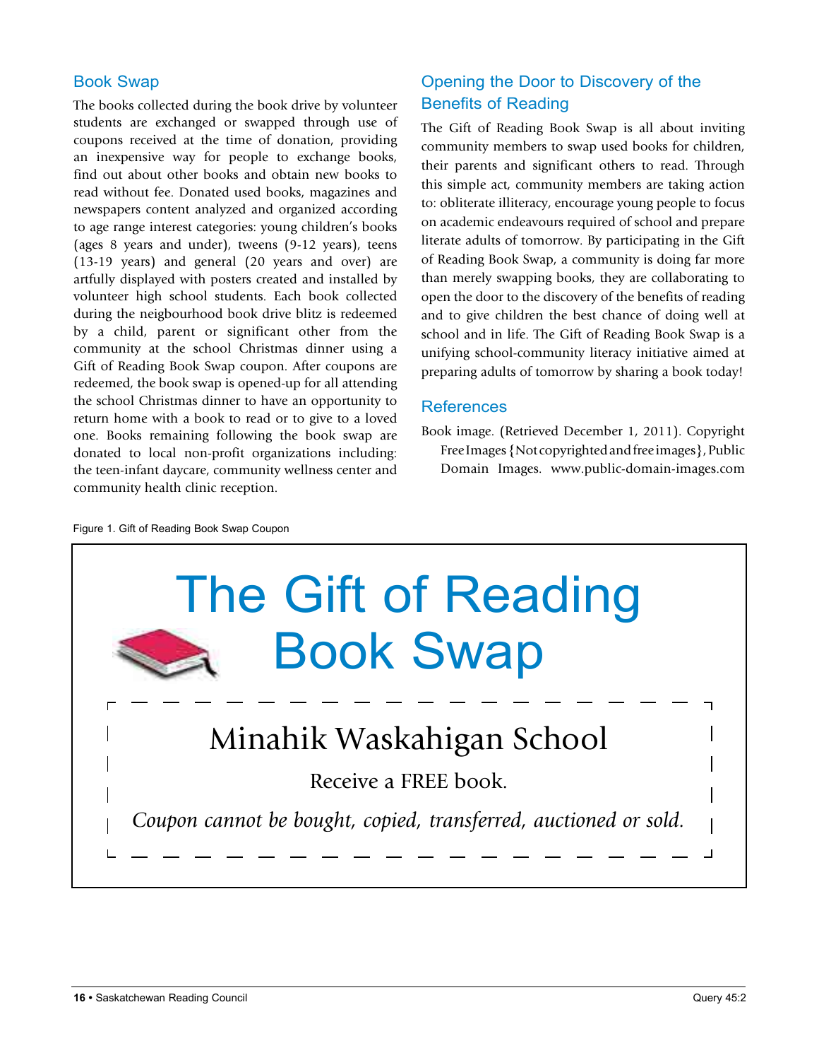## Book Swap

The books collected during the book drive by volunteer students are exchanged or swapped through use of coupons received at the time of donation, providing an inexpensive way for people to exchange books, find out about other books and obtain new books to read without fee. Donated used books, magazines and newspapers content analyzed and organized according to age range interest categories: young children's books (ages 8 years and under), tweens (9-12 years), teens (13-19 years) and general (20 years and over) are artfully displayed with posters created and installed by volunteer high school students. Each book collected during the neigbourhood book drive blitz is redeemed by a child, parent or significant other from the community at the school Christmas dinner using a Gift of Reading Book Swap coupon. After coupons are redeemed, the book swap is opened-up for all attending the school Christmas dinner to have an opportunity to return home with a book to read or to give to a loved one. Books remaining following the book swap are donated to local non-profit organizations including: the teen-infant daycare, community wellness center and community health clinic reception.

## Opening the Door to Discovery of the Benefits of Reading

The Gift of Reading Book Swap is all about inviting community members to swap used books for children, their parents and significant others to read. Through this simple act, community members are taking action to: obliterate illiteracy, encourage young people to focus on academic endeavours required of school and prepare literate adults of tomorrow. By participating in the Gift of Reading Book Swap, a community is doing far more than merely swapping books, they are collaborating to open the door to the discovery of the benefits of reading and to give children the best chance of doing well at school and in life. The Gift of Reading Book Swap is a unifying school-community literacy initiative aimed at preparing adults of tomorrow by sharing a book today!

## References

Book image. (Retrieved December 1, 2011). Copyright Free Images {Not copyrighted and free images}, Public Domain Images. www.public-domain-images.com

Figure 1. Gift of Reading Book Swap Coupon

# The Gift of Reading Book Swap

Minahik Waskahigan School

Receive a FREE book.

*Coupon cannot be bought, copied, transferred, auctioned or sold.*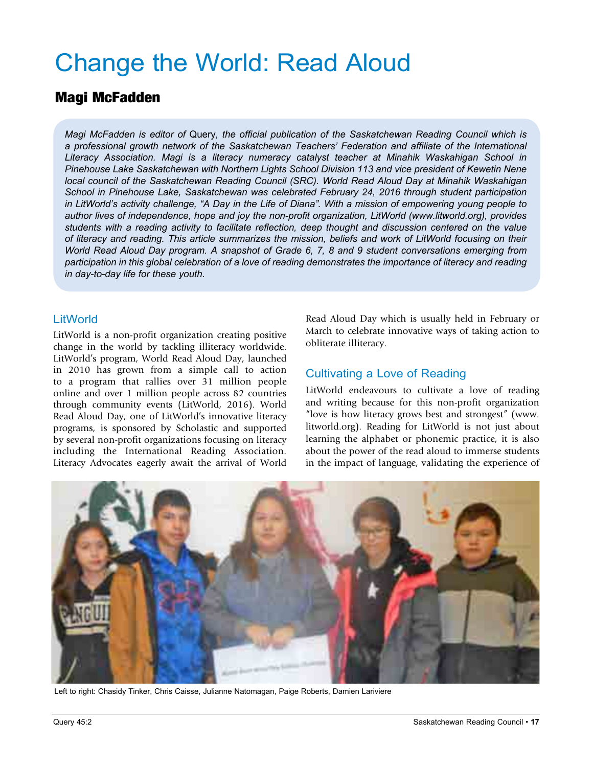# Change the World: Read Aloud

## Magi McFadden

*Magi McFadden is editor of* Query*, the official publication of the Saskatchewan Reading Council which is a professional growth network of the Saskatchewan Teachers' Federation and affiliate of the International Literacy Association. Magi is a literacy numeracy catalyst teacher at Minahik Waskahigan School in Pinehouse Lake Saskatchewan with Northern Lights School Division 113 and vice president of Kewetin Nene local council of the Saskatchewan Reading Council (SRC). World Read Aloud Day at Minahik Waskahigan School in Pinehouse Lake, Saskatchewan was celebrated February 24, 2016 through student participation in LitWorld's activity challenge, "A Day in the Life of Diana". With a mission of empowering young people to author lives of independence, hope and joy the non-profit organization, LitWorld (www.litworld.org), provides students with a reading activity to facilitate reflection, deep thought and discussion centered on the value of literacy and reading. This article summarizes the mission, beliefs and work of LitWorld focusing on their World Read Aloud Day program. A snapshot of Grade 6, 7, 8 and 9 student conversations emerging from participation in this global celebration of a love of reading demonstrates the importance of literacy and reading in day-to-day life for these youth.*

### LitWorld

LitWorld is a non-profit organization creating positive change in the world by tackling illiteracy worldwide. LitWorld's program, World Read Aloud Day, launched in 2010 has grown from a simple call to action to a program that rallies over 31 million people online and over 1 million people across 82 countries through community events (LitWorld, 2016). World Read Aloud Day, one of LitWorld's innovative literacy programs, is sponsored by Scholastic and supported by several non-profit organizations focusing on literacy including the International Reading Association. Literacy Advocates eagerly await the arrival of World Read Aloud Day which is usually held in February or March to celebrate innovative ways of taking action to obliterate illiteracy.

### Cultivating a Love of Reading

LitWorld endeavours to cultivate a love of reading and writing because for this non-profit organization "love is how literacy grows best and strongest" (www.litworld.org). Reading for LitWorld is not just about learning the alphabet or phonemic practice, it is also about the power of the read aloud to immerse students in the impact of language, validating the experience of

Left to right: Chasidy Tinker, Chris Caisse, Julianne Natomagan, Paige Roberts, Damien Lariviere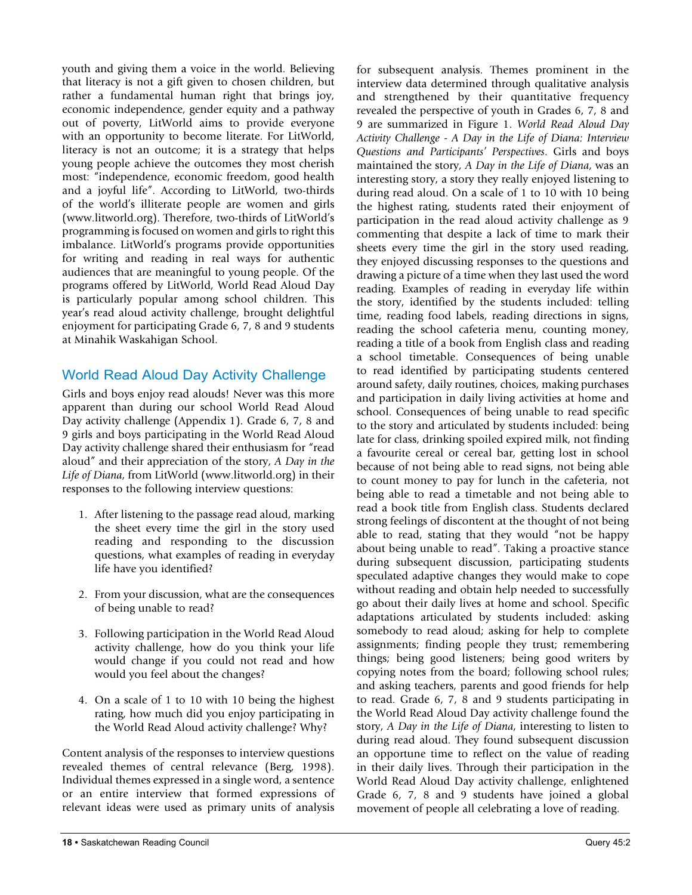youth and giving them a voice in the world. Believing that literacy is not a gift given to chosen children, but rather a fundamental human right that brings joy, economic independence, gender equity and a pathway out of poverty, LitWorld aims to provide everyone with an opportunity to become literate. For LitWorld, literacy is not an outcome; it is a strategy that helps young people achieve the outcomes they most cherish most: "independence, economic freedom, good health and a joyful life". According to LitWorld, two-thirds of the world's illiterate people are women and girls (www.litworld.org). Therefore, two-thirds of LitWorld's programming is focused on women and girls to right this imbalance. LitWorld's programs provide opportunities for writing and reading in real ways for authentic audiences that are meaningful to young people. Of the programs offered by LitWorld, World Read Aloud Day is particularly popular among school children. This year's read aloud activity challenge, brought delightful enjoyment for participating Grade 6, 7, 8 and 9 students at Minahik Waskahigan School.

## World Read Aloud Day Activity Challenge

Girls and boys enjoy read alouds! Never was this more apparent than during our school World Read Aloud Day activity challenge (Appendix 1). Grade 6, 7, 8 and 9 girls and boys participating in the World Read Aloud Day activity challenge shared their enthusiasm for "read aloud" and their appreciation of the story, *A Day in the Life of Diana*, from LitWorld (www.litworld.org) in their responses to the following interview questions:

1. After listening to the passage read aloud, marking the sheet every time the girl in the story used reading and responding to the discussion questions, what examples of reading in everyday life have you identified?
2. From your discussion, what are the consequences of being unable to read?
3. Following participation in the World Read Aloud activity challenge, how do you think your life would change if you could not read and how would you feel about the changes?
4. On a scale of 1 to 10 with 10 being the highest rating, how much did you enjoy participating in the World Read Aloud activity challenge? Why?

Content analysis of the responses to interview questions revealed themes of central relevance (Berg, 1998). Individual themes expressed in a single word, a sentence or an entire interview that formed expressions of relevant ideas were used as primary units of analysis for subsequent analysis. Themes prominent in the interview data determined through qualitative analysis and strengthened by their quantitative frequency revealed the perspective of youth in Grades 6, 7, 8 and 9 are summarized in Figure 1. *World Read Aloud Day Activity Challenge - A Day in the Life of Diana: Interview Questions and Participants' Perspectives*. Girls and boys maintained the story, *A Day in the Life of Diana*, was an interesting story, a story they really enjoyed listening to during read aloud. On a scale of 1 to 10 with 10 being the highest rating, students rated their enjoyment of participation in the read aloud activity challenge as 9 commenting that despite a lack of time to mark their sheets every time the girl in the story used reading, they enjoyed discussing responses to the questions and drawing a picture of a time when they last used the word reading. Examples of reading in everyday life within the story, identified by the students included: telling time, reading food labels, reading directions in signs, reading the school cafeteria menu, counting money, reading a title of a book from English class and reading a school timetable. Consequences of being unable to read identified by participating students centered around safety, daily routines, choices, making purchases and participation in daily living activities at home and school. Consequences of being unable to read specific to the story and articulated by students included: being late for class, drinking spoiled expired milk, not finding a favourite cereal or cereal bar, getting lost in school because of not being able to read signs, not being able to count money to pay for lunch in the cafeteria, not being able to read a timetable and not being able to read a book title from English class. Students declared strong feelings of discontent at the thought of not being able to read, stating that they would "not be happy about being unable to read". Taking a proactive stance during subsequent discussion, participating students speculated adaptive changes they would make to cope without reading and obtain help needed to successfully go about their daily lives at home and school. Specific adaptations articulated by students included: asking somebody to read aloud; asking for help to complete assignments; finding people they trust; remembering things; being good listeners; being good writers by copying notes from the board; following school rules; and asking teachers, parents and good friends for help to read. Grade 6, 7, 8 and 9 students participating in the World Read Aloud Day activity challenge found the story, *A Day in the Life of Diana*, interesting to listen to during read aloud. They found subsequent discussion an opportune time to reflect on the value of reading in their daily lives. Through their participation in the World Read Aloud Day activity challenge, enlightened Grade 6, 7, 8 and 9 students have joined a global movement of people all celebrating a love of reading.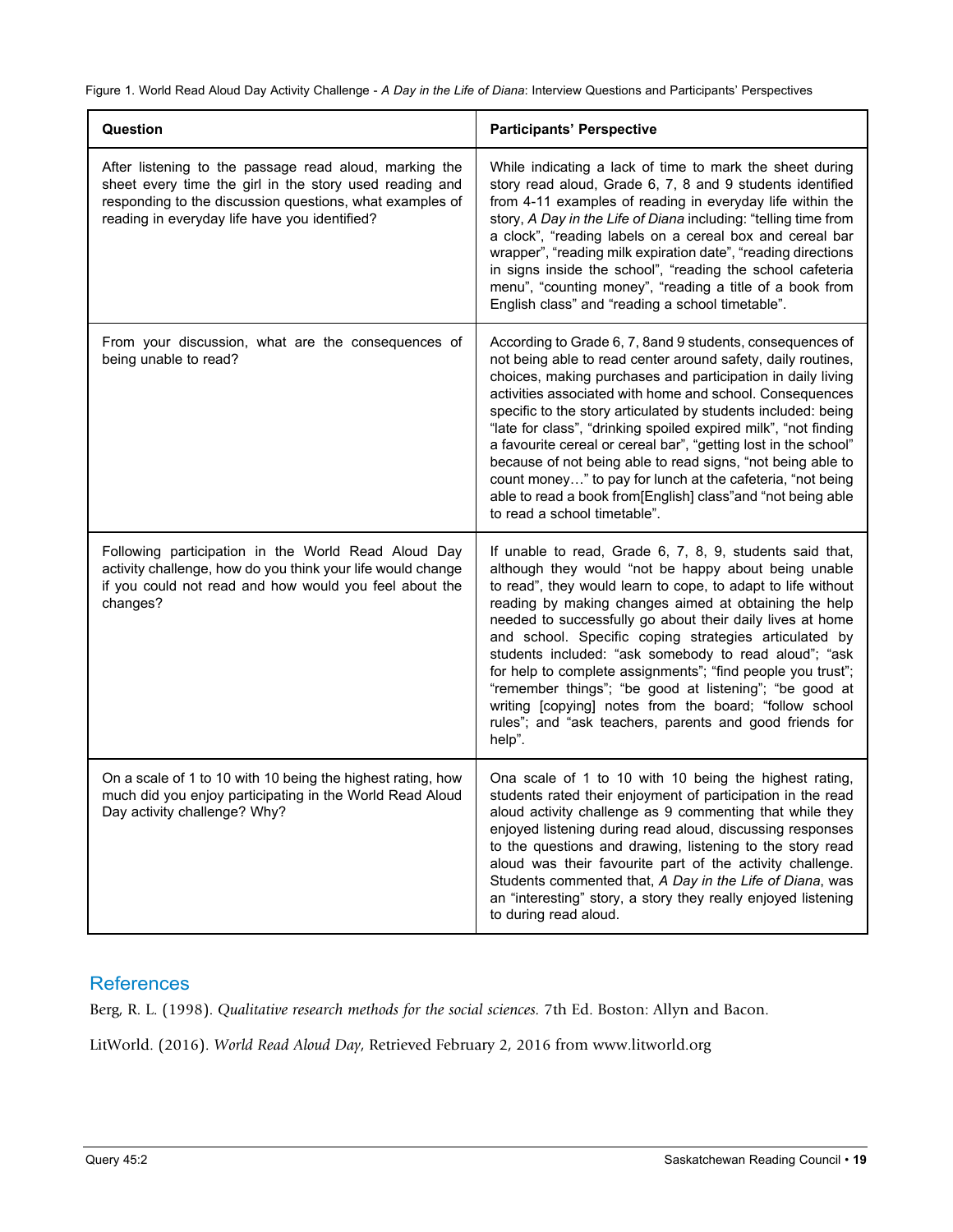Figure 1. World Read Aloud Day Activity Challenge - *A Day in the Life of Diana*: Interview Questions and Participants' Perspectives

| Question | Participants' Perspective |
|---|---|
| After listening to the passage read aloud, marking the sheet every time the girl in the story used reading and responding to the discussion questions, what examples of reading in everyday life have you identified? | While indicating a lack of time to mark the sheet during story read aloud, Grade 6, 7, 8 and 9 students identified from 4-11 examples of reading in everyday life within the story, *A Day in the Life of Diana* including: "telling time from a clock", "reading labels on a cereal box and cereal bar wrapper", "reading milk expiration date", "reading directions in signs inside the school", "reading the school cafeteria menu", "counting money", "reading a title of a book from English class" and "reading a school timetable". |
| From your discussion, what are the consequences of being unable to read? | According to Grade 6, 7, 8and 9 students, consequences of not being able to read center around safety, daily routines, choices, making purchases and participation in daily living activities associated with home and school. Consequences specific to the story articulated by students included: being "late for class", "drinking spoiled expired milk", "not finding a favourite cereal or cereal bar", "getting lost in the school" because of not being able to read signs, "not being able to count money…" to pay for lunch at the cafeteria, "not being able to read a book from[English] class"and "not being able to read a school timetable". |
| Following participation in the World Read Aloud Day activity challenge, how do you think your life would change if you could not read and how would you feel about the changes? | If unable to read, Grade 6, 7, 8, 9, students said that, although they would "not be happy about being unable to read", they would learn to cope, to adapt to life without reading by making changes aimed at obtaining the help needed to successfully go about their daily lives at home and school. Specific coping strategies articulated by students included: "ask somebody to read aloud"; "ask for help to complete assignments"; "find people you trust"; "remember things"; "be good at listening"; "be good at writing [copying] notes from the board; "follow school rules"; and "ask teachers, parents and good friends for help". |
| On a scale of 1 to 10 with 10 being the highest rating, how much did you enjoy participating in the World Read Aloud Day activity challenge? Why? | Ona scale of 1 to 10 with 10 being the highest rating, students rated their enjoyment of participation in the read aloud activity challenge as 9 commenting that while they enjoyed listening during read aloud, discussing responses to the questions and drawing, listening to the story read aloud was their favourite part of the activity challenge. Students commented that, *A Day in the Life of Diana*, was an "interesting" story, a story they really enjoyed listening to during read aloud. |

## References

Berg, R. L. (1998). *Qualitative research methods for the social sciences.* 7th Ed. Boston: Allyn and Bacon.

LitWorld. (2016). *World Read Aloud Day*, Retrieved February 2, 2016 from www.litworld.org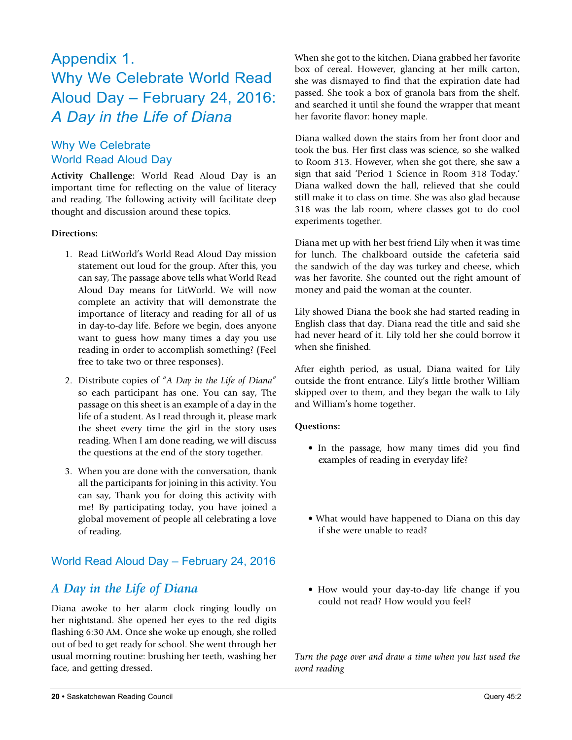# Appendix 1. Why We Celebrate World Read Aloud Day – February 24, 2016: *A Day in the Life of Diana*

## Why We Celebrate World Read Aloud Day

**Activity Challenge:** World Read Aloud Day is an important time for reflecting on the value of literacy and reading. The following activity will facilitate deep thought and discussion around these topics.

**Directions:**

1. Read LitWorld's World Read Aloud Day mission statement out loud for the group. After this, you can say, The passage above tells what World Read Aloud Day means for LitWorld. We will now complete an activity that will demonstrate the importance of literacy and reading for all of us in day-to-day life. Before we begin, does anyone want to guess how many times a day you use reading in order to accomplish something? (Feel free to take two or three responses).
2. Distribute copies of "*A Day in the Life of Diana*" so each participant has one. You can say, The passage on this sheet is an example of a day in the life of a student. As I read through it, please mark the sheet every time the girl in the story uses reading. When I am done reading, we will discuss the questions at the end of the story together.
3. When you are done with the conversation, thank all the participants for joining in this activity. You can say, Thank you for doing this activity with me! By participating today, you have joined a global movement of people all celebrating a love of reading.

## World Read Aloud Day – February 24, 2016

## *A Day in the Life of Diana*

Diana awoke to her alarm clock ringing loudly on her nightstand. She opened her eyes to the red digits flashing 6:30 AM. Once she woke up enough, she rolled out of bed to get ready for school. She went through her usual morning routine: brushing her teeth, washing her face, and getting dressed.

When she got to the kitchen, Diana grabbed her favorite box of cereal. However, glancing at her milk carton, she was dismayed to find that the expiration date had passed. She took a box of granola bars from the shelf, and searched it until she found the wrapper that meant her favorite flavor: honey maple.

Diana walked down the stairs from her front door and took the bus. Her first class was science, so she walked to Room 313. However, when she got there, she saw a sign that said 'Period 1 Science in Room 318 Today.' Diana walked down the hall, relieved that she could still make it to class on time. She was also glad because 318 was the lab room, where classes got to do cool experiments together.

Diana met up with her best friend Lily when it was time for lunch. The chalkboard outside the cafeteria said the sandwich of the day was turkey and cheese, which was her favorite. She counted out the right amount of money and paid the woman at the counter.

Lily showed Diana the book she had started reading in English class that day. Diana read the title and said she had never heard of it. Lily told her she could borrow it when she finished.

After eighth period, as usual, Diana waited for Lily outside the front entrance. Lily's little brother William skipped over to them, and they began the walk to Lily and William's home together.

**Questions:**

- In the passage, how many times did you find examples of reading in everyday life?
- What would have happened to Diana on this day if she were unable to read?
- How would your day-to-day life change if you could not read? How would you feel?

*Turn the page over and draw a time when you last used the word reading*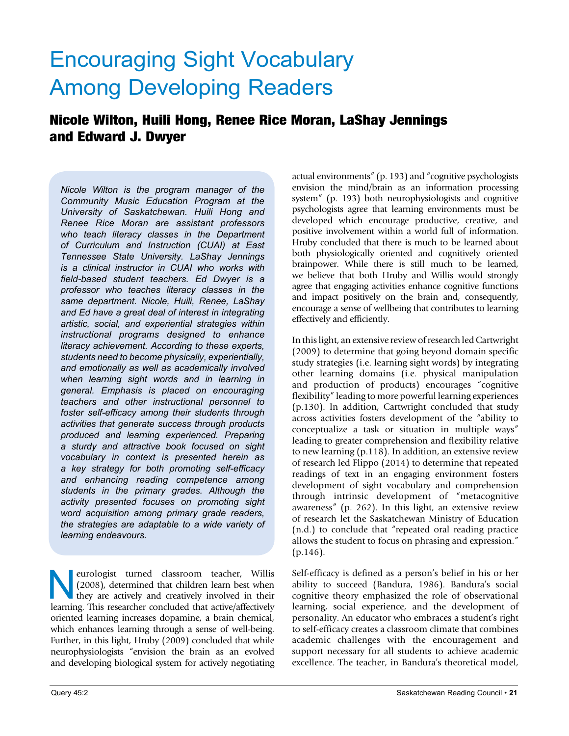# Encouraging Sight Vocabulary Among Developing Readers

## Nicole Wilton, Huili Hong, Renee Rice Moran, LaShay Jennings and Edward J. Dwyer

*Nicole Wilton is the program manager of the Community Music Education Program at the University of Saskatchewan. Huili Hong and Renee Rice Moran are assistant professors who teach literacy classes in the Department of Curriculum and Instruction (CUAI) at East Tennessee State University. LaShay Jennings is a clinical instructor in CUAI who works with field-based student teachers. Ed Dwyer is a professor who teaches literacy classes in the same department. Nicole, Huili, Renee, LaShay and Ed have a great deal of interest in integrating artistic, social, and experiential strategies within instructional programs designed to enhance literacy achievement. According to these experts, students need to become physically, experientially, and emotionally as well as academically involved when learning sight words and in learning in general. Emphasis is placed on encouraging teachers and other instructional personnel to foster self-efficacy among their students through activities that generate success through products produced and learning experienced. Preparing a sturdy and attractive book focused on sight vocabulary in context is presented herein as a key strategy for both promoting self-efficacy and enhancing reading competence among students in the primary grades. Although the activity presented focuses on promoting sight word acquisition among primary grade readers, the strategies are adaptable to a wide variety of learning endeavours.*

Neurologist turned classroom teacher, Willis (2008), determined that children learn best when they are actively and creatively involved in their learning. This researcher concluded that active/affectively oriented learning increases dopamine, a brain chemical, which enhances learning through a sense of well-being. Further, in this light, Hruby (2009) concluded that while neurophysiologists "envision the brain as an evolved and developing biological system for actively negotiating actual environments" (p. 193) and "cognitive psychologists envision the mind/brain as an information processing system" (p. 193) both neurophysiologists and cognitive psychologists agree that learning environments must be developed which encourage productive, creative, and positive involvement within a world full of information. Hruby concluded that there is much to be learned about both physiologically oriented and cognitively oriented brainpower. While there is still much to be learned, we believe that both Hruby and Willis would strongly agree that engaging activities enhance cognitive functions and impact positively on the brain and, consequently, encourage a sense of wellbeing that contributes to learning effectively and efficiently.

In this light, an extensive review of research led Cartwright (2009) to determine that going beyond domain specific study strategies (i.e. learning sight words) by integrating other learning domains (i.e. physical manipulation and production of products) encourages "cognitive flexibility" leading to more powerful learning experiences (p.130). In addition, Cartwright concluded that study across activities fosters development of the "ability to conceptualize a task or situation in multiple ways" leading to greater comprehension and flexibility relative to new learning (p.118). In addition, an extensive review of research led Flippo (2014) to determine that repeated readings of text in an engaging environment fosters development of sight vocabulary and comprehension through intrinsic development of "metacognitive awareness" (p. 262). In this light, an extensive review of research let the Saskatchewan Ministry of Education (n.d.) to conclude that "repeated oral reading practice allows the student to focus on phrasing and expression." (p.146).

Self-efficacy is defined as a person's belief in his or her ability to succeed (Bandura, 1986). Bandura's social cognitive theory emphasized the role of observational learning, social experience, and the development of personality. An educator who embraces a student's right to self-efficacy creates a classroom climate that combines academic challenges with the encouragement and support necessary for all students to achieve academic excellence. The teacher, in Bandura's theoretical model,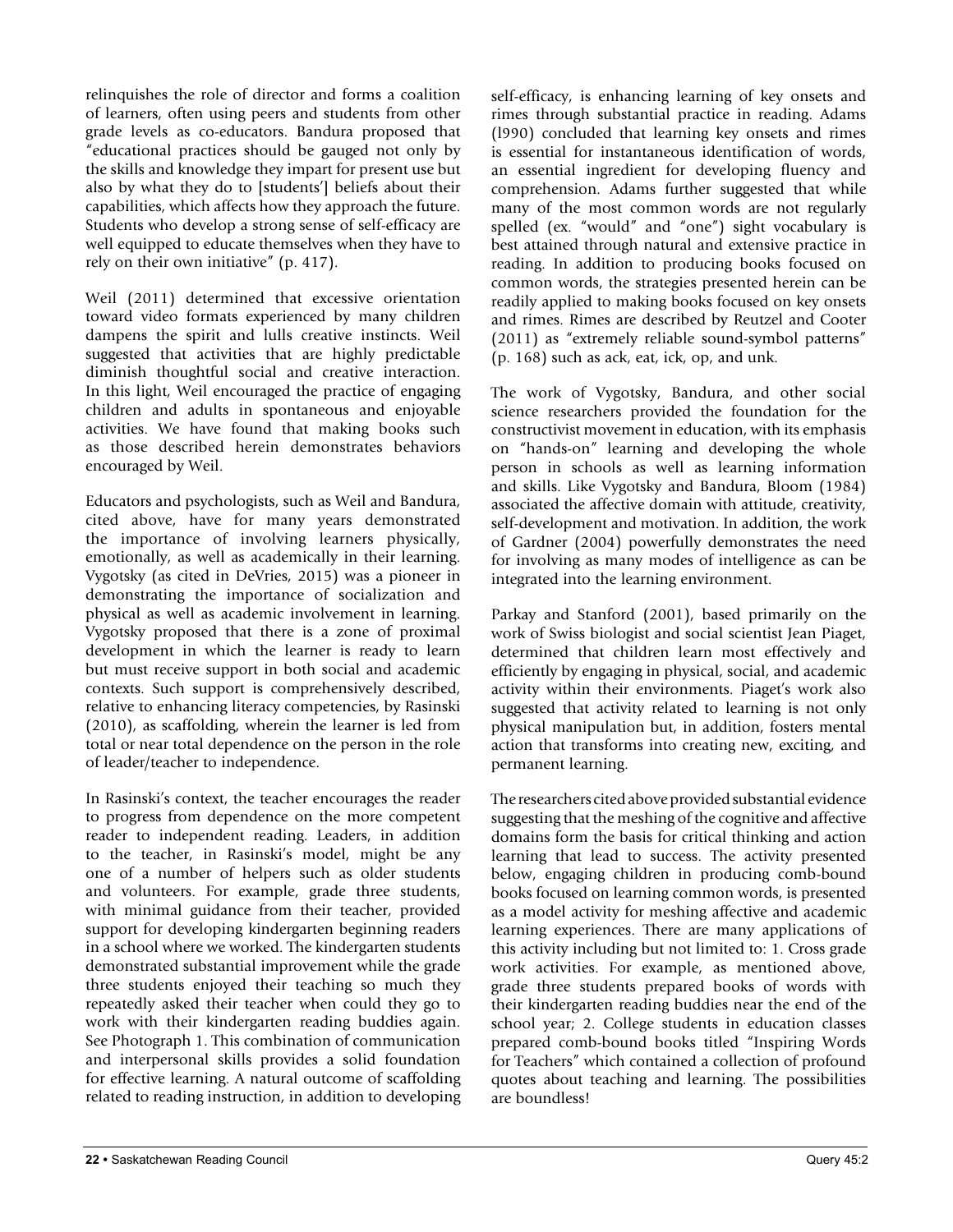relinquishes the role of director and forms a coalition of learners, often using peers and students from other grade levels as co-educators. Bandura proposed that "educational practices should be gauged not only by the skills and knowledge they impart for present use but also by what they do to [students'] beliefs about their capabilities, which affects how they approach the future. Students who develop a strong sense of self-efficacy are well equipped to educate themselves when they have to rely on their own initiative" (p. 417).

Weil (2011) determined that excessive orientation toward video formats experienced by many children dampens the spirit and lulls creative instincts. Weil suggested that activities that are highly predictable diminish thoughtful social and creative interaction. In this light, Weil encouraged the practice of engaging children and adults in spontaneous and enjoyable activities. We have found that making books such as those described herein demonstrates behaviors encouraged by Weil.

Educators and psychologists, such as Weil and Bandura, cited above, have for many years demonstrated the importance of involving learners physically, emotionally, as well as academically in their learning. Vygotsky (as cited in DeVries, 2015) was a pioneer in demonstrating the importance of socialization and physical as well as academic involvement in learning. Vygotsky proposed that there is a zone of proximal development in which the learner is ready to learn but must receive support in both social and academic contexts. Such support is comprehensively described, relative to enhancing literacy competencies, by Rasinski (2010), as scaffolding, wherein the learner is led from total or near total dependence on the person in the role of leader/teacher to independence.

In Rasinski's context, the teacher encourages the reader to progress from dependence on the more competent reader to independent reading. Leaders, in addition to the teacher, in Rasinski's model, might be any one of a number of helpers such as older students and volunteers. For example, grade three students, with minimal guidance from their teacher, provided support for developing kindergarten beginning readers in a school where we worked. The kindergarten students demonstrated substantial improvement while the grade three students enjoyed their teaching so much they repeatedly asked their teacher when could they go to work with their kindergarten reading buddies again. See Photograph 1. This combination of communication and interpersonal skills provides a solid foundation for effective learning. A natural outcome of scaffolding related to reading instruction, in addition to developing self-efficacy, is enhancing learning of key onsets and rimes through substantial practice in reading. Adams (l990) concluded that learning key onsets and rimes is essential for instantaneous identification of words, an essential ingredient for developing fluency and comprehension. Adams further suggested that while many of the most common words are not regularly spelled (ex. "would" and "one") sight vocabulary is best attained through natural and extensive practice in reading. In addition to producing books focused on common words, the strategies presented herein can be readily applied to making books focused on key onsets and rimes. Rimes are described by Reutzel and Cooter (2011) as "extremely reliable sound-symbol patterns" (p. 168) such as ack, eat, ick, op, and unk.

The work of Vygotsky, Bandura, and other social science researchers provided the foundation for the constructivist movement in education, with its emphasis on "hands-on" learning and developing the whole person in schools as well as learning information and skills. Like Vygotsky and Bandura, Bloom (1984) associated the affective domain with attitude, creativity, self-development and motivation. In addition, the work of Gardner (2004) powerfully demonstrates the need for involving as many modes of intelligence as can be integrated into the learning environment.

Parkay and Stanford (2001), based primarily on the work of Swiss biologist and social scientist Jean Piaget, determined that children learn most effectively and efficiently by engaging in physical, social, and academic activity within their environments. Piaget's work also suggested that activity related to learning is not only physical manipulation but, in addition, fosters mental action that transforms into creating new, exciting, and permanent learning.

The researchers cited above provided substantial evidence suggesting that the meshing of the cognitive and affective domains form the basis for critical thinking and action learning that lead to success. The activity presented below, engaging children in producing comb-bound books focused on learning common words, is presented as a model activity for meshing affective and academic learning experiences. There are many applications of this activity including but not limited to: 1. Cross grade work activities. For example, as mentioned above, grade three students prepared books of words with their kindergarten reading buddies near the end of the school year; 2. College students in education classes prepared comb-bound books titled "Inspiring Words for Teachers" which contained a collection of profound quotes about teaching and learning. The possibilities are boundless!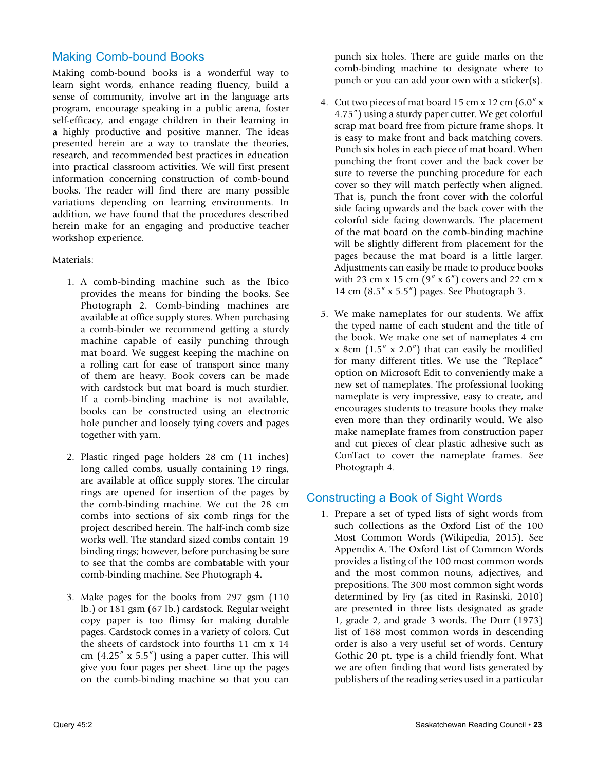## Making Comb-bound Books

Making comb-bound books is a wonderful way to learn sight words, enhance reading fluency, build a sense of community, involve art in the language arts program, encourage speaking in a public arena, foster self-efficacy, and engage children in their learning in a highly productive and positive manner. The ideas presented herein are a way to translate the theories, research, and recommended best practices in education into practical classroom activities. We will first present information concerning construction of comb-bound books. The reader will find there are many possible variations depending on learning environments. In addition, we have found that the procedures described herein make for an engaging and productive teacher workshop experience.

Materials:

1. A comb-binding machine such as the Ibico provides the means for binding the books. See Photograph 2. Comb-binding machines are available at office supply stores. When purchasing a comb-binder we recommend getting a sturdy machine capable of easily punching through mat board. We suggest keeping the machine on a rolling cart for ease of transport since many of them are heavy. Book covers can be made with cardstock but mat board is much sturdier. If a comb-binding machine is not available, books can be constructed using an electronic hole puncher and loosely tying covers and pages together with yarn.

2. Plastic ringed page holders 28 cm (11 inches) long called combs, usually containing 19 rings, are available at office supply stores. The circular rings are opened for insertion of the pages by the comb-binding machine. We cut the 28 cm combs into sections of six comb rings for the project described herein. The half-inch comb size works well. The standard sized combs contain 19 binding rings; however, before purchasing be sure to see that the combs are combatable with your comb-binding machine. See Photograph 4.

3. Make pages for the books from 297 gsm (110 lb.) or 181 gsm (67 lb.) cardstock. Regular weight copy paper is too flimsy for making durable pages. Cardstock comes in a variety of colors. Cut the sheets of cardstock into fourths 11 cm x 14 cm (4.25″ x 5.5″) using a paper cutter. This will give you four pages per sheet. Line up the pages on the comb-binding machine so that you can punch six holes. There are guide marks on the comb-binding machine to designate where to punch or you can add your own with a sticker(s).

4. Cut two pieces of mat board 15 cm x 12 cm (6.0″ x 4.75″) using a sturdy paper cutter. We get colorful scrap mat board free from picture frame shops. It is easy to make front and back matching covers. Punch six holes in each piece of mat board. When punching the front cover and the back cover be sure to reverse the punching procedure for each cover so they will match perfectly when aligned. That is, punch the front cover with the colorful side facing upwards and the back cover with the colorful side facing downwards. The placement of the mat board on the comb-binding machine will be slightly different from placement for the pages because the mat board is a little larger. Adjustments can easily be made to produce books with 23 cm x 15 cm (9″ x 6″) covers and 22 cm x 14 cm (8.5″ x 5.5″) pages. See Photograph 3.

5. We make nameplates for our students. We affix the typed name of each student and the title of the book. We make one set of nameplates 4 cm x 8cm (1.5″ x 2.0″) that can easily be modified for many different titles. We use the "Replace" option on Microsoft Edit to conveniently make a new set of nameplates. The professional looking nameplate is very impressive, easy to create, and encourages students to treasure books they make even more than they ordinarily would. We also make nameplate frames from construction paper and cut pieces of clear plastic adhesive such as ConTact to cover the nameplate frames. See Photograph 4.

## Constructing a Book of Sight Words

1. Prepare a set of typed lists of sight words from such collections as the Oxford List of the 100 Most Common Words (Wikipedia, 2015). See Appendix A. The Oxford List of Common Words provides a listing of the 100 most common words and the most common nouns, adjectives, and prepositions. The 300 most common sight words determined by Fry (as cited in Rasinski, 2010) are presented in three lists designated as grade 1, grade 2, and grade 3 words. The Durr (1973) list of 188 most common words in descending order is also a very useful set of words. Century Gothic 20 pt. type is a child friendly font. What we are often finding that word lists generated by publishers of the reading series used in a particular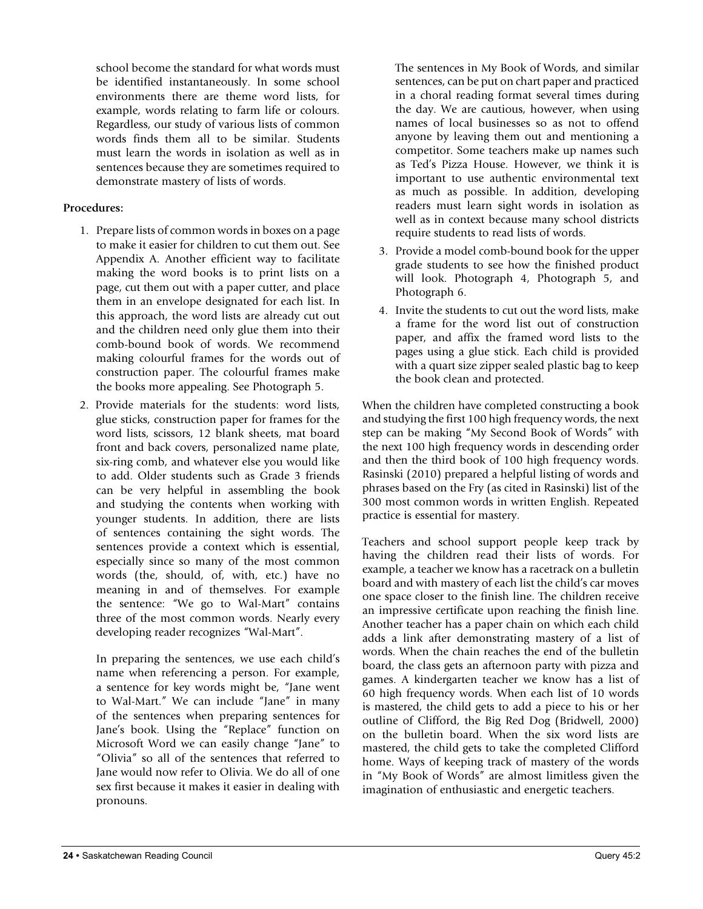school become the standard for what words must be identified instantaneously. In some school environments there are theme word lists, for example, words relating to farm life or colours. Regardless, our study of various lists of common words finds them all to be similar. Students must learn the words in isolation as well as in sentences because they are sometimes required to demonstrate mastery of lists of words.

**Procedures:**

1. Prepare lists of common words in boxes on a page to make it easier for children to cut them out. See Appendix A. Another efficient way to facilitate making the word books is to print lists on a page, cut them out with a paper cutter, and place them in an envelope designated for each list. In this approach, the word lists are already cut out and the children need only glue them into their comb-bound book of words. We recommend making colourful frames for the words out of construction paper. The colourful frames make the books more appealing. See Photograph 5.

2. Provide materials for the students: word lists, glue sticks, construction paper for frames for the word lists, scissors, 12 blank sheets, mat board front and back covers, personalized name plate, six-ring comb, and whatever else you would like to add. Older students such as Grade 3 friends can be very helpful in assembling the book and studying the contents when working with younger students. In addition, there are lists of sentences containing the sight words. The sentences provide a context which is essential, especially since so many of the most common words (the, should, of, with, etc.) have no meaning in and of themselves. For example the sentence: "We go to Wal-Mart" contains three of the most common words. Nearly every developing reader recognizes "Wal-Mart".

   In preparing the sentences, we use each child's name when referencing a person. For example, a sentence for key words might be, "Jane went to Wal-Mart." We can include "Jane" in many of the sentences when preparing sentences for Jane's book. Using the "Replace" function on Microsoft Word we can easily change "Jane" to "Olivia" so all of the sentences that referred to Jane would now refer to Olivia. We do all of one sex first because it makes it easier in dealing with pronouns.

   The sentences in My Book of Words, and similar sentences, can be put on chart paper and practiced in a choral reading format several times during the day. We are cautious, however, when using names of local businesses so as not to offend anyone by leaving them out and mentioning a competitor. Some teachers make up names such as Ted's Pizza House. However, we think it is important to use authentic environmental text as much as possible. In addition, developing readers must learn sight words in isolation as well as in context because many school districts require students to read lists of words.

3. Provide a model comb-bound book for the upper grade students to see how the finished product will look. Photograph 4, Photograph 5, and Photograph 6.

4. Invite the students to cut out the word lists, make a frame for the word list out of construction paper, and affix the framed word lists to the pages using a glue stick. Each child is provided with a quart size zipper sealed plastic bag to keep the book clean and protected.

When the children have completed constructing a book and studying the first 100 high frequency words, the next step can be making "My Second Book of Words" with the next 100 high frequency words in descending order and then the third book of 100 high frequency words. Rasinski (2010) prepared a helpful listing of words and phrases based on the Fry (as cited in Rasinski) list of the 300 most common words in written English. Repeated practice is essential for mastery.

Teachers and school support people keep track by having the children read their lists of words. For example, a teacher we know has a racetrack on a bulletin board and with mastery of each list the child's car moves one space closer to the finish line. The children receive an impressive certificate upon reaching the finish line. Another teacher has a paper chain on which each child adds a link after demonstrating mastery of a list of words. When the chain reaches the end of the bulletin board, the class gets an afternoon party with pizza and games. A kindergarten teacher we know has a list of 60 high frequency words. When each list of 10 words is mastered, the child gets to add a piece to his or her outline of Clifford, the Big Red Dog (Bridwell, 2000) on the bulletin board. When the six word lists are mastered, the child gets to take the completed Clifford home. Ways of keeping track of mastery of the words in "My Book of Words" are almost limitless given the imagination of enthusiastic and energetic teachers.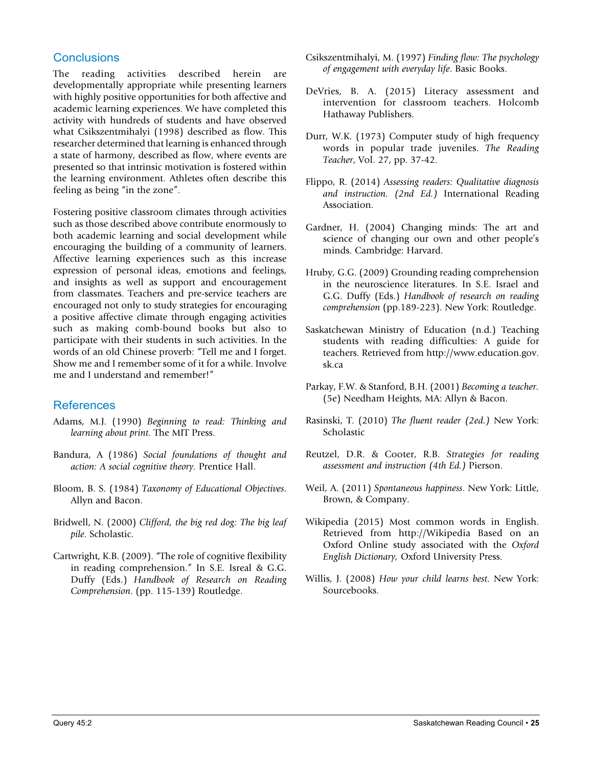## Conclusions

The reading activities described herein are developmentally appropriate while presenting learners with highly positive opportunities for both affective and academic learning experiences. We have completed this activity with hundreds of students and have observed what Csikszentmihalyi (1998) described as flow. This researcher determined that learning is enhanced through a state of harmony, described as flow, where events are presented so that intrinsic motivation is fostered within the learning environment. Athletes often describe this feeling as being "in the zone".

Fostering positive classroom climates through activities such as those described above contribute enormously to both academic learning and social development while encouraging the building of a community of learners. Affective learning experiences such as this increase expression of personal ideas, emotions and feelings, and insights as well as support and encouragement from classmates. Teachers and pre-service teachers are encouraged not only to study strategies for encouraging a positive affective climate through engaging activities such as making comb-bound books but also to participate with their students in such activities. In the words of an old Chinese proverb: "Tell me and I forget. Show me and I remember some of it for a while. Involve me and I understand and remember!"

## References

Adams, M.J. (1990) *Beginning to read: Thinking and learning about print*. The MIT Press.

Bandura, A (1986) *Social foundations of thought and action: A social cognitive theory.* Prentice Hall.

Bloom, B. S. (1984) *Taxonomy of Educational Objectives*. Allyn and Bacon.

Bridwell, N. (2000) *Clifford, the big red dog: The big leaf pile*. Scholastic.

Cartwright, K.B. (2009). "The role of cognitive flexibility in reading comprehension." In S.E. Isreal & G.G. Duffy (Eds.) *Handbook of Research on Reading Comprehension*. (pp. 115-139) Routledge.

Csikszentmihalyi, M. (1997) *Finding flow: The psychology of engagement with everyday life*. Basic Books.

DeVries, B. A. (2015) Literacy assessment and intervention for classroom teachers. Holcomb Hathaway Publishers.

Durr, W.K. (1973) Computer study of high frequency words in popular trade juveniles. *The Reading Teacher*, Vol. 27, pp. 37-42.

Flippo, R. (2014) *Assessing readers: Qualitative diagnosis and instruction. (2nd Ed.)* International Reading Association.

Gardner, H. (2004) Changing minds: The art and science of changing our own and other people's minds. Cambridge: Harvard.

Hruby, G.G. (2009) Grounding reading comprehension in the neuroscience literatures. In S.E. Israel and G.G. Duffy (Eds.) *Handbook of research on reading comprehension* (pp.189-223). New York: Routledge.

Saskatchewan Ministry of Education (n.d.) Teaching students with reading difficulties: A guide for teachers. Retrieved from http://www.education.gov.sk.ca

Parkay, F.W. & Stanford, B.H. (2001) *Becoming a teacher*. (5e) Needham Heights, MA: Allyn & Bacon.

Rasinski, T. (2010) *The fluent reader (2ed.)* New York: Scholastic

Reutzel, D.R. & Cooter, R.B. *Strategies for reading assessment and instruction (4th Ed.)* Pierson.

Weil, A. (2011) *Spontaneous happiness*. New York: Little, Brown, & Company.

Wikipedia (2015) Most common words in English. Retrieved from http://Wikipedia Based on an Oxford Online study associated with the *Oxford English Dictionary*, Oxford University Press.

Willis, J. (2008) *How your child learns best*. New York: Sourcebooks.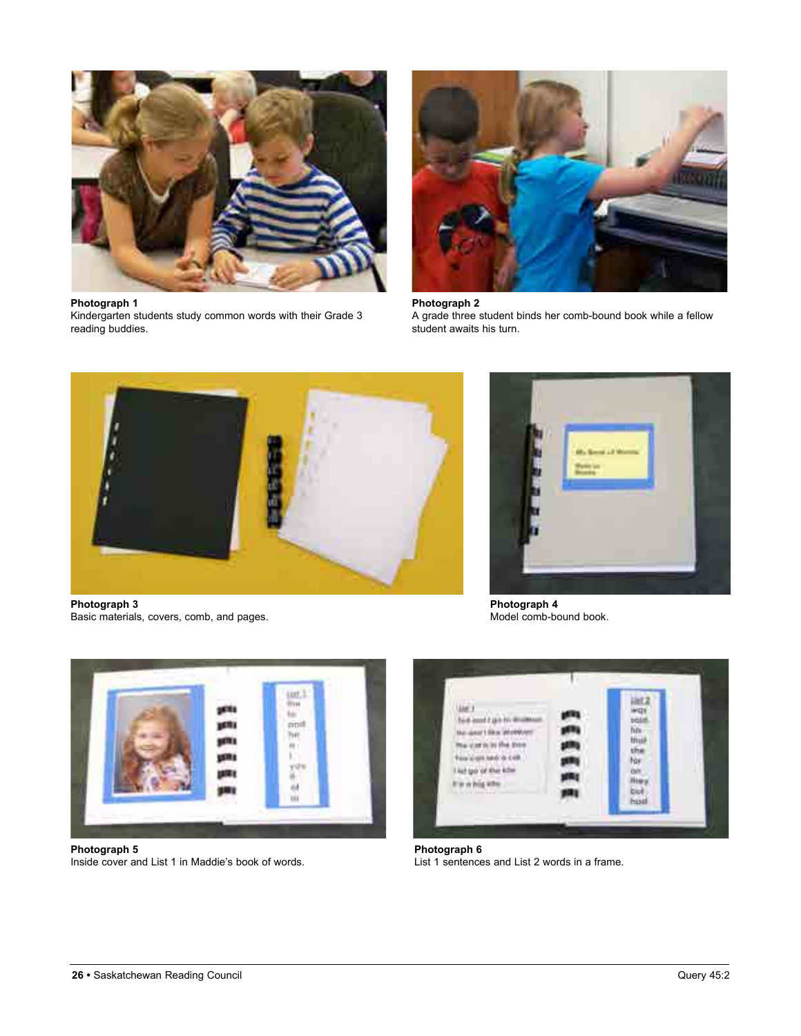**Photograph 1**
Kindergarten students study common words with their Grade 3 reading buddies.

**Photograph 2**
A grade three student binds her comb-bound book while a fellow student awaits his turn.

**Photograph 3**
Basic materials, covers, comb, and pages.

**Photograph 4**
Model comb-bound book.

**Photograph 5**
Inside cover and List 1 in Maddie's book of words.

**Photograph 6**
List 1 sentences and List 2 words in a frame.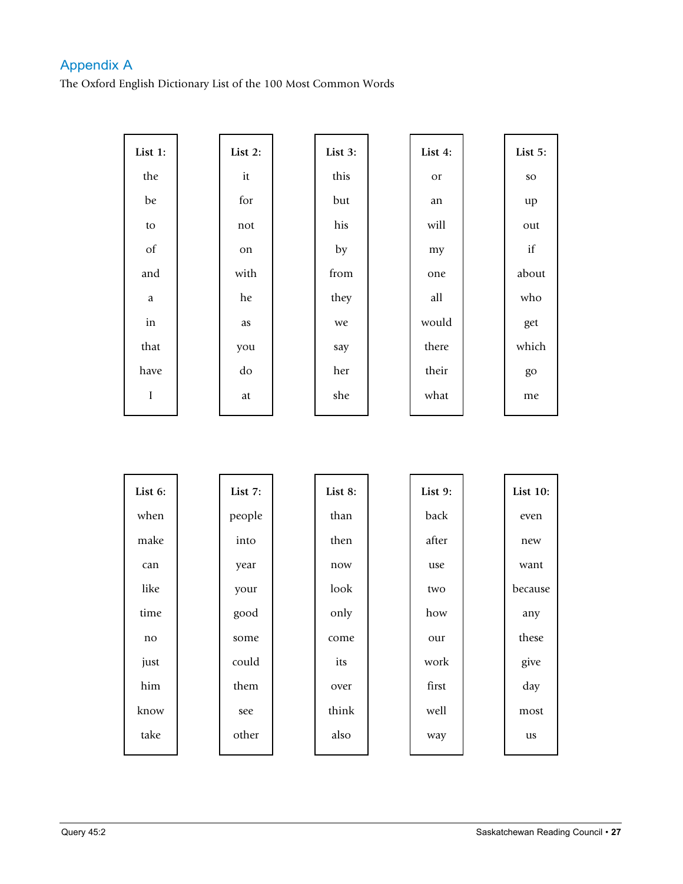## Appendix A

The Oxford English Dictionary List of the 100 Most Common Words

| List 1: | List 2: | List 3: | List 4: | List 5: |
| --- | --- | --- | --- | --- |
| the | it | this | or | so |
| be | for | but | an | up |
| to | not | his | will | out |
| of | on | by | my | if |
| and | with | from | one | about |
| a | he | they | all | who |
| in | as | we | would | get |
| that | you | say | there | which |
| have | do | her | their | go |
| I | at | she | what | me |

| List 6: | List 7: | List 8: | List 9: | List 10: |
| --- | --- | --- | --- | --- |
| when | people | than | back | even |
| make | into | then | after | new |
| can | year | now | use | want |
| like | your | look | two | because |
| time | good | only | how | any |
| no | some | come | our | these |
| just | could | its | work | give |
| him | them | over | first | day |
| know | see | think | well | most |
| take | other | also | way | us |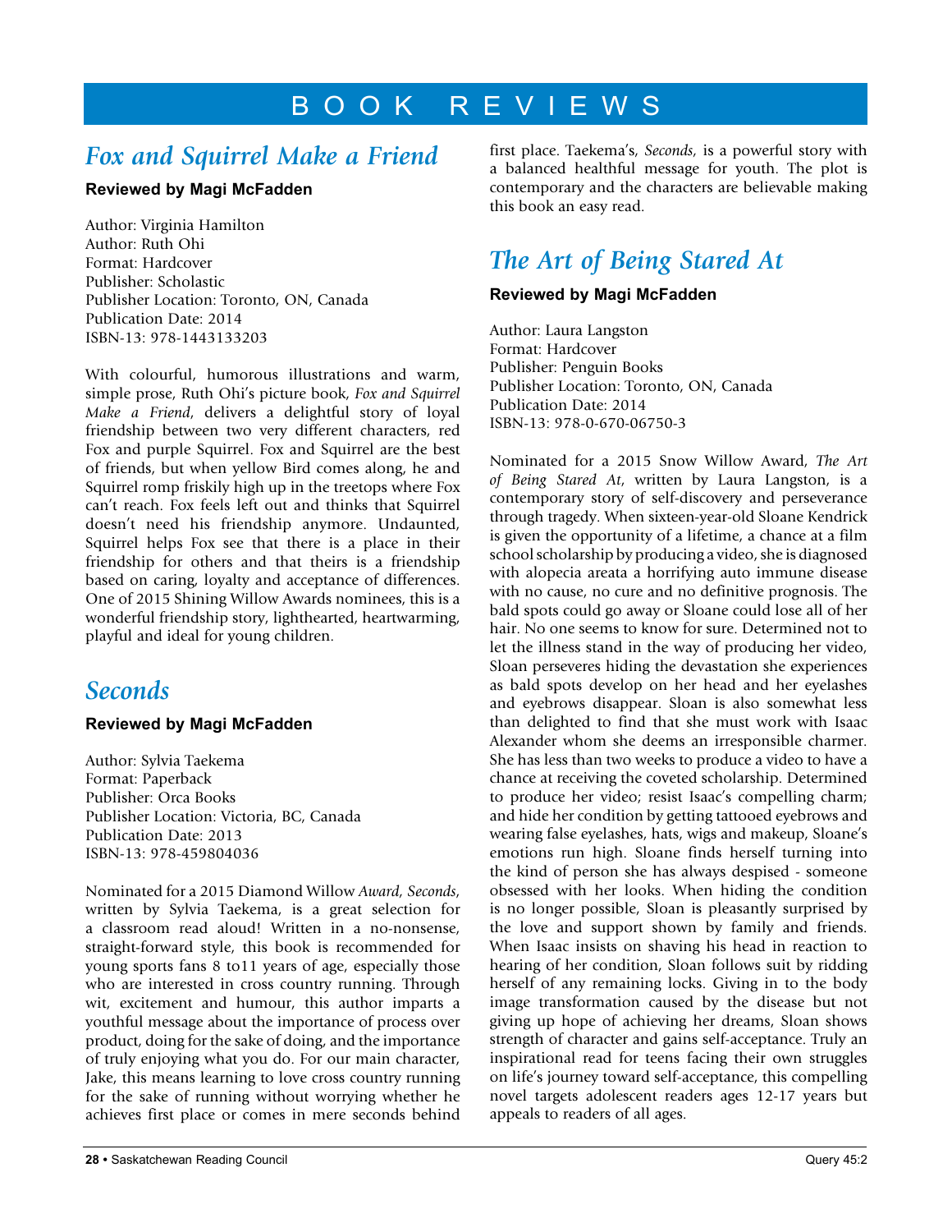# BOOK REVIEWS

## *Fox and Squirrel Make a Friend*

**Reviewed by Magi McFadden**

Author: Virginia Hamilton
Author: Ruth Ohi
Format: Hardcover
Publisher: Scholastic
Publisher Location: Toronto, ON, Canada
Publication Date: 2014
ISBN-13: 978-1443133203

With colourful, humorous illustrations and warm, simple prose, Ruth Ohi's picture book, *Fox and Squirrel Make a Friend*, delivers a delightful story of loyal friendship between two very different characters, red Fox and purple Squirrel. Fox and Squirrel are the best of friends, but when yellow Bird comes along, he and Squirrel romp friskily high up in the treetops where Fox can't reach. Fox feels left out and thinks that Squirrel doesn't need his friendship anymore. Undaunted, Squirrel helps Fox see that there is a place in their friendship for others and that theirs is a friendship based on caring, loyalty and acceptance of differences. One of 2015 Shining Willow Awards nominees, this is a wonderful friendship story, lighthearted, heartwarming, playful and ideal for young children.

## *Seconds*

**Reviewed by Magi McFadden**

Author: Sylvia Taekema
Format: Paperback
Publisher: Orca Books
Publisher Location: Victoria, BC, Canada
Publication Date: 2013
ISBN-13: 978-459804036

Nominated for a 2015 Diamond Willow *Award, Seconds*, written by Sylvia Taekema, is a great selection for a classroom read aloud! Written in a no-nonsense, straight-forward style, this book is recommended for young sports fans 8 to11 years of age, especially those who are interested in cross country running. Through wit, excitement and humour, this author imparts a youthful message about the importance of process over product, doing for the sake of doing, and the importance of truly enjoying what you do. For our main character, Jake, this means learning to love cross country running for the sake of running without worrying whether he achieves first place or comes in mere seconds behind first place. Taekema's, *Seconds*, is a powerful story with a balanced healthful message for youth. The plot is contemporary and the characters are believable making this book an easy read.

## *The Art of Being Stared At*

**Reviewed by Magi McFadden**

Author: Laura Langston
Format: Hardcover
Publisher: Penguin Books
Publisher Location: Toronto, ON, Canada
Publication Date: 2014
ISBN-13: 978-0-670-06750-3

Nominated for a 2015 Snow Willow Award, *The Art of Being Stared At*, written by Laura Langston, is a contemporary story of self-discovery and perseverance through tragedy. When sixteen-year-old Sloane Kendrick is given the opportunity of a lifetime, a chance at a film school scholarship by producing a video, she is diagnosed with alopecia areata a horrifying auto immune disease with no cause, no cure and no definitive prognosis. The bald spots could go away or Sloane could lose all of her hair. No one seems to know for sure. Determined not to let the illness stand in the way of producing her video, Sloan perseveres hiding the devastation she experiences as bald spots develop on her head and her eyelashes and eyebrows disappear. Sloan is also somewhat less than delighted to find that she must work with Isaac Alexander whom she deems an irresponsible charmer. She has less than two weeks to produce a video to have a chance at receiving the coveted scholarship. Determined to produce her video; resist Isaac's compelling charm; and hide her condition by getting tattooed eyebrows and wearing false eyelashes, hats, wigs and makeup, Sloane's emotions run high. Sloane finds herself turning into the kind of person she has always despised - someone obsessed with her looks. When hiding the condition is no longer possible, Sloan is pleasantly surprised by the love and support shown by family and friends. When Isaac insists on shaving his head in reaction to hearing of her condition, Sloan follows suit by ridding herself of any remaining locks. Giving in to the body image transformation caused by the disease but not giving up hope of achieving her dreams, Sloan shows strength of character and gains self-acceptance. Truly an inspirational read for teens facing their own struggles on life's journey toward self-acceptance, this compelling novel targets adolescent readers ages 12-17 years but appeals to readers of all ages.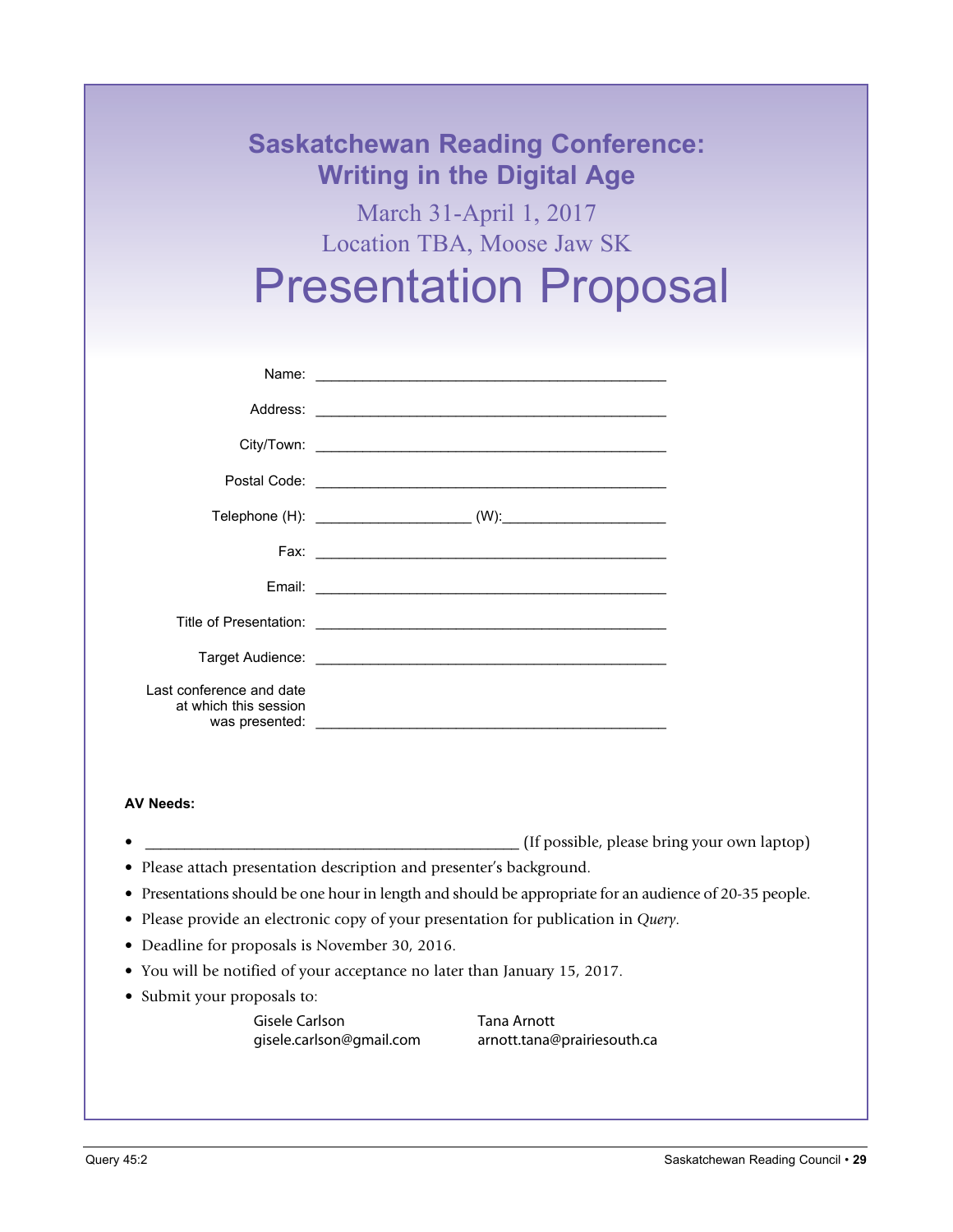# Saskatchewan Reading Conference: Writing in the Digital Age

March 31-April 1, 2017

Location TBA, Moose Jaw SK

# Presentation Proposal

Name: ____________________________________________

Address: ____________________________________________

City/Town: ____________________________________________

Postal Code: ____________________________________________

Telephone (H): ____________________ (W):____________________

Fax: ____________________________________________

Email: ____________________________________________

Title of Presentation: ____________________________________________

Target Audience: ____________________________________________

Last conference and date at which this session was presented: ____________________________________________

**AV Needs:**

- ________________________________________________ (If possible, please bring your own laptop)
- Please attach presentation description and presenter's background.
- Presentations should be one hour in length and should be appropriate for an audience of 20-35 people.
- Please provide an electronic copy of your presentation for publication in *Query*.
- Deadline for proposals is November 30, 2016.
- You will be notified of your acceptance no later than January 15, 2017.
- Submit your proposals to:

Gisele Carlson
gisele.carlson@gmail.com

Tana Arnott
arnott.tana@prairiesouth.ca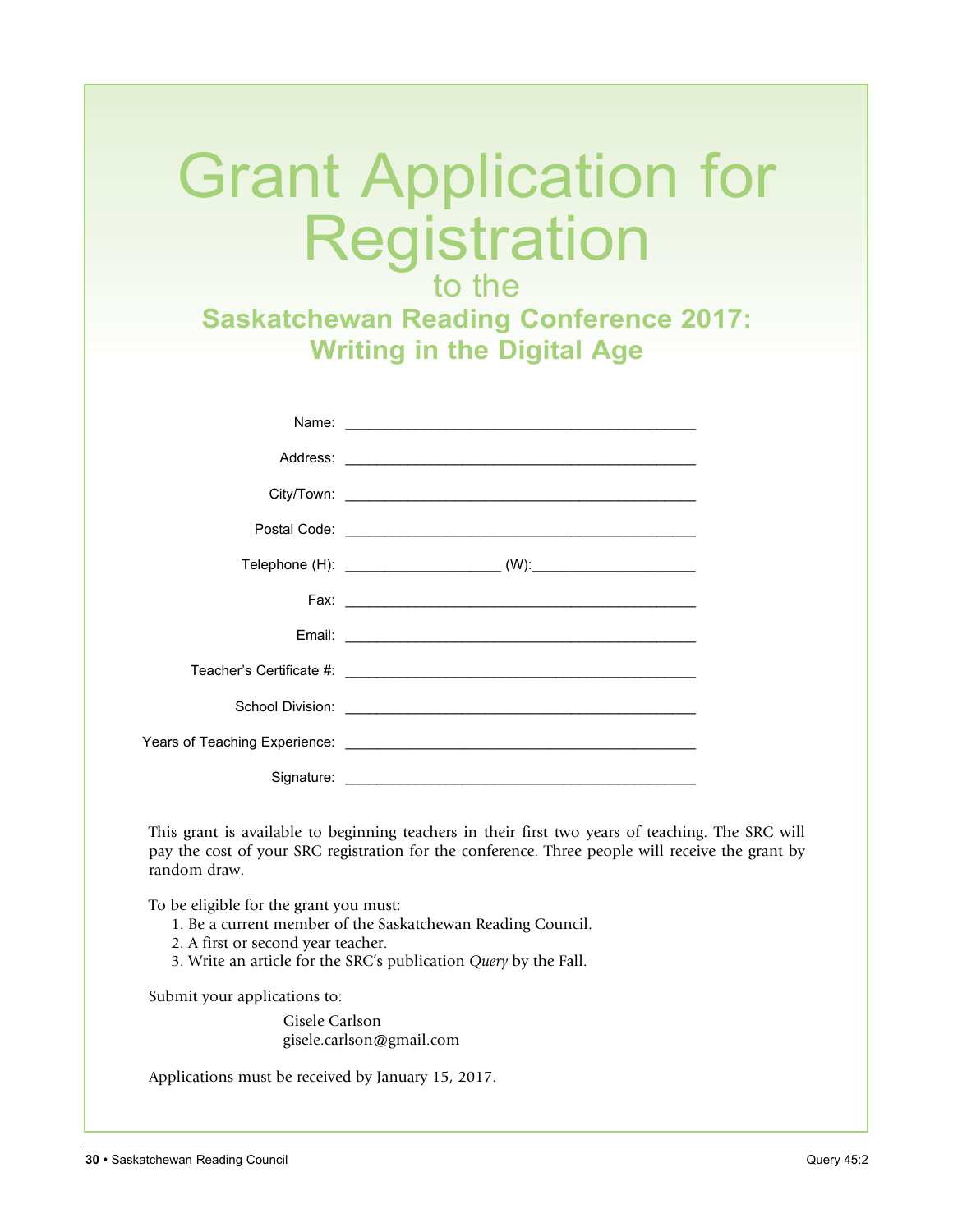# Grant Application for Registration

## to the

## Saskatchewan Reading Conference 2017: Writing in the Digital Age

Name: ____________________________________________

Address: ____________________________________________

City/Town: ____________________________________________

Postal Code: ____________________________________________

Telephone (H): ___________________ (W):____________________

Fax: ____________________________________________

Email: ____________________________________________

Teacher's Certificate #: ____________________________________________

School Division: ____________________________________________

Years of Teaching Experience: ____________________________________________

Signature: ____________________________________________

This grant is available to beginning teachers in their first two years of teaching. The SRC will pay the cost of your SRC registration for the conference. Three people will receive the grant by random draw.

To be eligible for the grant you must:

1. Be a current member of the Saskatchewan Reading Council.
2. A first or second year teacher.
3. Write an article for the SRC's publication *Query* by the Fall.

Submit your applications to:

Gisele Carlson
gisele.carlson@gmail.com

Applications must be received by January 15, 2017.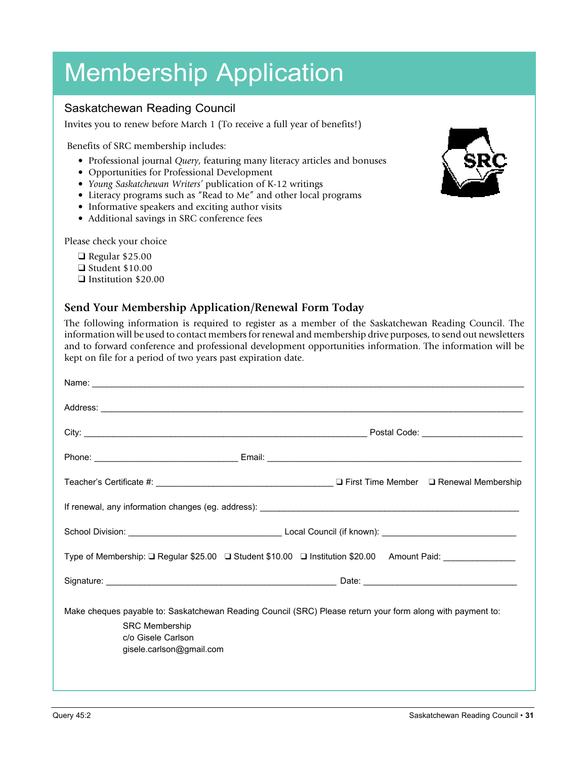# Membership Application

## Saskatchewan Reading Council

Invites you to renew before March 1 (To receive a full year of benefits!)

Benefits of SRC membership includes:

- Professional journal *Query*, featuring many literacy articles and bonuses
- Opportunities for Professional Development
- *Young Saskatchewan Writers'* publication of K-12 writings
- Literacy programs such as "Read to Me" and other local programs
- Informative speakers and exciting author visits
- Additional savings in SRC conference fees

Please check your choice

❑ Regular $25.00
❑ Student $10.00
❑ Institution $20.00

### Send Your Membership Application/Renewal Form Today

The following information is required to register as a member of the Saskatchewan Reading Council. The information will be used to contact members for renewal and membership drive purposes, to send out newsletters and to forward conference and professional development opportunities information. The information will be kept on file for a period of two years past expiration date.

Name: ______________________________________________

Address: ______________________________________________

City: ______________________________ Postal Code: ____________

Phone: ________________ Email: ______________________________

Teacher's Certificate #: ____________________ ❑ First Time Member ❑ Renewal Membership

If renewal, any information changes (eg. address): ______________________________

School Division: ________________ Local Council (if known): ________________

Type of Membership: ❑ Regular $25.00 ❑ Student $10.00 ❑ Institution $20.00 Amount Paid: ________

Signature: __________________________ Date: ________________

Make cheques payable to: Saskatchewan Reading Council (SRC) Please return your form along with payment to:

SRC Membership
c/o Gisele Carlson
gisele.carlson@gmail.com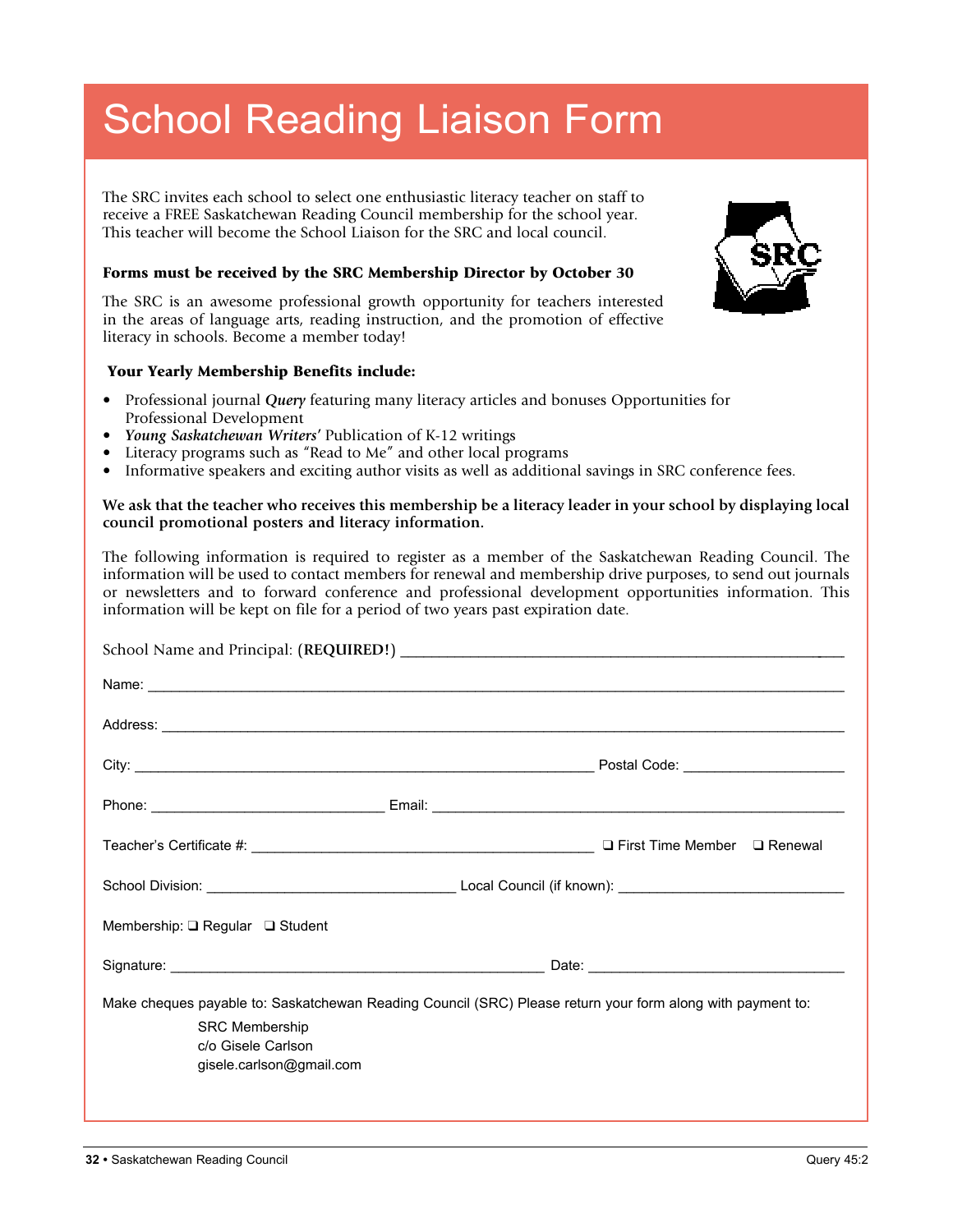# School Reading Liaison Form

The SRC invites each school to select one enthusiastic literacy teacher on staff to receive a FREE Saskatchewan Reading Council membership for the school year. This teacher will become the School Liaison for the SRC and local council.

**Forms must be received by the SRC Membership Director by October 30**

The SRC is an awesome professional growth opportunity for teachers interested in the areas of language arts, reading instruction, and the promotion of effective literacy in schools. Become a member today!

**Your Yearly Membership Benefits include:**

- Professional journal ***Query*** featuring many literacy articles and bonuses Opportunities for Professional Development
- ***Young Saskatchewan Writers'*** Publication of K-12 writings
- Literacy programs such as "Read to Me" and other local programs
- Informative speakers and exciting author visits as well as additional savings in SRC conference fees.

**We ask that the teacher who receives this membership be a literacy leader in your school by displaying local council promotional posters and literacy information.**

The following information is required to register as a member of the Saskatchewan Reading Council. The information will be used to contact members for renewal and membership drive purposes, to send out journals or newsletters and to forward conference and professional development opportunities information. This information will be kept on file for a period of two years past expiration date.

School Name and Principal: (**REQUIRED!**) ______________________________

Name: ______________________________

Address: ______________________________

City: ______________________________ Postal Code: ____________

Phone: ____________________ Email: ______________________________

Teacher's Certificate #: ______________________________ ❑ First Time Member ❑ Renewal

School Division: ____________________ Local Council (if known): ____________________

Membership: ❑ Regular ❑ Student

Signature: ______________________________ Date: ____________________

Make cheques payable to: Saskatchewan Reading Council (SRC) Please return your form along with payment to:

SRC Membership
c/o Gisele Carlson
gisele.carlson@gmail.com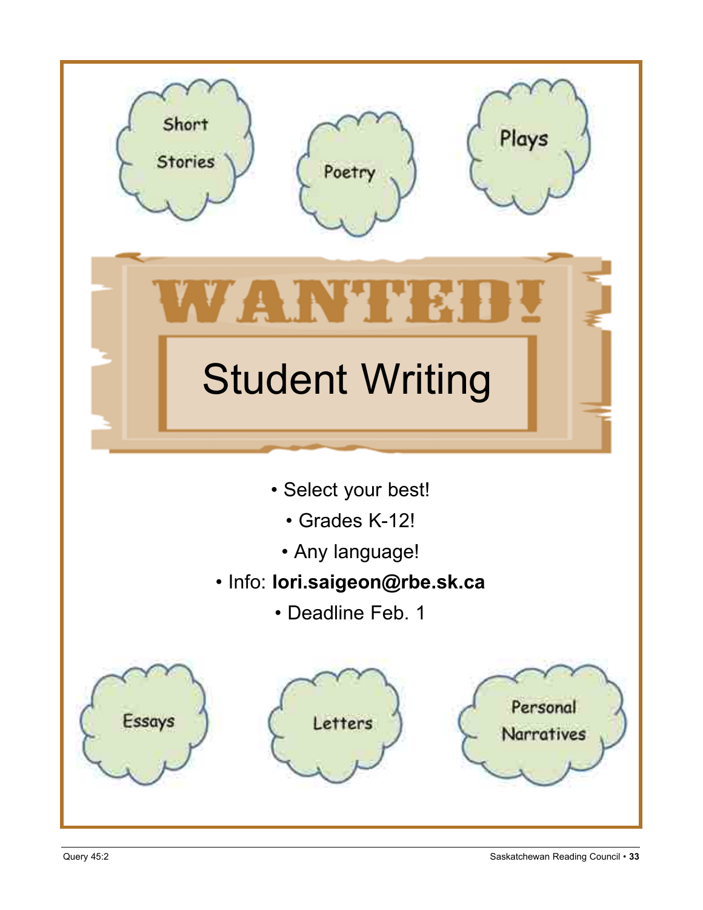Short Stories

Poetry

Plays

# WANTED!

## Student Writing

- Select your best!
- Grades K-12!
- Any language!
- Info: **lori.saigeon@rbe.sk.ca**
- Deadline Feb. 1

Essays

Letters

Personal Narratives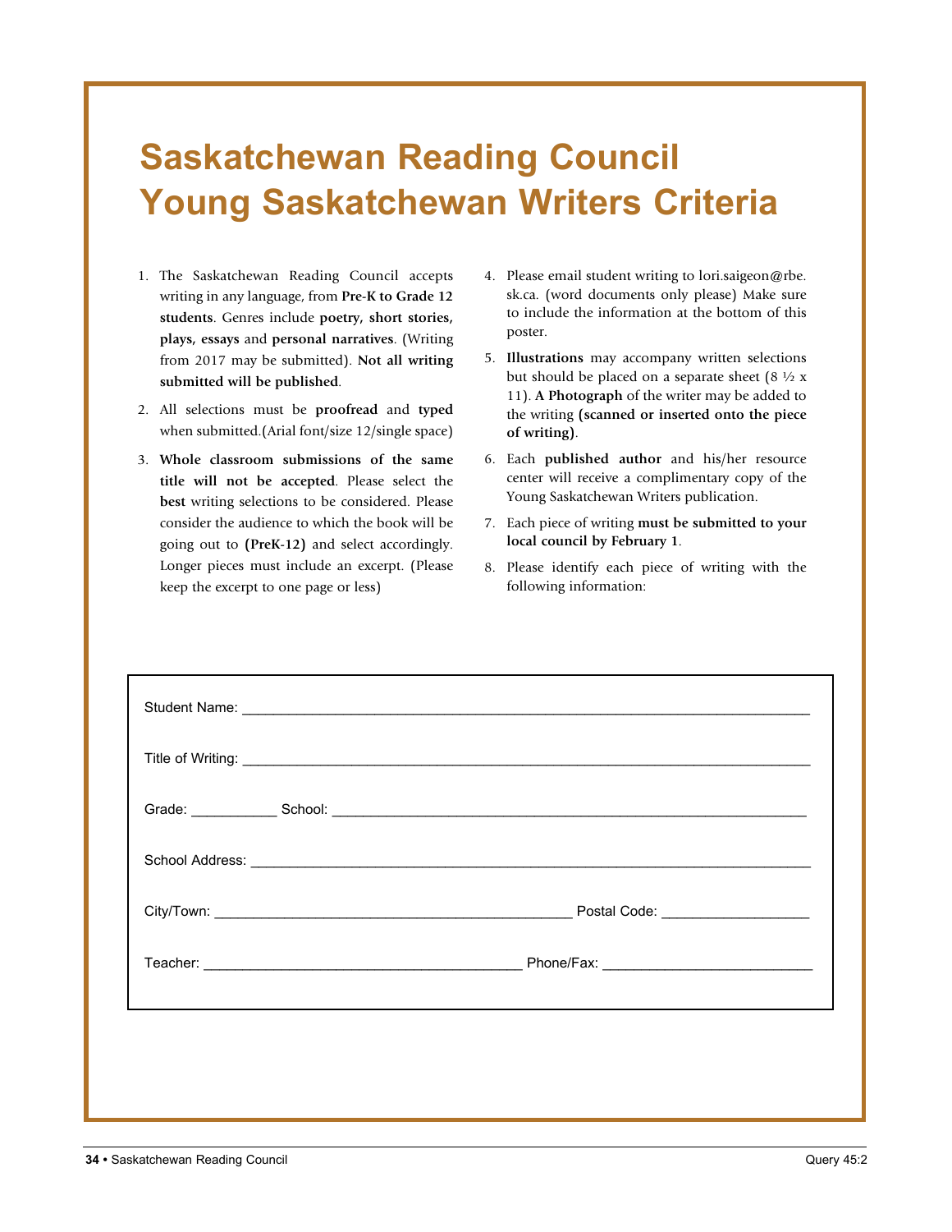# Saskatchewan Reading Council Young Saskatchewan Writers Criteria

1. The Saskatchewan Reading Council accepts writing in any language, from **Pre-K to Grade 12 students**. Genres include **poetry, short stories, plays, essays** and **personal narratives**. (Writing from 2017 may be submitted). **Not all writing submitted will be published**.
2. All selections must be **proofread** and **typed** when submitted.(Arial font/size 12/single space)
3. **Whole classroom submissions of the same title will not be accepted**. Please select the **best** writing selections to be considered. Please consider the audience to which the book will be going out to **(PreK-12)** and select accordingly. Longer pieces must include an excerpt. (Please keep the excerpt to one page or less)
4. Please email student writing to lori.saigeon@rbe.sk.ca. (word documents only please) Make sure to include the information at the bottom of this poster.
5. **Illustrations** may accompany written selections but should be placed on a separate sheet (8 ½ x 11). **A Photograph** of the writer may be added to the writing **(scanned or inserted onto the piece of writing)**.
6. Each **published author** and his/her resource center will receive a complimentary copy of the Young Saskatchewan Writers publication.
7. Each piece of writing **must be submitted to your local council by February 1**.
8. Please identify each piece of writing with the following information:

Student Name: ____________________________________________

Title of Writing: ____________________________________________

Grade: ___________ School: ____________________________________

School Address: ____________________________________________

City/Town: ______________________________ Postal Code: ______________

Teacher: ____________________________ Phone/Fax: __________________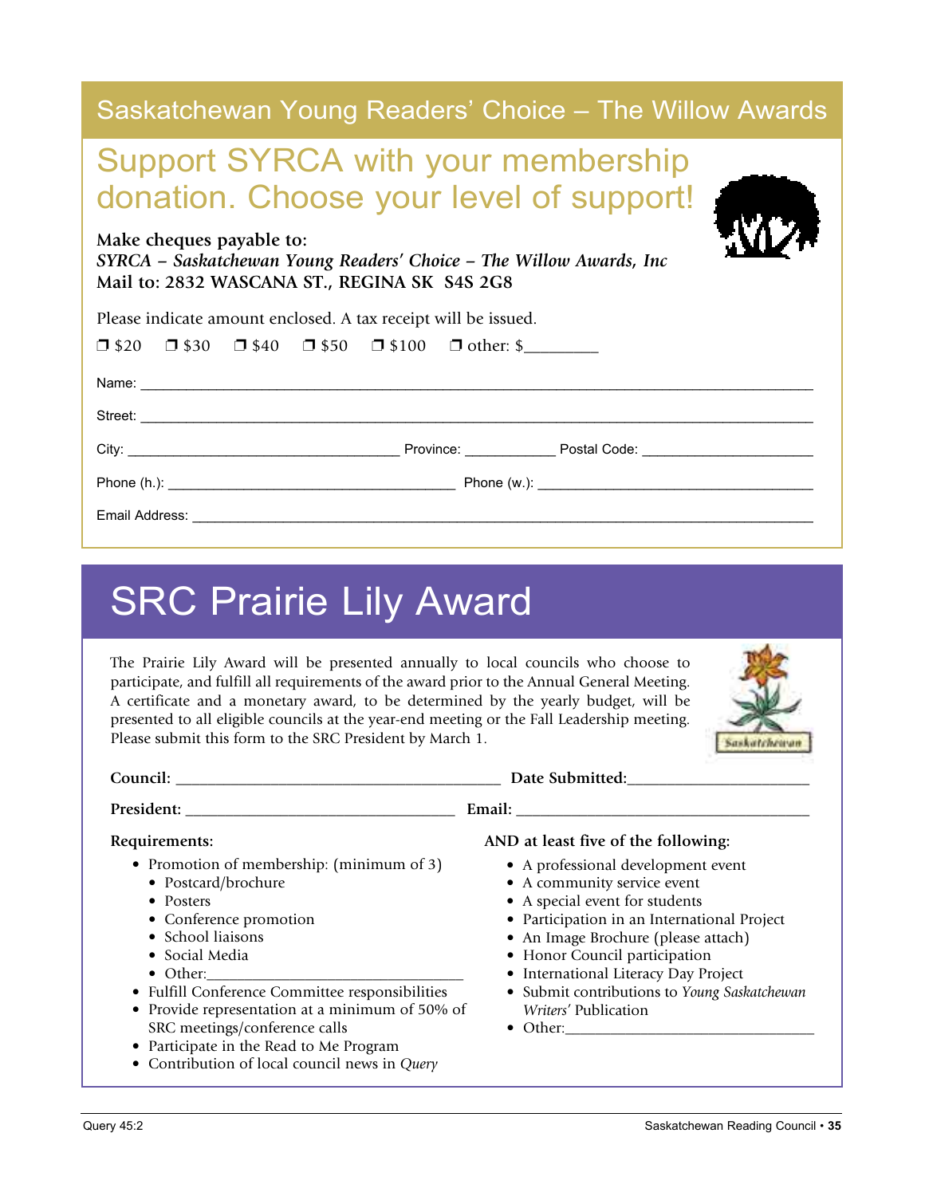# Saskatchewan Young Readers' Choice – The Willow Awards

## Support SYRCA with your membership donation. Choose your level of support!

**Make cheques payable to:**
***SYRCA – Saskatchewan Young Readers' Choice – The Willow Awards, Inc***
**Mail to: 2832 WASCANA ST., REGINA SK S4S 2G8**

Please indicate amount enclosed. A tax receipt will be issued.

❒ $20 ❒ $30 ❒ $40 ❒ $50 ❒ $100 ❒ other: $_________

Name: ____________________________________________________________________________

Street: ____________________________________________________________________________

City: ________________________________ Province: ___________ Postal Code: ____________________

Phone (h.): ___________________________________ Phone (w.): ___________________________________

Email Address: ______________________________________________________________________

# SRC Prairie Lily Award

The Prairie Lily Award will be presented annually to local councils who choose to participate, and fulfill all requirements of the award prior to the Annual General Meeting. A certificate and a monetary award, to be determined by the yearly budget, will be presented to all eligible councils at the year-end meeting or the Fall Leadership meeting. Please submit this form to the SRC President by March 1.

**Council:** ______________________________________ **Date Submitted:**______________________

**President:** _________________________________ **Email:** ____________________________________

**Requirements:**

- Promotion of membership: (minimum of 3)
  - Postcard/brochure
  - Posters
  - Conference promotion
  - School liaisons
  - Social Media
  - Other:________________________________
- Fulfill Conference Committee responsibilities
- Provide representation at a minimum of 50% of SRC meetings/conference calls
- Participate in the Read to Me Program
- Contribution of local council news in *Query*

**AND at least five of the following:**

- A professional development event
- A community service event
- A special event for students
- Participation in an International Project
- An Image Brochure (please attach)
- Honor Council participation
- International Literacy Day Project
- Submit contributions to *Young Saskatchewan Writers'* Publication
- Other:_______________________________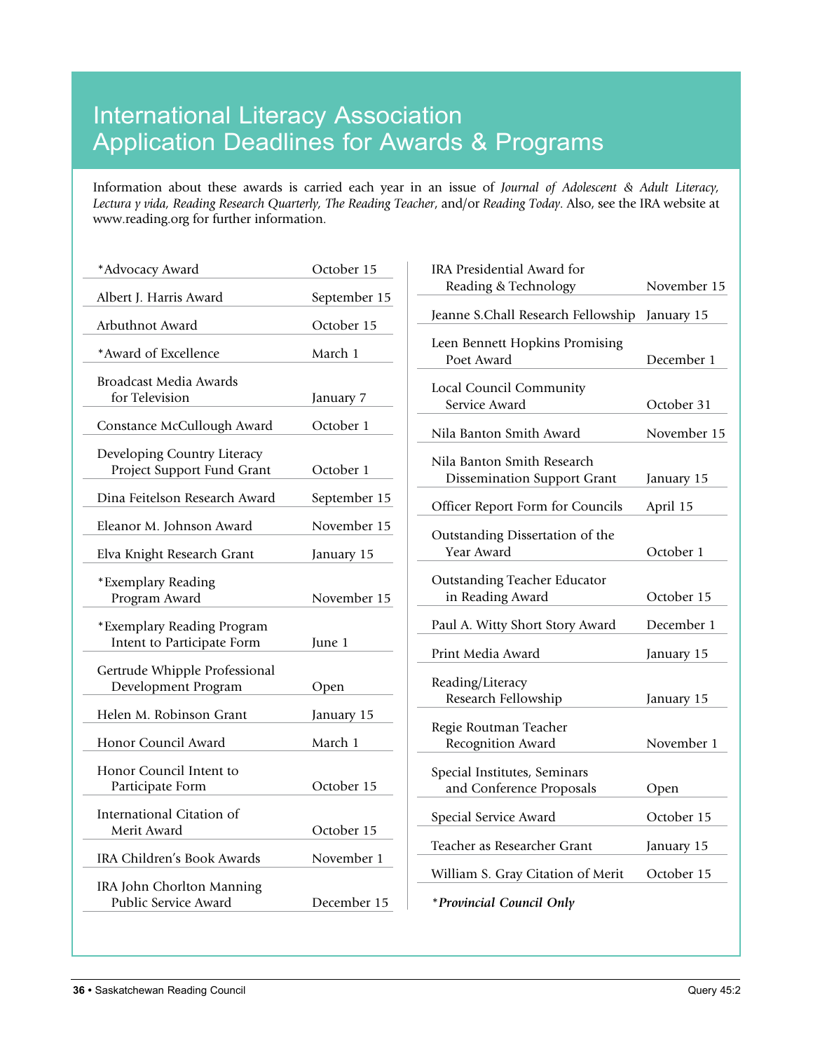# International Literacy Association Application Deadlines for Awards & Programs

Information about these awards is carried each year in an issue of *Journal of Adolescent & Adult Literacy*, *Lectura y vida*, *Reading Research Quarterly*, *The Reading Teacher*, and/or *Reading Today*. Also, see the IRA website at www.reading.org for further information.

| Award/Program | Deadline |
|---|---|
| *Advocacy Award | October 15 |
| Albert J. Harris Award | September 15 |
| Arbuthnot Award | October 15 |
| *Award of Excellence | March 1 |
| Broadcast Media Awards for Television | January 7 |
| Constance McCullough Award | October 1 |
| Developing Country Literacy Project Support Fund Grant | October 1 |
| Dina Feitelson Research Award | September 15 |
| Eleanor M. Johnson Award | November 15 |
| Elva Knight Research Grant | January 15 |
| *Exemplary Reading Program Award | November 15 |
| *Exemplary Reading Program Intent to Participate Form | June 1 |
| Gertrude Whipple Professional Development Program | Open |
| Helen M. Robinson Grant | January 15 |
| Honor Council Award | March 1 |
| Honor Council Intent to Participate Form | October 15 |
| International Citation of Merit Award | October 15 |
| IRA Children's Book Awards | November 1 |
| IRA John Chorlton Manning Public Service Award | December 15 |
| IRA Presidential Award for Reading & Technology | November 15 |
| Jeanne S.Chall Research Fellowship | January 15 |
| Leen Bennett Hopkins Promising Poet Award | December 1 |
| Local Council Community Service Award | October 31 |
| Nila Banton Smith Award | November 15 |
| Nila Banton Smith Research Dissemination Support Grant | January 15 |
| Officer Report Form for Councils | April 15 |
| Outstanding Dissertation of the Year Award | October 1 |
| Outstanding Teacher Educator in Reading Award | October 15 |
| Paul A. Witty Short Story Award | December 1 |
| Print Media Award | January 15 |
| Reading/Literacy Research Fellowship | January 15 |
| Regie Routman Teacher Recognition Award | November 1 |
| Special Institutes, Seminars and Conference Proposals | Open |
| Special Service Award | October 15 |
| Teacher as Researcher Grant | January 15 |
| William S. Gray Citation of Merit | October 15 |

**Provincial Council Only* (marked with *)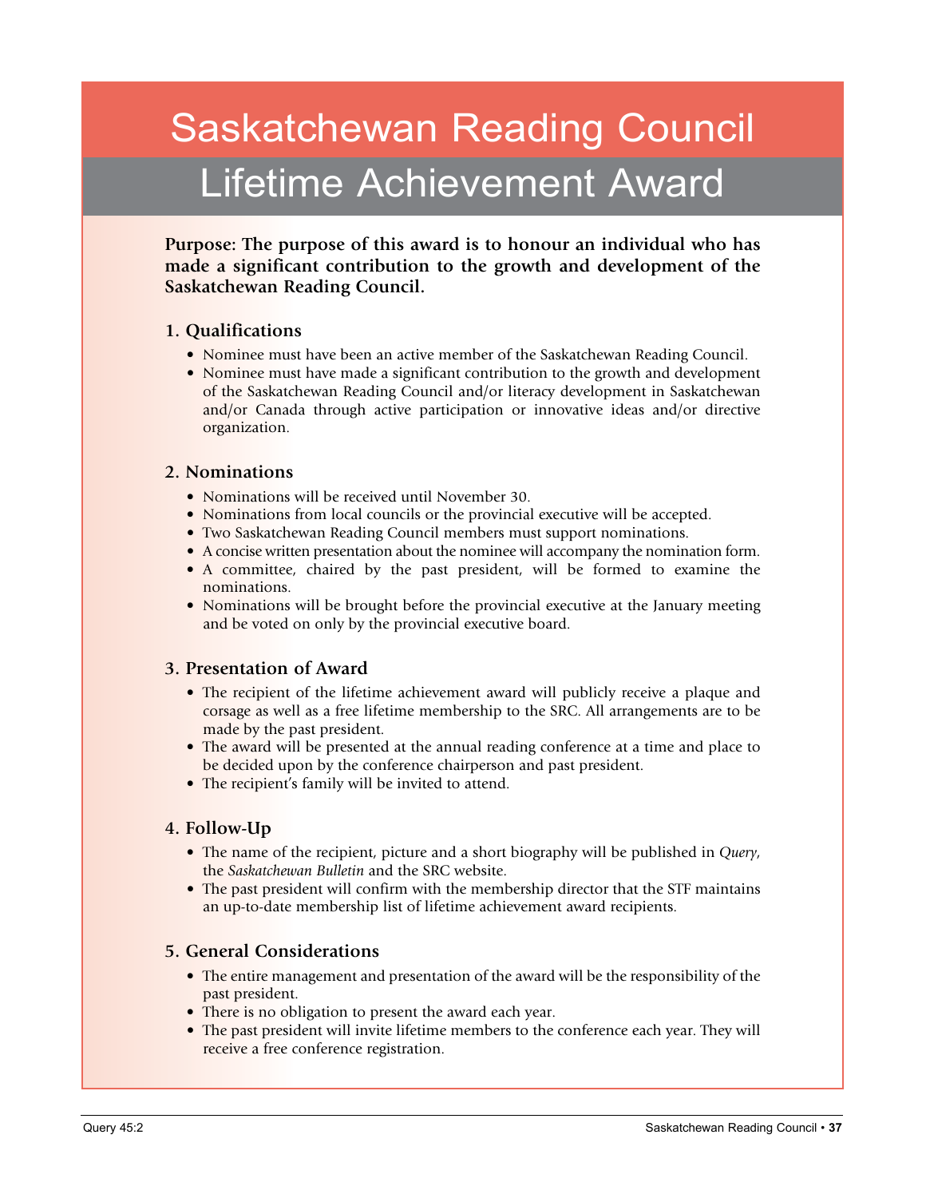# Saskatchewan Reading Council

## Lifetime Achievement Award

**Purpose: The purpose of this award is to honour an individual who has made a significant contribution to the growth and development of the Saskatchewan Reading Council.**

### 1. Qualifications

- Nominee must have been an active member of the Saskatchewan Reading Council.
- Nominee must have made a significant contribution to the growth and development of the Saskatchewan Reading Council and/or literacy development in Saskatchewan and/or Canada through active participation or innovative ideas and/or directive organization.

### 2. Nominations

- Nominations will be received until November 30.
- Nominations from local councils or the provincial executive will be accepted.
- Two Saskatchewan Reading Council members must support nominations.
- A concise written presentation about the nominee will accompany the nomination form.
- A committee, chaired by the past president, will be formed to examine the nominations.
- Nominations will be brought before the provincial executive at the January meeting and be voted on only by the provincial executive board.

### 3. Presentation of Award

- The recipient of the lifetime achievement award will publicly receive a plaque and corsage as well as a free lifetime membership to the SRC. All arrangements are to be made by the past president.
- The award will be presented at the annual reading conference at a time and place to be decided upon by the conference chairperson and past president.
- The recipient's family will be invited to attend.

### 4. Follow-Up

- The name of the recipient, picture and a short biography will be published in *Query*, the *Saskatchewan Bulletin* and the SRC website.
- The past president will confirm with the membership director that the STF maintains an up-to-date membership list of lifetime achievement award recipients.

### 5. General Considerations

- The entire management and presentation of the award will be the responsibility of the past president.
- There is no obligation to present the award each year.
- The past president will invite lifetime members to the conference each year. They will receive a free conference registration.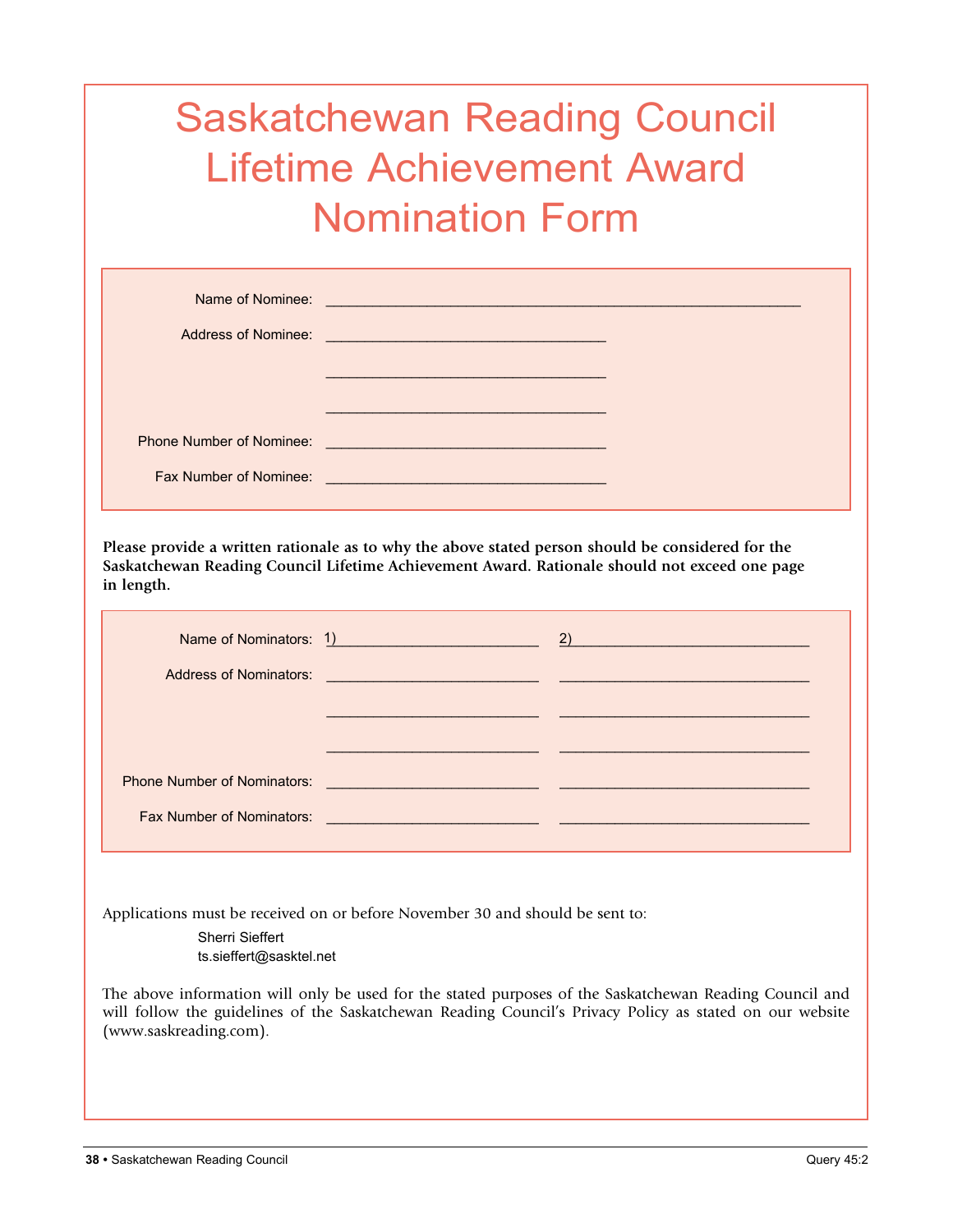# Saskatchewan Reading Council Lifetime Achievement Award Nomination Form

Name of Nominee: ____________________________________________

Address of Nominee: ______________________________

______________________________

______________________________

Phone Number of Nominee: ______________________________

Fax Number of Nominee: ______________________________

**Please provide a written rationale as to why the above stated person should be considered for the Saskatchewan Reading Council Lifetime Achievement Award. Rationale should not exceed one page in length.**

Name of Nominators: 1)______________________ 2)__________________________

Address of Nominators: ______________________ __________________________

______________________ __________________________

______________________ __________________________

Phone Number of Nominators: ______________________ __________________________

Fax Number of Nominators: ______________________ __________________________

Applications must be received on or before November 30 and should be sent to:

Sherri Sieffert
ts.sieffert@sasktel.net

The above information will only be used for the stated purposes of the Saskatchewan Reading Council and will follow the guidelines of the Saskatchewan Reading Council's Privacy Policy as stated on our website (www.saskreading.com).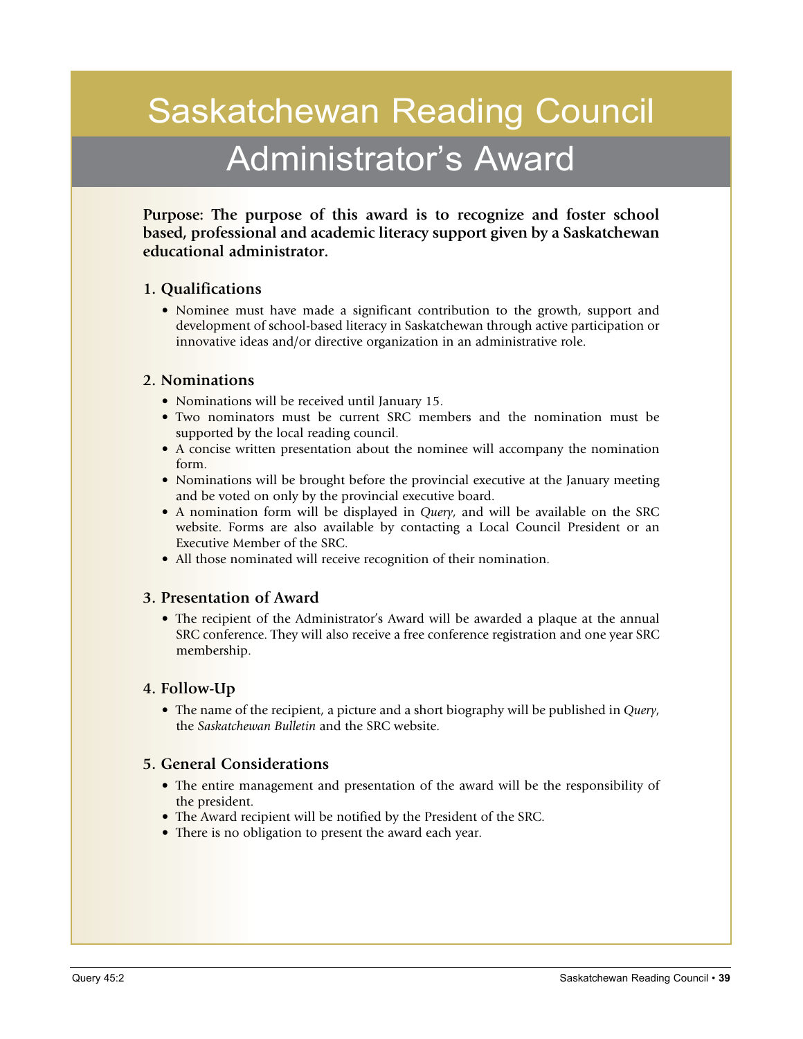# Saskatchewan Reading Council

## Administrator's Award

**Purpose: The purpose of this award is to recognize and foster school based, professional and academic literacy support given by a Saskatchewan educational administrator.**

### 1. Qualifications

- Nominee must have made a significant contribution to the growth, support and development of school-based literacy in Saskatchewan through active participation or innovative ideas and/or directive organization in an administrative role.

### 2. Nominations

- Nominations will be received until January 15.
- Two nominators must be current SRC members and the nomination must be supported by the local reading council.
- A concise written presentation about the nominee will accompany the nomination form.
- Nominations will be brought before the provincial executive at the January meeting and be voted on only by the provincial executive board.
- A nomination form will be displayed in *Query*, and will be available on the SRC website. Forms are also available by contacting a Local Council President or an Executive Member of the SRC.
- All those nominated will receive recognition of their nomination.

### 3. Presentation of Award

- The recipient of the Administrator's Award will be awarded a plaque at the annual SRC conference. They will also receive a free conference registration and one year SRC membership.

### 4. Follow-Up

- The name of the recipient, a picture and a short biography will be published in *Query*, the *Saskatchewan Bulletin* and the SRC website.

### 5. General Considerations

- The entire management and presentation of the award will be the responsibility of the president.
- The Award recipient will be notified by the President of the SRC.
- There is no obligation to present the award each year.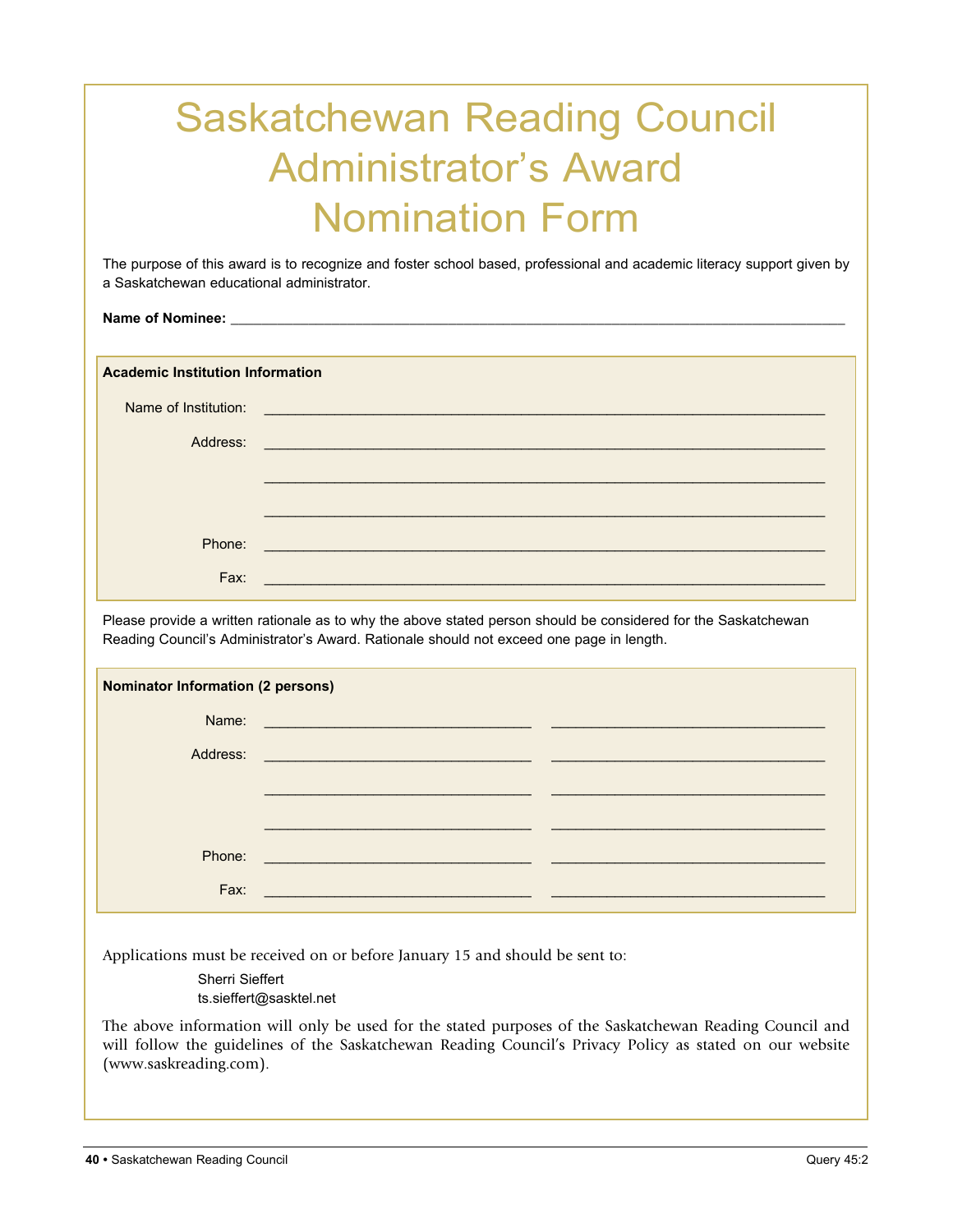# Saskatchewan Reading Council Administrator's Award Nomination Form

The purpose of this award is to recognize and foster school based, professional and academic literacy support given by a Saskatchewan educational administrator.

**Name of Nominee:** ______________________________________________

**Academic Institution Information**

Name of Institution: ______________________________________________

Address: ______________________________________________

______________________________________________

______________________________________________

Phone: ______________________________________________

Fax: ______________________________________________

Please provide a written rationale as to why the above stated person should be considered for the Saskatchewan Reading Council's Administrator's Award. Rationale should not exceed one page in length.

**Nominator Information (2 persons)**

| | | |
|---|---|---|
| Name: | ______________________ | ______________________ |
| Address: | ______________________ | ______________________ |
| | ______________________ | ______________________ |
| | ______________________ | ______________________ |
| Phone: | ______________________ | ______________________ |
| Fax: | ______________________ | ______________________ |

Applications must be received on or before January 15 and should be sent to:

Sherri Sieffert
ts.sieffert@sasktel.net

The above information will only be used for the stated purposes of the Saskatchewan Reading Council and will follow the guidelines of the Saskatchewan Reading Council's Privacy Policy as stated on our website (www.saskreading.com).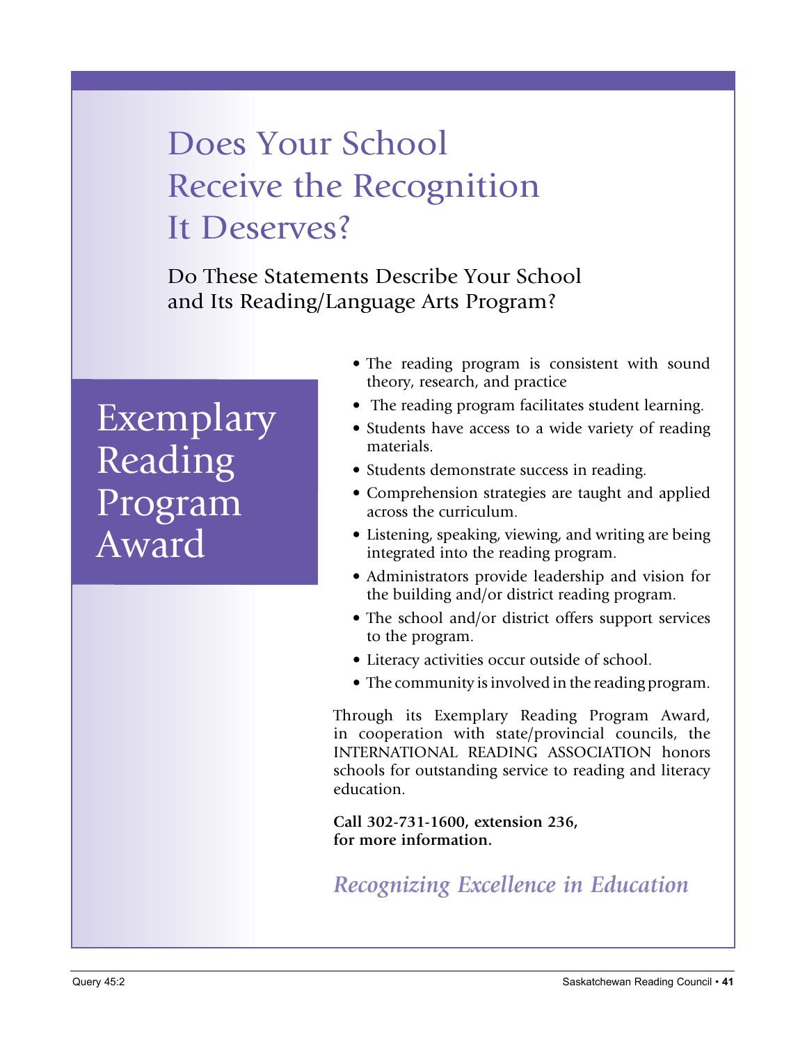# Does Your School Receive the Recognition It Deserves?

## Do These Statements Describe Your School and Its Reading/Language Arts Program?

## Exemplary Reading Program Award

- The reading program is consistent with sound theory, research, and practice
- The reading program facilitates student learning.
- Students have access to a wide variety of reading materials.
- Students demonstrate success in reading.
- Comprehension strategies are taught and applied across the curriculum.
- Listening, speaking, viewing, and writing are being integrated into the reading program.
- Administrators provide leadership and vision for the building and/or district reading program.
- The school and/or district offers support services to the program.
- Literacy activities occur outside of school.
- The community is involved in the reading program.

Through its Exemplary Reading Program Award, in cooperation with state/provincial councils, the INTERNATIONAL READING ASSOCIATION honors schools for outstanding service to reading and literacy education.

**Call 302-731-1600, extension 236, for more information.**

*Recognizing Excellence in Education*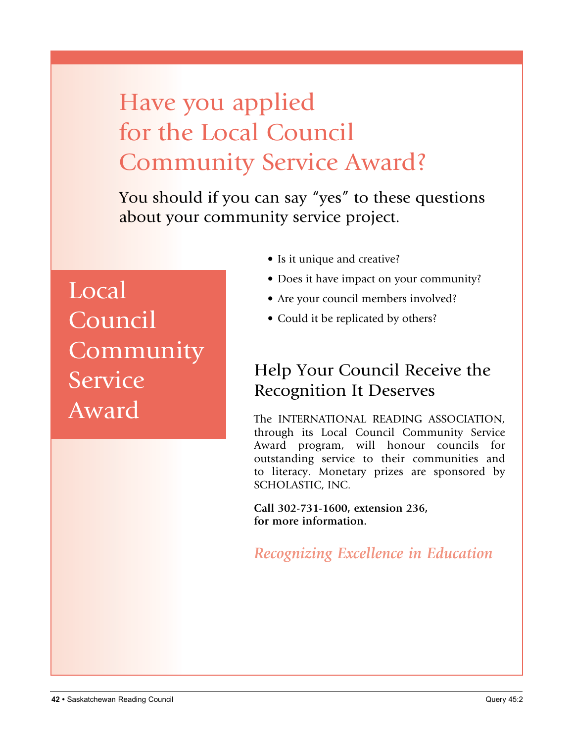# Have you applied for the Local Council Community Service Award?

You should if you can say "yes" to these questions about your community service project.

## Local Council Community Service Award

- Is it unique and creative?
- Does it have impact on your community?
- Are your council members involved?
- Could it be replicated by others?

### Help Your Council Receive the Recognition It Deserves

The INTERNATIONAL READING ASSOCIATION, through its Local Council Community Service Award program, will honour councils for outstanding service to their communities and to literacy. Monetary prizes are sponsored by SCHOLASTIC, INC.

**Call 302-731-1600, extension 236, for more information.**

*Recognizing Excellence in Education*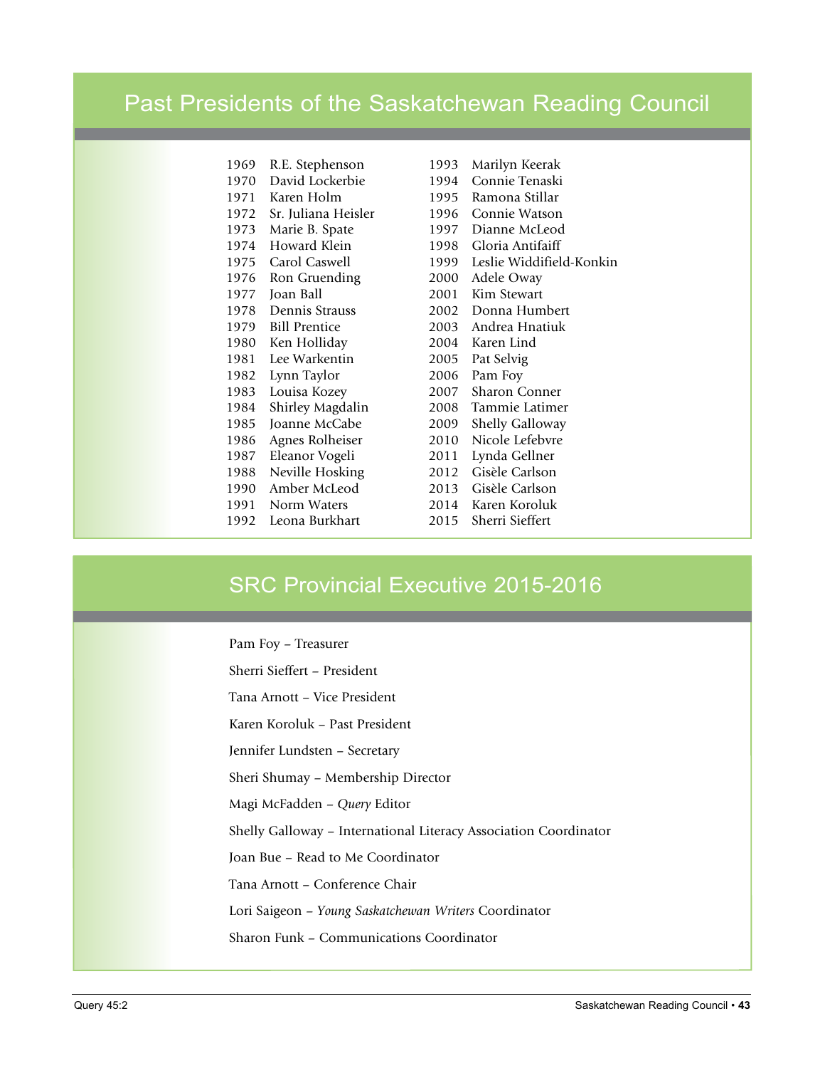# Past Presidents of the Saskatchewan Reading Council

1969 R.E. Stephenson
1970 David Lockerbie
1971 Karen Holm
1972 Sr. Juliana Heisler
1973 Marie B. Spate
1974 Howard Klein
1975 Carol Caswell
1976 Ron Gruending
1977 Joan Ball
1978 Dennis Strauss
1979 Bill Prentice
1980 Ken Holliday
1981 Lee Warkentin
1982 Lynn Taylor
1983 Louisa Kozey
1984 Shirley Magdalin
1985 Joanne McCabe
1986 Agnes Rolheiser
1987 Eleanor Vogeli
1988 Neville Hosking
1990 Amber McLeod
1991 Norm Waters
1992 Leona Burkhart
1993 Marilyn Keerak
1994 Connie Tenaski
1995 Ramona Stillar
1996 Connie Watson
1997 Dianne McLeod
1998 Gloria Antifaiff
1999 Leslie Widdifield-Konkin
2000 Adele Oway
2001 Kim Stewart
2002 Donna Humbert
2003 Andrea Hnatiuk
2004 Karen Lind
2005 Pat Selvig
2006 Pam Foy
2007 Sharon Conner
2008 Tammie Latimer
2009 Shelly Galloway
2010 Nicole Lefebvre
2011 Lynda Gellner
2012 Gisèle Carlson
2013 Gisèle Carlson
2014 Karen Koroluk
2015 Sherri Sieffert

# SRC Provincial Executive 2015-2016

Pam Foy – Treasurer

Sherri Sieffert – President

Tana Arnott – Vice President

Karen Koroluk – Past President

Jennifer Lundsten – Secretary

Sheri Shumay – Membership Director

Magi McFadden – *Query* Editor

Shelly Galloway – International Literacy Association Coordinator

Joan Bue – Read to Me Coordinator

Tana Arnott – Conference Chair

Lori Saigeon – *Young Saskatchewan Writers* Coordinator

Sharon Funk – Communications Coordinator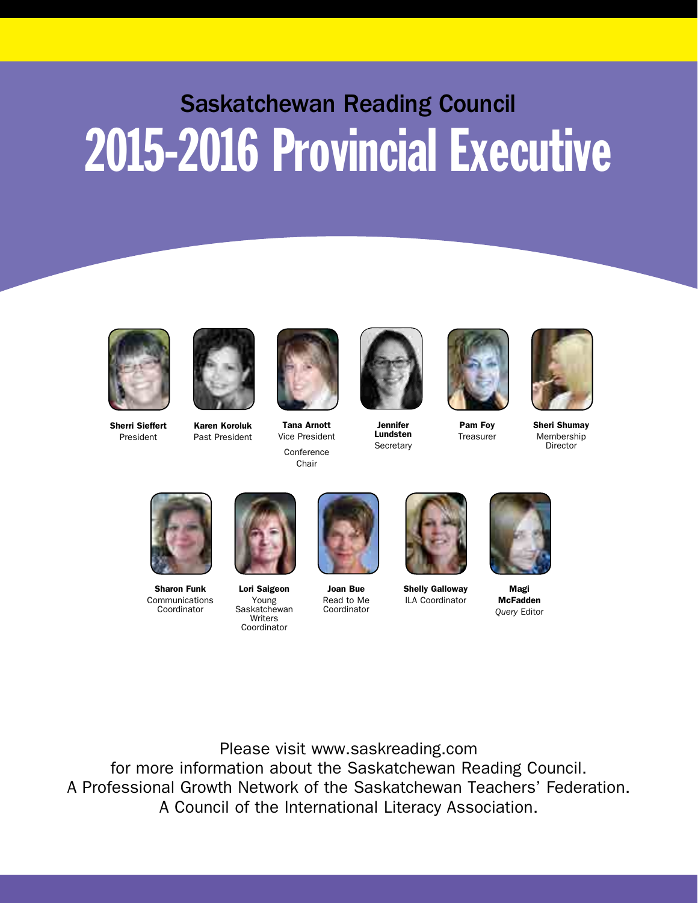## Saskatchewan Reading Council

# 2015-2016 Provincial Executive

**Sherri Sieffert**
President

**Karen Koroluk**
Past President

**Tana Arnott**
Vice President
Conference Chair

**Jennifer Lundsten**
Secretary

**Pam Foy**
Treasurer

**Sheri Shumay**
Membership Director

**Sharon Funk**
Communications Coordinator

**Lori Saigeon**
Young Saskatchewan Writers Coordinator

**Joan Bue**
Read to Me Coordinator

**Shelly Galloway**
ILA Coordinator

**Magi McFadden**
*Query* Editor

Please visit www.saskreading.com
for more information about the Saskatchewan Reading Council.
A Professional Growth Network of the Saskatchewan Teachers' Federation.
A Council of the International Literacy Association.